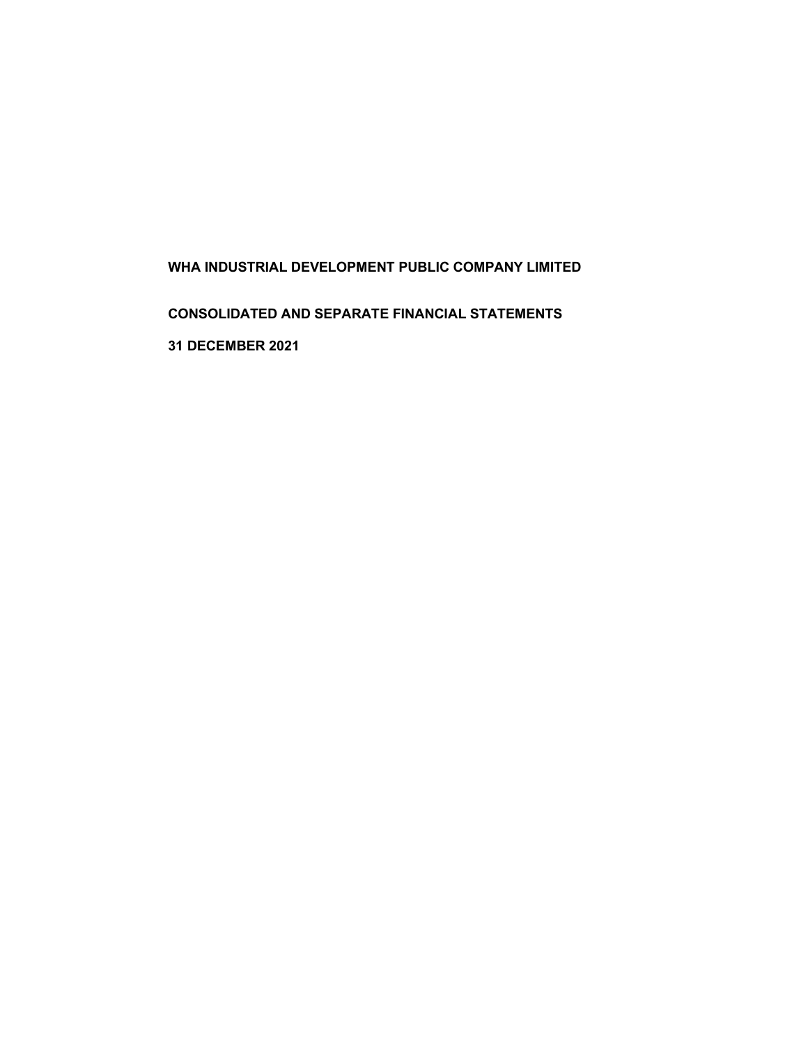**WHA INDUSTRIAL DEVELOPMENT PUBLIC COMPANY LIMITED**

**CONSOLIDATED AND SEPARATE FINANCIAL STATEMENTS**

**31 DECEMBER 2021**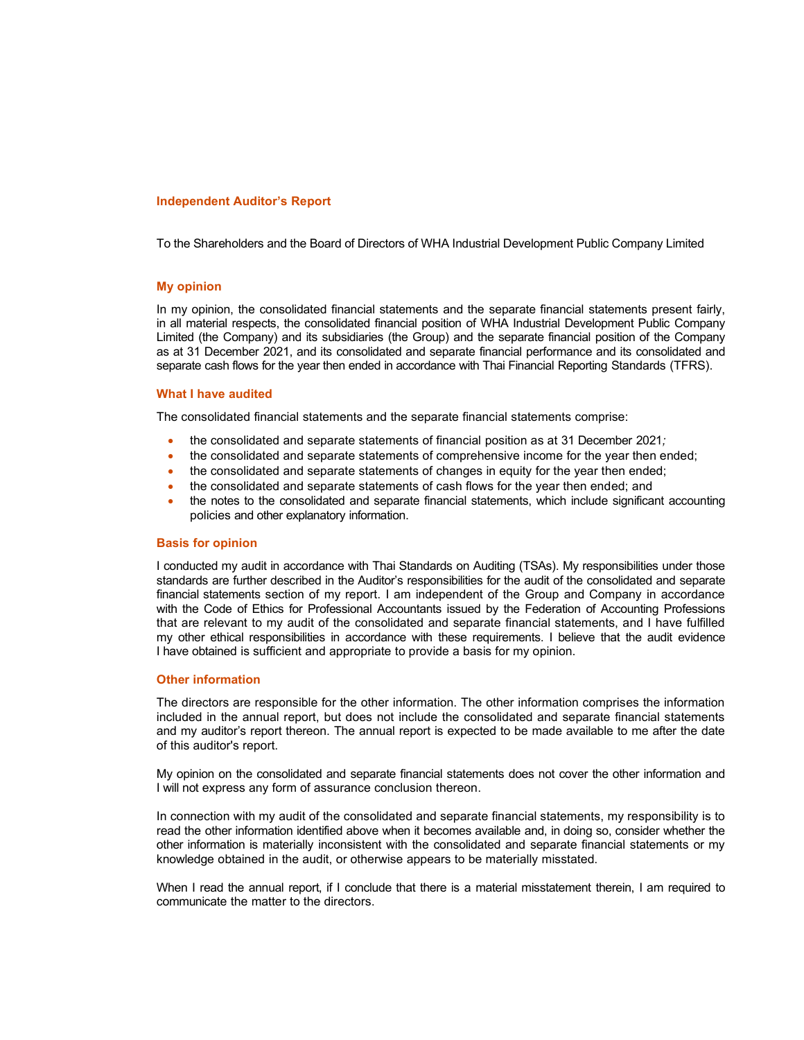## Independent Auditor's Report

To the Shareholders and the Board of Directors of WHA Industrial Development Public Company Limited

### My opinion

In my opinion, the consolidated financial statements and the separate financial statements present fairly, in all material respects, the consolidated financial position of WHA Industrial Development Public Company Limited (the Company) and its subsidiaries (the Group) and the separate financial position of the Company as at 31 December 2021, and its consolidated and separate financial performance and its consolidated and separate cash flows for the year then ended in accordance with Thai Financial Reporting Standards (TFRS).

### What I have audited

The consolidated financial statements and the separate financial statements comprise:

- the consolidated and separate statements of financial position as at 31 December 2021;
- the consolidated and separate statements of comprehensive income for the year then ended;
- the consolidated and separate statements of changes in equity for the year then ended;
- the consolidated and separate statements of cash flows for the year then ended; and
- the notes to the consolidated and separate financial statements, which include significant accounting policies and other explanatory information.

### Basis for opinion

I conducted my audit in accordance with Thai Standards on Auditing (TSAs). My responsibilities under those standards are further described in the Auditor's responsibilities for the audit of the consolidated and separate financial statements section of my report. I am independent of the Group and Company in accordance with the Code of Ethics for Professional Accountants issued by the Federation of Accounting Professions that are relevant to my audit of the consolidated and separate financial statements, and I have fulfilled my other ethical responsibilities in accordance with these requirements. I believe that the audit evidence I have obtained is sufficient and appropriate to provide a basis for my opinion.

### Other information

The directors are responsible for the other information. The other information comprises the information included in the annual report, but does not include the consolidated and separate financial statements and my auditor's report thereon. The annual report is expected to be made available to me after the date of this auditor's report.

My opinion on the consolidated and separate financial statements does not cover the other information and I will not express any form of assurance conclusion thereon.

In connection with my audit of the consolidated and separate financial statements, my responsibility is to read the other information identified above when it becomes available and, in doing so, consider whether the other information is materially inconsistent with the consolidated and separate financial statements or my knowledge obtained in the audit, or otherwise appears to be materially misstated.

When I read the annual report, if I conclude that there is a material misstatement therein, I am required to communicate the matter to the directors.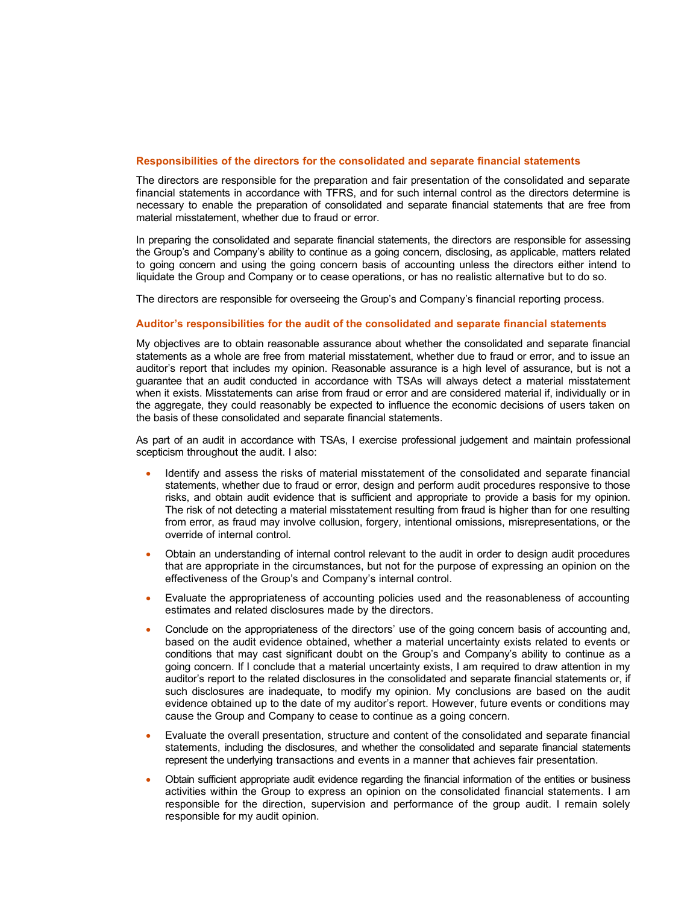### Responsibilities of the directors for the consolidated and separate financial statements

The directors are responsible for the preparation and fair presentation of the consolidated and separate financial statements in accordance with TFRS, and for such internal control as the directors determine is necessary to enable the preparation of consolidated and separate financial statements that are free from material misstatement, whether due to fraud or error.

In preparing the consolidated and separate financial statements, the directors are responsible for assessing the Group's and Company's ability to continue as a going concern, disclosing, as applicable, matters related to going concern and using the going concern basis of accounting unless the directors either intend to liquidate the Group and Company or to cease operations, or has no realistic alternative but to do so.

The directors are responsible for overseeing the Group's and Company's financial reporting process.

### Auditor's responsibilities for the audit of the consolidated and separate financial statements

My objectives are to obtain reasonable assurance about whether the consolidated and separate financial statements as a whole are free from material misstatement, whether due to fraud or error, and to issue an auditor's report that includes my opinion. Reasonable assurance is a high level of assurance, but is not a guarantee that an audit conducted in accordance with TSAs will always detect a material misstatement when it exists. Misstatements can arise from fraud or error and are considered material if, individually or in the aggregate, they could reasonably be expected to influence the economic decisions of users taken on the basis of these consolidated and separate financial statements.

As part of an audit in accordance with TSAs, I exercise professional judgement and maintain professional scepticism throughout the audit. I also:

- Identify and assess the risks of material misstatement of the consolidated and separate financial statements, whether due to fraud or error, design and perform audit procedures responsive to those risks, and obtain audit evidence that is sufficient and appropriate to provide a basis for my opinion. The risk of not detecting a material misstatement resulting from fraud is higher than for one resulting from error, as fraud may involve collusion, forgery, intentional omissions, misrepresentations, or the override of internal control.
- Obtain an understanding of internal control relevant to the audit in order to design audit procedures that are appropriate in the circumstances, but not for the purpose of expressing an opinion on the effectiveness of the Group's and Company's internal control.
- Evaluate the appropriateness of accounting policies used and the reasonableness of accounting estimates and related disclosures made by the directors.
- Conclude on the appropriateness of the directors' use of the going concern basis of accounting and, based on the audit evidence obtained, whether a material uncertainty exists related to events or conditions that may cast significant doubt on the Group's and Company's ability to continue as a going concern. If I conclude that a material uncertainty exists, I am required to draw attention in my auditor's report to the related disclosures in the consolidated and separate financial statements or, if such disclosures are inadequate, to modify my opinion. My conclusions are based on the audit evidence obtained up to the date of my auditor's report. However, future events or conditions may cause the Group and Company to cease to continue as a going concern.
- Evaluate the overall presentation, structure and content of the consolidated and separate financial statements, including the disclosures, and whether the consolidated and separate financial statements represent the underlying transactions and events in a manner that achieves fair presentation.
- Obtain sufficient appropriate audit evidence regarding the financial information of the entities or business activities within the Group to express an opinion on the consolidated financial statements. I am responsible for the direction, supervision and performance of the group audit. I remain solely responsible for my audit opinion.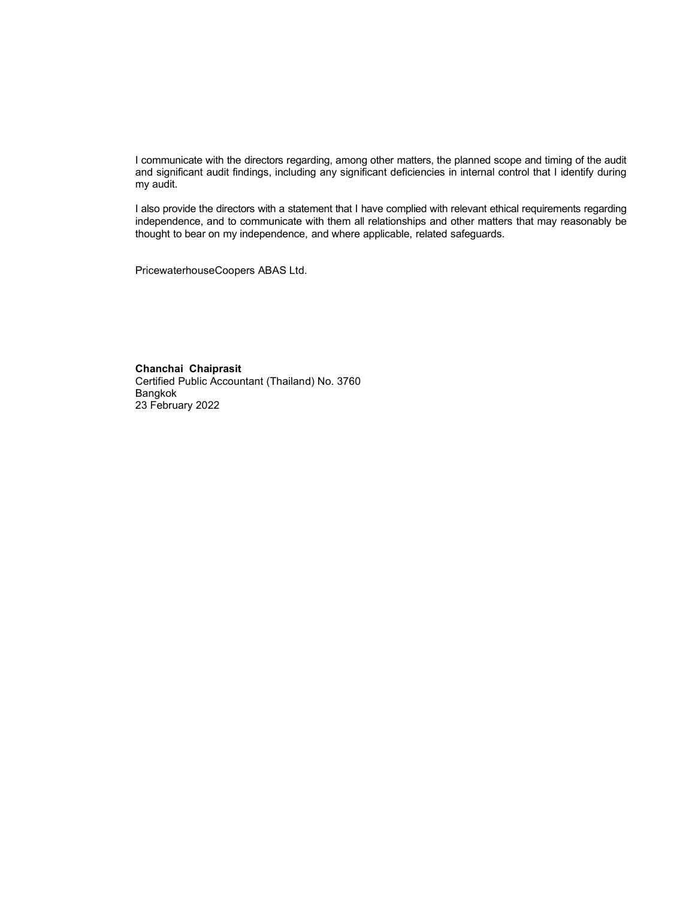I communicate with the directors regarding, among other matters, the planned scope and timing of the audit and significant audit findings, including any significant deficiencies in internal control that I identify during my audit.

I also provide the directors with a statement that I have complied with relevant ethical requirements regarding independence, and to communicate with them all relationships and other matters that may reasonably be thought to bear on my independence, and where applicable, related safeguards.

PricewaterhouseCoopers ABAS Ltd.

**Chanchai Chaiprasit**
Certified Public Accountant (Thailand) No. 3760
Bangkok
23 February 2022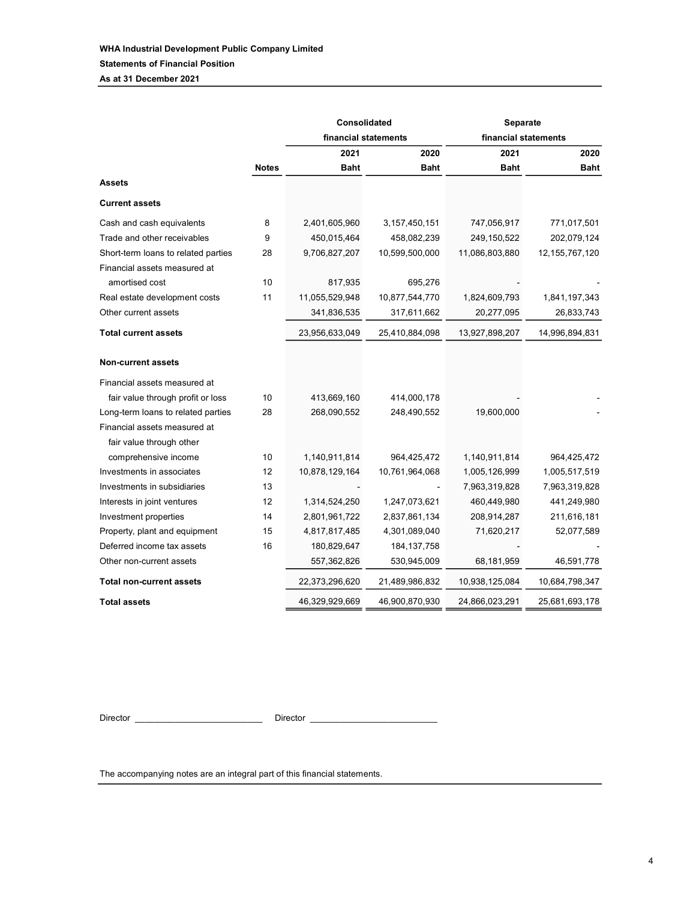**WHA Industrial Development Public Company Limited**

**Statements of Financial Position**

**As at 31 December 2021**

| | | Consolidated financial statements | | Separate financial statements | |
|---|---|---|---|---|---|
| | | 2021 | 2020 | 2021 | 2020 |
| | Notes | Baht | Baht | Baht | Baht |
| **Assets** | | | | | |
| **Current assets** | | | | | |
| Cash and cash equivalents | 8 | 2,401,605,960 | 3,157,450,151 | 747,056,917 | 771,017,501 |
| Trade and other receivables | 9 | 450,015,464 | 458,082,239 | 249,150,522 | 202,079,124 |
| Short-term loans to related parties | 28 | 9,706,827,207 | 10,599,500,000 | 11,086,803,880 | 12,155,767,120 |
| Financial assets measured at amortised cost | 10 | 817,935 | 695,276 | - | - |
| Real estate development costs | 11 | 11,055,529,948 | 10,877,544,770 | 1,824,609,793 | 1,841,197,343 |
| Other current assets | | 341,836,535 | 317,611,662 | 20,277,095 | 26,833,743 |
| **Total current assets** | | 23,956,633,049 | 25,410,884,098 | 13,927,898,207 | 14,996,894,831 |
| **Non-current assets** | | | | | |
| Financial assets measured at fair value through profit or loss | 10 | 413,669,160 | 414,000,178 | - | - |
| Long-term loans to related parties | 28 | 268,090,552 | 248,490,552 | 19,600,000 | - |
| Financial assets measured at fair value through other comprehensive income | 10 | 1,140,911,814 | 964,425,472 | 1,140,911,814 | 964,425,472 |
| Investments in associates | 12 | 10,878,129,164 | 10,761,964,068 | 1,005,126,999 | 1,005,517,519 |
| Investments in subsidiaries | 13 | - | - | 7,963,319,828 | 7,963,319,828 |
| Interests in joint ventures | 12 | 1,314,524,250 | 1,247,073,621 | 460,449,980 | 441,249,980 |
| Investment properties | 14 | 2,801,961,722 | 2,837,861,134 | 208,914,287 | 211,616,181 |
| Property, plant and equipment | 15 | 4,817,817,485 | 4,301,089,040 | 71,620,217 | 52,077,589 |
| Deferred income tax assets | 16 | 180,829,647 | 184,137,758 | - | - |
| Other non-current assets | | 557,362,826 | 530,945,009 | 68,181,959 | 46,591,778 |
| **Total non-current assets** | | 22,373,296,620 | 21,489,986,832 | 10,938,125,084 | 10,684,798,347 |
| **Total assets** | | 46,329,929,669 | 46,900,870,930 | 24,866,023,291 | 25,681,693,178 |

Director _________________________ Director _________________________

The accompanying notes are an integral part of this financial statements.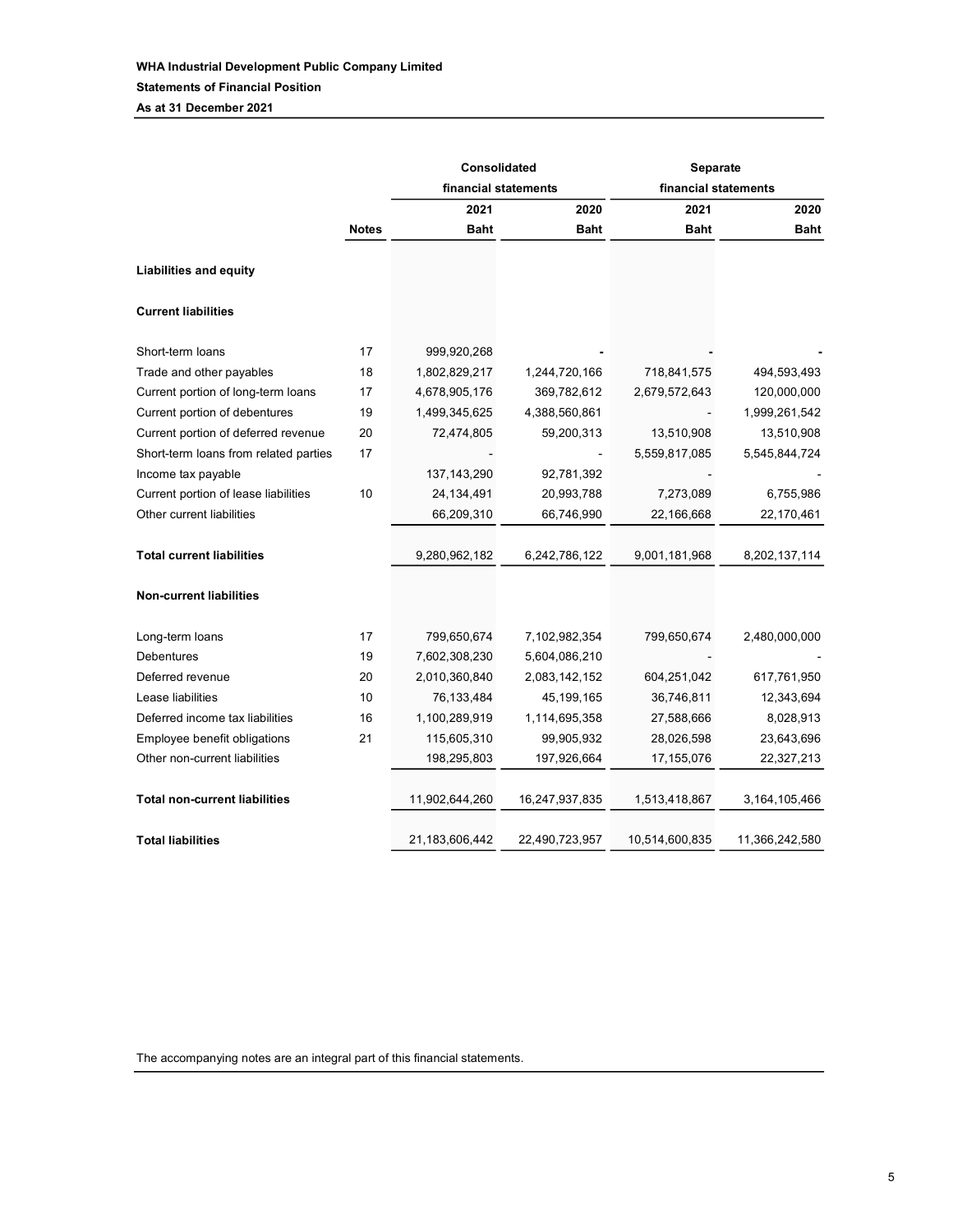**WHA Industrial Development Public Company Limited**

**Statements of Financial Position**

**As at 31 December 2021**

| | | Consolidated financial statements | | Separate financial statements | |
|---|---|---|---|---|---|
| | | 2021 | 2020 | 2021 | 2020 |
| | Notes | Baht | Baht | Baht | Baht |
| **Liabilities and equity** | | | | | |
| **Current liabilities** | | | | | |
| Short-term loans | 17 | 999,920,268 | - | - | - |
| Trade and other payables | 18 | 1,802,829,217 | 1,244,720,166 | 718,841,575 | 494,593,493 |
| Current portion of long-term loans | 17 | 4,678,905,176 | 369,782,612 | 2,679,572,643 | 120,000,000 |
| Current portion of debentures | 19 | 1,499,345,625 | 4,388,560,861 | - | 1,999,261,542 |
| Current portion of deferred revenue | 20 | 72,474,805 | 59,200,313 | 13,510,908 | 13,510,908 |
| Short-term loans from related parties | 17 | - | - | 5,559,817,085 | 5,545,844,724 |
| Income tax payable | | 137,143,290 | 92,781,392 | - | - |
| Current portion of lease liabilities | 10 | 24,134,491 | 20,993,788 | 7,273,089 | 6,755,986 |
| Other current liabilities | | 66,209,310 | 66,746,990 | 22,166,668 | 22,170,461 |
| **Total current liabilities** | | 9,280,962,182 | 6,242,786,122 | 9,001,181,968 | 8,202,137,114 |
| **Non-current liabilities** | | | | | |
| Long-term loans | 17 | 799,650,674 | 7,102,982,354 | 799,650,674 | 2,480,000,000 |
| Debentures | 19 | 7,602,308,230 | 5,604,086,210 | - | - |
| Deferred revenue | 20 | 2,010,360,840 | 2,083,142,152 | 604,251,042 | 617,761,950 |
| Lease liabilities | 10 | 76,133,484 | 45,199,165 | 36,746,811 | 12,343,694 |
| Deferred income tax liabilities | 16 | 1,100,289,919 | 1,114,695,358 | 27,588,666 | 8,028,913 |
| Employee benefit obligations | 21 | 115,605,310 | 99,905,932 | 28,026,598 | 23,643,696 |
| Other non-current liabilities | | 198,295,803 | 197,926,664 | 17,155,076 | 22,327,213 |
| **Total non-current liabilities** | | 11,902,644,260 | 16,247,937,835 | 1,513,418,867 | 3,164,105,466 |
| **Total liabilities** | | 21,183,606,442 | 22,490,723,957 | 10,514,600,835 | 11,366,242,580 |

The accompanying notes are an integral part of this financial statements.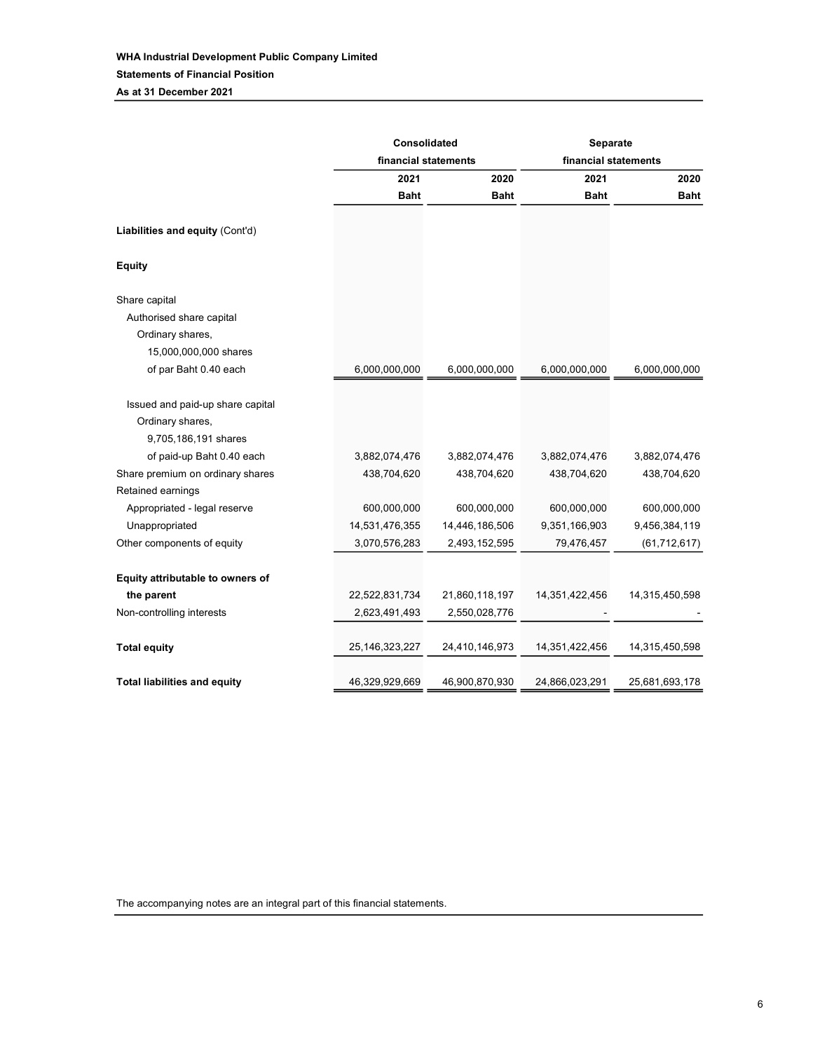**WHA Industrial Development Public Company Limited**

**Statements of Financial Position**

**As at 31 December 2021**

| | Consolidated financial statements | | Separate financial statements | |
|---|---|---|---|---|
| | 2021 | 2020 | 2021 | 2020 |
| | Baht | Baht | Baht | Baht |
| **Liabilities and equity** (Cont'd) | | | | |
| **Equity** | | | | |
| Share capital | | | | |
| Authorised share capital | | | | |
| Ordinary shares, | | | | |
| 15,000,000,000 shares | | | | |
| of par Baht 0.40 each | 6,000,000,000 | 6,000,000,000 | 6,000,000,000 | 6,000,000,000 |
| Issued and paid-up share capital | | | | |
| Ordinary shares, | | | | |
| 9,705,186,191 shares | | | | |
| of paid-up Baht 0.40 each | 3,882,074,476 | 3,882,074,476 | 3,882,074,476 | 3,882,074,476 |
| Share premium on ordinary shares | 438,704,620 | 438,704,620 | 438,704,620 | 438,704,620 |
| Retained earnings | | | | |
| Appropriated - legal reserve | 600,000,000 | 600,000,000 | 600,000,000 | 600,000,000 |
| Unappropriated | 14,531,476,355 | 14,446,186,506 | 9,351,166,903 | 9,456,384,119 |
| Other components of equity | 3,070,576,283 | 2,493,152,595 | 79,476,457 | (61,712,617) |
| **Equity attributable to owners of the parent** | 22,522,831,734 | 21,860,118,197 | 14,351,422,456 | 14,315,450,598 |
| Non-controlling interests | 2,623,491,493 | 2,550,028,776 | - | - |
| **Total equity** | 25,146,323,227 | 24,410,146,973 | 14,351,422,456 | 14,315,450,598 |
| **Total liabilities and equity** | 46,329,929,669 | 46,900,870,930 | 24,866,023,291 | 25,681,693,178 |

The accompanying notes are an integral part of this financial statements.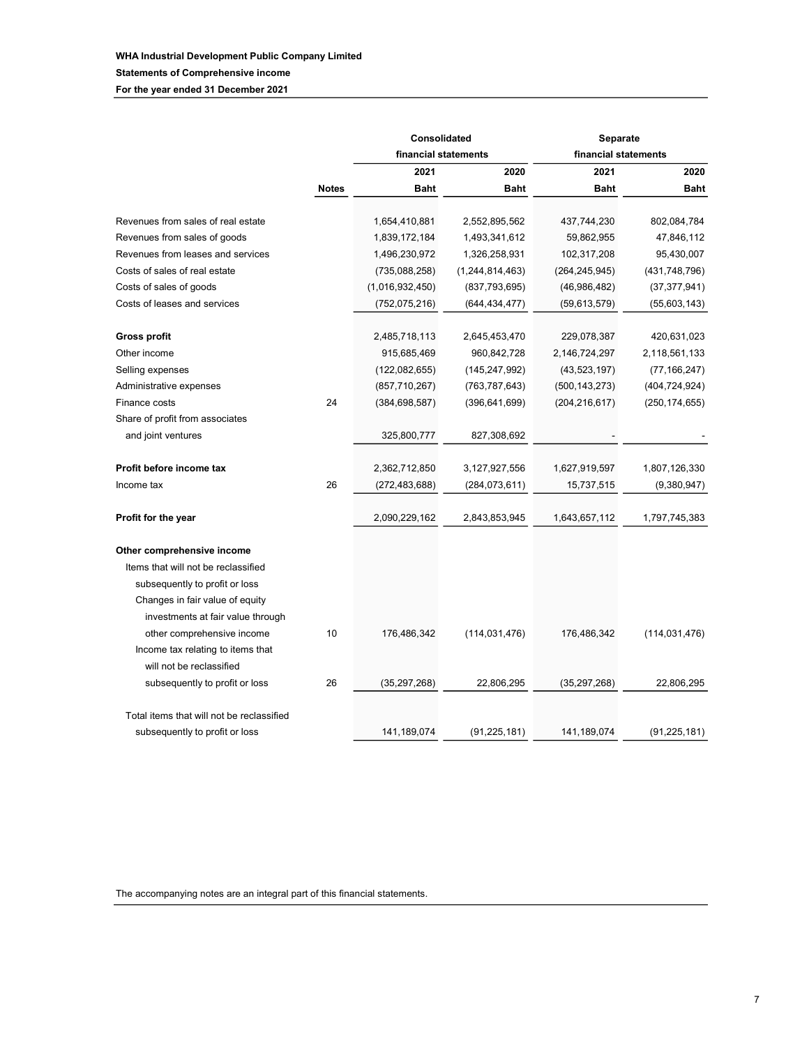**WHA Industrial Development Public Company Limited**

**Statements of Comprehensive income**

**For the year ended 31 December 2021**

| | | Consolidated financial statements | | Separate financial statements | |
|---|---|---|---|---|---|
| | | 2021 | 2020 | 2021 | 2020 |
| | Notes | Baht | Baht | Baht | Baht |
| Revenues from sales of real estate | | 1,654,410,881 | 2,552,895,562 | 437,744,230 | 802,084,784 |
| Revenues from sales of goods | | 1,839,172,184 | 1,493,341,612 | 59,862,955 | 47,846,112 |
| Revenues from leases and services | | 1,496,230,972 | 1,326,258,931 | 102,317,208 | 95,430,007 |
| Costs of sales of real estate | | (735,088,258) | (1,244,814,463) | (264,245,945) | (431,748,796) |
| Costs of sales of goods | | (1,016,932,450) | (837,793,695) | (46,986,482) | (37,377,941) |
| Costs of leases and services | | (752,075,216) | (644,434,477) | (59,613,579) | (55,603,143) |
| **Gross profit** | | 2,485,718,113 | 2,645,453,470 | 229,078,387 | 420,631,023 |
| Other income | | 915,685,469 | 960,842,728 | 2,146,724,297 | 2,118,561,133 |
| Selling expenses | | (122,082,655) | (145,247,992) | (43,523,197) | (77,166,247) |
| Administrative expenses | | (857,710,267) | (763,787,643) | (500,143,273) | (404,724,924) |
| Finance costs | 24 | (384,698,587) | (396,641,699) | (204,216,617) | (250,174,655) |
| Share of profit from associates and joint ventures | | 325,800,777 | 827,308,692 | - | - |
| **Profit before income tax** | | 2,362,712,850 | 3,127,927,556 | 1,627,919,597 | 1,807,126,330 |
| Income tax | 26 | (272,483,688) | (284,073,611) | 15,737,515 | (9,380,947) |
| **Profit for the year** | | 2,090,229,162 | 2,843,853,945 | 1,643,657,112 | 1,797,745,383 |
| **Other comprehensive income** | | | | | |
| Items that will not be reclassified subsequently to profit or loss | | | | | |
| Changes in fair value of equity investments at fair value through other comprehensive income | 10 | 176,486,342 | (114,031,476) | 176,486,342 | (114,031,476) |
| Income tax relating to items that will not be reclassified subsequently to profit or loss | 26 | (35,297,268) | 22,806,295 | (35,297,268) | 22,806,295 |
| Total items that will not be reclassified subsequently to profit or loss | | 141,189,074 | (91,225,181) | 141,189,074 | (91,225,181) |

The accompanying notes are an integral part of this financial statements.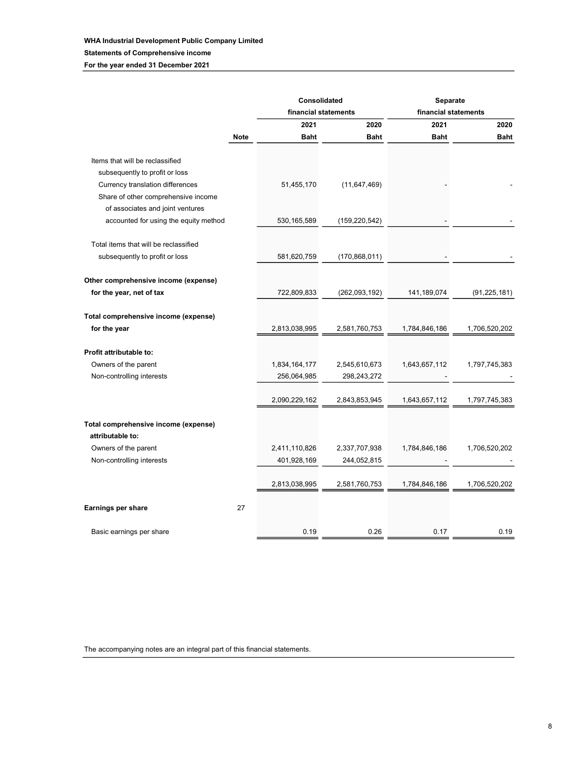**WHA Industrial Development Public Company Limited**

**Statements of Comprehensive income**

**For the year ended 31 December 2021**

| | | Consolidated financial statements | | Separate financial statements | |
|---|---|---|---|---|---|
| | | 2021 | 2020 | 2021 | 2020 |
| | Note | Baht | Baht | Baht | Baht |
| Items that will be reclassified subsequently to profit or loss | | | | | |
| Currency translation differences | | 51,455,170 | (11,647,469) | - | - |
| Share of other comprehensive income of associates and joint ventures accounted for using the equity method | | 530,165,589 | (159,220,542) | - | - |
| Total items that will be reclassified subsequently to profit or loss | | 581,620,759 | (170,868,011) | - | - |
| **Other comprehensive income (expense) for the year, net of tax** | | 722,809,833 | (262,093,192) | 141,189,074 | (91,225,181) |
| **Total comprehensive income (expense) for the year** | | 2,813,038,995 | 2,581,760,753 | 1,784,846,186 | 1,706,520,202 |
| **Profit attributable to:** | | | | | |
| Owners of the parent | | 1,834,164,177 | 2,545,610,673 | 1,643,657,112 | 1,797,745,383 |
| Non-controlling interests | | 256,064,985 | 298,243,272 | - | - |
| | | 2,090,229,162 | 2,843,853,945 | 1,643,657,112 | 1,797,745,383 |
| **Total comprehensive income (expense) attributable to:** | | | | | |
| Owners of the parent | | 2,411,110,826 | 2,337,707,938 | 1,784,846,186 | 1,706,520,202 |
| Non-controlling interests | | 401,928,169 | 244,052,815 | - | - |
| | | 2,813,038,995 | 2,581,760,753 | 1,784,846,186 | 1,706,520,202 |
| **Earnings per share** | 27 | | | | |
| Basic earnings per share | | 0.19 | 0.26 | 0.17 | 0.19 |

The accompanying notes are an integral part of this financial statements.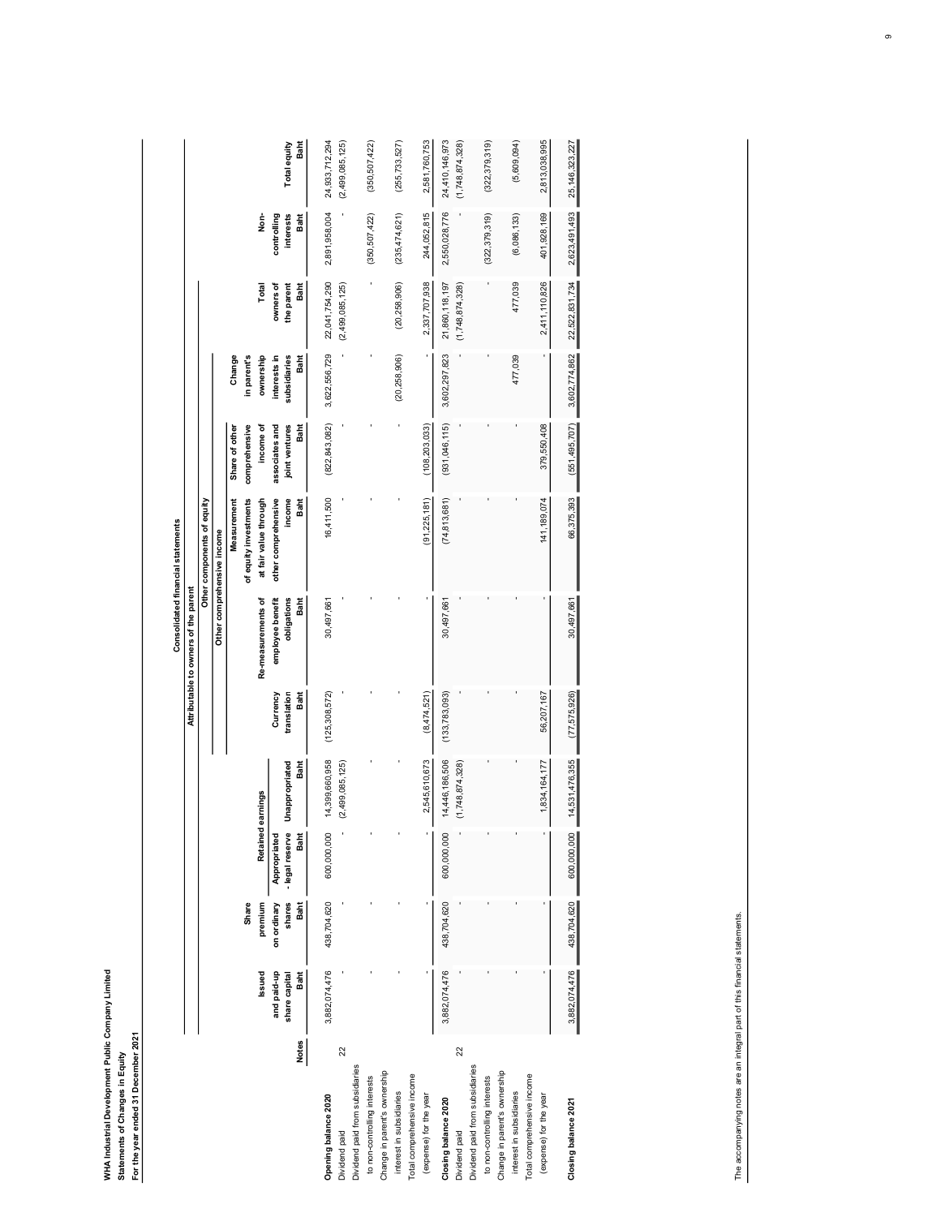**WHA Industrial Development Public Company Limited**
**Statements of Changes in Equity**
**For the year ended 31 December 2021**

| | | Consolidated financial statements | | | | | | | | | | | |
|---|---|---|---|---|---|---|---|---|---|---|---|---|---|
| | | Attributable to owners of the parent | | | | | | | | | | | |
| | | | | | | Other components of equity | | | | | | | |
| | | | | | | Other comprehensive income | | | | | | | |
| | | Issued and paid-up share capital | Share premium on ordinary shares | Retained earnings | | Currency translation | Re-measurements of employee benefit obligations | Measurement of equity investments at fair value through other comprehensive income | Share of other comprehensive income of associates and joint ventures | Change in parent's ownership interests in subsidiaries | Total owners of the parent | Non-controlling interests | Total equity |
| | | | | Appropriated - legal reserve | Unappropriated | | | | | | | | |
| | Notes | Baht | Baht | Baht | Baht | Baht | Baht | Baht | Baht | Baht | Baht | Baht | Baht |
| **Opening balance 2020** | | 3,882,074,476 | 438,704,620 | 600,000,000 | 14,399,660,958 | (125,308,572) | 30,497,661 | 16,411,500 | (822,843,082) | 3,622,556,729 | 22,041,754,290 | 2,891,958,004 | 24,933,712,294 |
| Dividend paid | 22 | - | - | - | (2,499,085,125) | - | - | - | - | - | (2,499,085,125) | - | (2,499,085,125) |
| Dividend paid from subsidiaries to non-controlling interests | | - | - | - | - | - | - | - | - | - | - | (350,507,422) | (350,507,422) |
| Change in parent's ownership interest in subsidiaries | | - | - | - | - | - | - | - | - | (20,258,906) | (20,258,906) | (235,474,621) | (255,733,527) |
| Total comprehensive income (expense) for the year | | - | - | - | 2,545,610,673 | (8,474,521) | - | (91,225,181) | (108,203,033) | - | 2,337,707,938 | 244,052,815 | 2,581,760,753 |
| **Closing balance 2020** | | 3,882,074,476 | 438,704,620 | 600,000,000 | 14,446,186,506 | (133,783,093) | 30,497,661 | (74,813,681) | (931,046,115) | 3,602,297,823 | 21,860,118,197 | 2,550,028,776 | 24,410,146,973 |
| Dividend paid | 22 | - | - | - | (1,748,874,328) | - | - | - | - | - | (1,748,874,328) | - | (1,748,874,328) |
| Dividend paid from subsidiaries to non-controlling interests | | - | - | - | - | - | - | - | - | - | - | (322,379,319) | (322,379,319) |
| Change in parent's ownership interest in subsidiaries | | - | - | - | - | - | - | - | - | 477,039 | 477,039 | (6,086,133) | (5,609,094) |
| Total comprehensive income (expense) for the year | | - | - | - | 1,834,164,177 | 56,207,167 | - | 141,189,074 | 379,550,408 | - | 2,411,110,826 | 401,928,169 | 2,813,038,995 |
| **Closing balance 2021** | | 3,882,074,476 | 438,704,620 | 600,000,000 | 14,531,476,355 | (77,575,926) | 30,497,661 | 66,375,393 | (551,495,707) | 3,602,774,862 | 22,522,831,734 | 2,623,491,493 | 25,146,323,227 |

The accompanying notes are an integral part of this financial statements.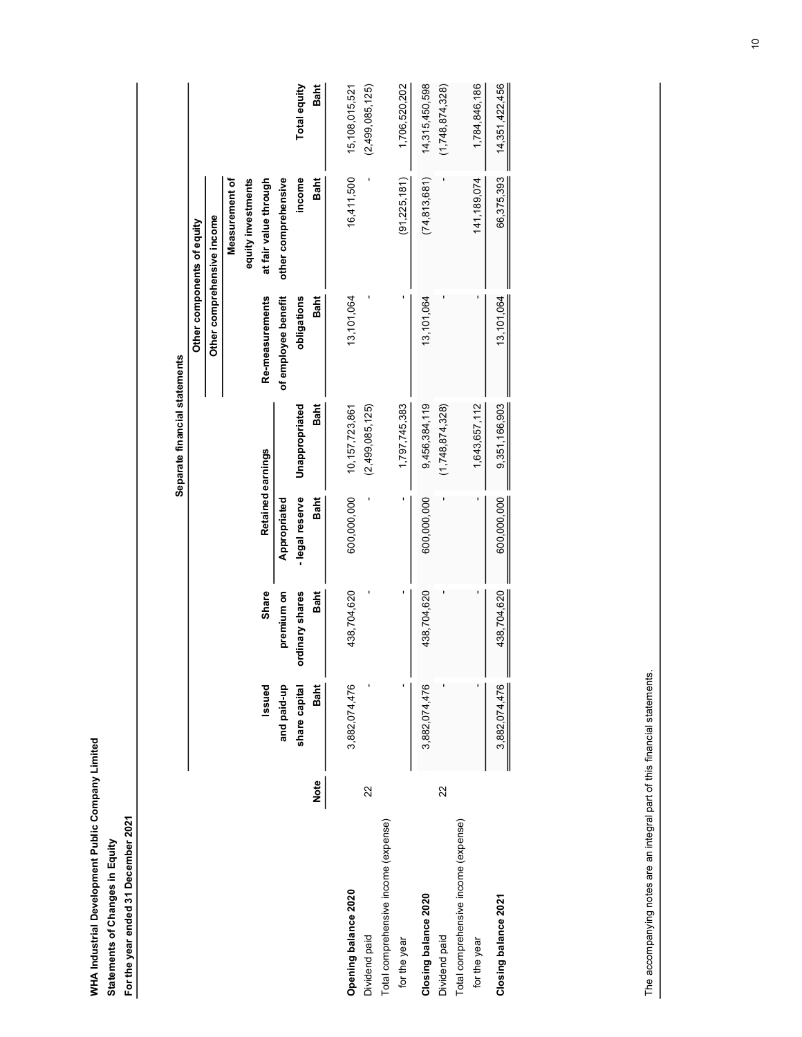**WHA Industrial Development Public Company Limited**
**Statements of Changes in Equity**
**For the year ended 31 December 2021**

| | | Separate financial statements | | | | | | |
|---|---|---|---|---|---|---|---|---|
| | | | | Retained earnings | | Other components of equity | | |
| | | | | | | Other comprehensive income | | |
| | Note | Issued and paid-up share capital Baht | Share premium on ordinary shares Baht | Appropriated - legal reserve Baht | Unappropriated Baht | Re-measurements of employee benefit obligations Baht | Measurement of equity investments at fair value through other comprehensive income Baht | Total equity Baht |
| **Opening balance 2020** | | 3,882,074,476 | 438,704,620 | 600,000,000 | 10,157,723,861 | 13,101,064 | 16,411,500 | 15,108,015,521 |
| Dividend paid | 22 | - | - | - | (2,499,085,125) | - | - | (2,499,085,125) |
| Total comprehensive income (expense) for the year | | - | - | - | 1,797,745,383 | - | (91,225,181) | 1,706,520,202 |
| **Closing balance 2020** | | 3,882,074,476 | 438,704,620 | 600,000,000 | 9,456,384,119 | 13,101,064 | (74,813,681) | 14,315,450,598 |
| Dividend paid | 22 | - | - | - | (1,748,874,328) | - | - | (1,748,874,328) |
| Total comprehensive income (expense) for the year | | - | - | - | 1,643,657,112 | - | 141,189,074 | 1,784,846,186 |
| **Closing balance 2021** | | 3,882,074,476 | 438,704,620 | 600,000,000 | 9,351,166,903 | 13,101,064 | 66,375,393 | 14,351,422,456 |

The accompanying notes are an integral part of this financial statements.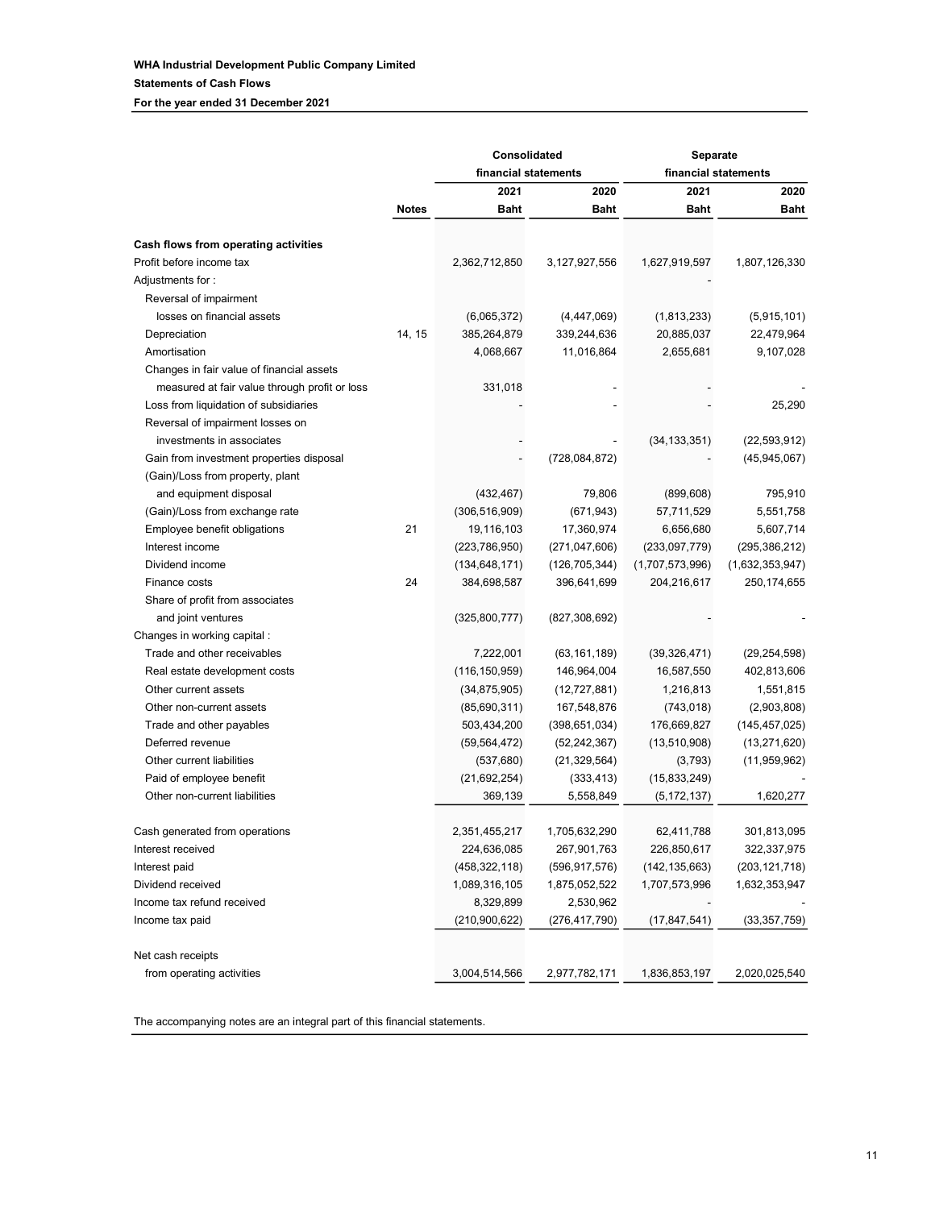**WHA Industrial Development Public Company Limited**

**Statements of Cash Flows**

**For the year ended 31 December 2021**

| | | Consolidated financial statements | | Separate financial statements | |
|---|---|---|---|---|---|
| | | 2021 | 2020 | 2021 | 2020 |
| | Notes | Baht | Baht | Baht | Baht |
| **Cash flows from operating activities** | | | | | |
| Profit before income tax | | 2,362,712,850 | 3,127,927,556 | 1,627,919,597 | 1,807,126,330 |
| Adjustments for : | | | | - | |
| Reversal of impairment losses on financial assets | | (6,065,372) | (4,447,069) | (1,813,233) | (5,915,101) |
| Depreciation | 14, 15 | 385,264,879 | 339,244,636 | 20,885,037 | 22,479,964 |
| Amortisation | | 4,068,667 | 11,016,864 | 2,655,681 | 9,107,028 |
| Changes in fair value of financial assets measured at fair value through profit or loss | | 331,018 | - | - | - |
| Loss from liquidation of subsidiaries | | - | - | - | 25,290 |
| Reversal of impairment losses on investments in associates | | - | - | (34,133,351) | (22,593,912) |
| Gain from investment properties disposal | | - | (728,084,872) | - | (45,945,067) |
| (Gain)/Loss from property, plant and equipment disposal | | (432,467) | 79,806 | (899,608) | 795,910 |
| (Gain)/Loss from exchange rate | | (306,516,909) | (671,943) | 57,711,529 | 5,551,758 |
| Employee benefit obligations | 21 | 19,116,103 | 17,360,974 | 6,656,680 | 5,607,714 |
| Interest income | | (223,786,950) | (271,047,606) | (233,097,779) | (295,386,212) |
| Dividend income | | (134,648,171) | (126,705,344) | (1,707,573,996) | (1,632,353,947) |
| Finance costs | 24 | 384,698,587 | 396,641,699 | 204,216,617 | 250,174,655 |
| Share of profit from associates and joint ventures | | (325,800,777) | (827,308,692) | - | - |
| Changes in working capital : | | | | | |
| Trade and other receivables | | 7,222,001 | (63,161,189) | (39,326,471) | (29,254,598) |
| Real estate development costs | | (116,150,959) | 146,964,004 | 16,587,550 | 402,813,606 |
| Other current assets | | (34,875,905) | (12,727,881) | 1,216,813 | 1,551,815 |
| Other non-current assets | | (85,690,311) | 167,548,876 | (743,018) | (2,903,808) |
| Trade and other payables | | 503,434,200 | (398,651,034) | 176,669,827 | (145,457,025) |
| Deferred revenue | | (59,564,472) | (52,242,367) | (13,510,908) | (13,271,620) |
| Other current liabilities | | (537,680) | (21,329,564) | (3,793) | (11,959,962) |
| Paid of employee benefit | | (21,692,254) | (333,413) | (15,833,249) | - |
| Other non-current liabilities | | 369,139 | 5,558,849 | (5,172,137) | 1,620,277 |
| Cash generated from operations | | 2,351,455,217 | 1,705,632,290 | 62,411,788 | 301,813,095 |
| Interest received | | 224,636,085 | 267,901,763 | 226,850,617 | 322,337,975 |
| Interest paid | | (458,322,118) | (596,917,576) | (142,135,663) | (203,121,718) |
| Dividend received | | 1,089,316,105 | 1,875,052,522 | 1,707,573,996 | 1,632,353,947 |
| Income tax refund received | | 8,329,899 | 2,530,962 | - | - |
| Income tax paid | | (210,900,622) | (276,417,790) | (17,847,541) | (33,357,759) |
| Net cash receipts from operating activities | | 3,004,514,566 | 2,977,782,171 | 1,836,853,197 | 2,020,025,540 |

The accompanying notes are an integral part of this financial statements.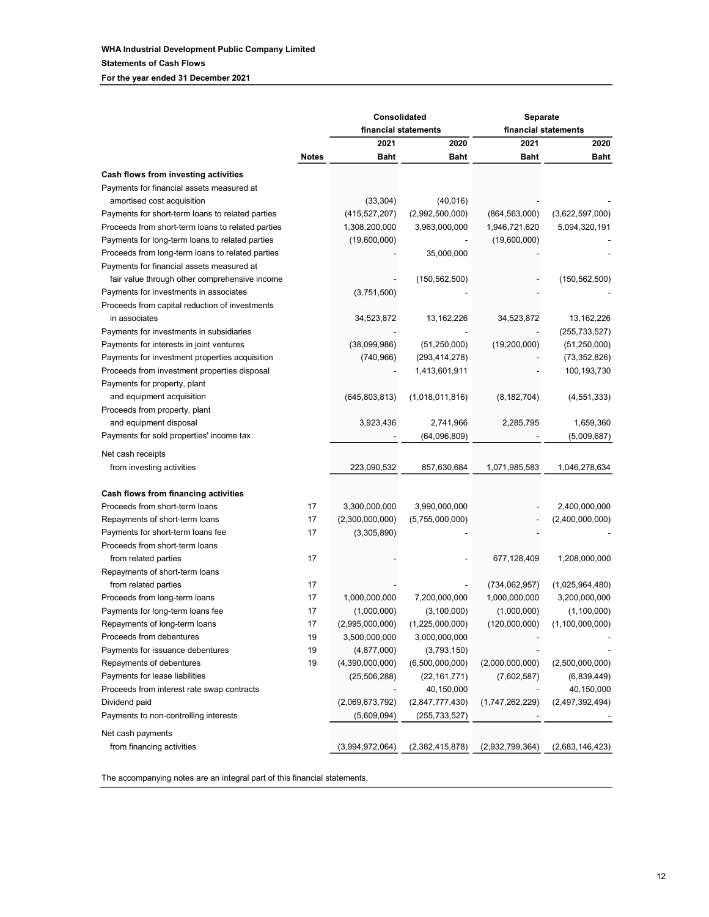**WHA Industrial Development Public Company Limited**

**Statements of Cash Flows**

**For the year ended 31 December 2021**

| | | Consolidated financial statements | | Separate financial statements | |
|---|---|---|---|---|---|
| | | 2021 | 2020 | 2021 | 2020 |
| | Notes | Baht | Baht | Baht | Baht |
| **Cash flows from investing activities** | | | | | |
| Payments for financial assets measured at amortised cost acquisition | | (33,304) | (40,016) | - | - |
| Payments for short-term loans to related parties | | (415,527,207) | (2,992,500,000) | (864,563,000) | (3,622,597,000) |
| Proceeds from short-term loans to related parties | | 1,308,200,000 | 3,963,000,000 | 1,946,721,620 | 5,094,320,191 |
| Payments for long-term loans to related parties | | (19,600,000) | - | (19,600,000) | - |
| Proceeds from long-term loans to related parties | | - | 35,000,000 | - | - |
| Payments for financial assets measured at fair value through other comprehensive income | | - | (150,562,500) | - | (150,562,500) |
| Payments for investments in associates | | (3,751,500) | - | - | - |
| Proceeds from capital reduction of investments in associates | | 34,523,872 | 13,162,226 | 34,523,872 | 13,162,226 |
| Payments for investments in subsidiaries | | - | - | - | (255,733,527) |
| Payments for interests in joint ventures | | (38,099,986) | (51,250,000) | (19,200,000) | (51,250,000) |
| Payments for investment properties acquisition | | (740,966) | (293,414,278) | - | (73,352,826) |
| Proceeds from investment properties disposal | | - | 1,413,601,911 | - | 100,193,730 |
| Payments for property, plant and equipment acquisition | | (645,803,813) | (1,018,011,816) | (8,182,704) | (4,551,333) |
| Proceeds from property, plant and equipment disposal | | 3,923,436 | 2,741,966 | 2,285,795 | 1,659,360 |
| Payments for sold properties' income tax | | - | (64,096,809) | - | (5,009,687) |
| Net cash receipts from investing activities | | 223,090,532 | 857,630,684 | 1,071,985,583 | 1,046,278,634 |
| **Cash flows from financing activities** | | | | | |
| Proceeds from short-term loans | 17 | 3,300,000,000 | 3,990,000,000 | - | 2,400,000,000 |
| Repayments of short-term loans | 17 | (2,300,000,000) | (5,755,000,000) | - | (2,400,000,000) |
| Payments for short-term loans fee | 17 | (3,305,890) | - | - | - |
| Proceeds from short-term loans from related parties | 17 | - | - | 677,128,409 | 1,208,000,000 |
| Repayments of short-term loans from related parties | 17 | - | - | (734,062,957) | (1,025,964,480) |
| Proceeds from long-term loans | 17 | 1,000,000,000 | 7,200,000,000 | 1,000,000,000 | 3,200,000,000 |
| Payments for long-term loans fee | 17 | (1,000,000) | (3,100,000) | (1,000,000) | (1,100,000) |
| Repayments of long-term loans | 17 | (2,995,000,000) | (1,225,000,000) | (120,000,000) | (1,100,000,000) |
| Proceeds from debentures | 19 | 3,500,000,000 | 3,000,000,000 | - | - |
| Payments for issuance debentures | 19 | (4,877,000) | (3,793,150) | - | - |
| Repayments of debentures | 19 | (4,390,000,000) | (6,500,000,000) | (2,000,000,000) | (2,500,000,000) |
| Payments for lease liabilities | | (25,506,288) | (22,161,771) | (7,602,587) | (6,839,449) |
| Proceeds from interest rate swap contracts | | - | 40,150,000 | - | 40,150,000 |
| Dividend paid | | (2,069,673,792) | (2,847,777,430) | (1,747,262,229) | (2,497,392,494) |
| Payments to non-controlling interests | | (5,609,094) | (255,733,527) | - | - |
| Net cash payments from financing activities | | (3,994,972,064) | (2,382,415,878) | (2,932,799,364) | (2,683,146,423) |

The accompanying notes are an integral part of this financial statements.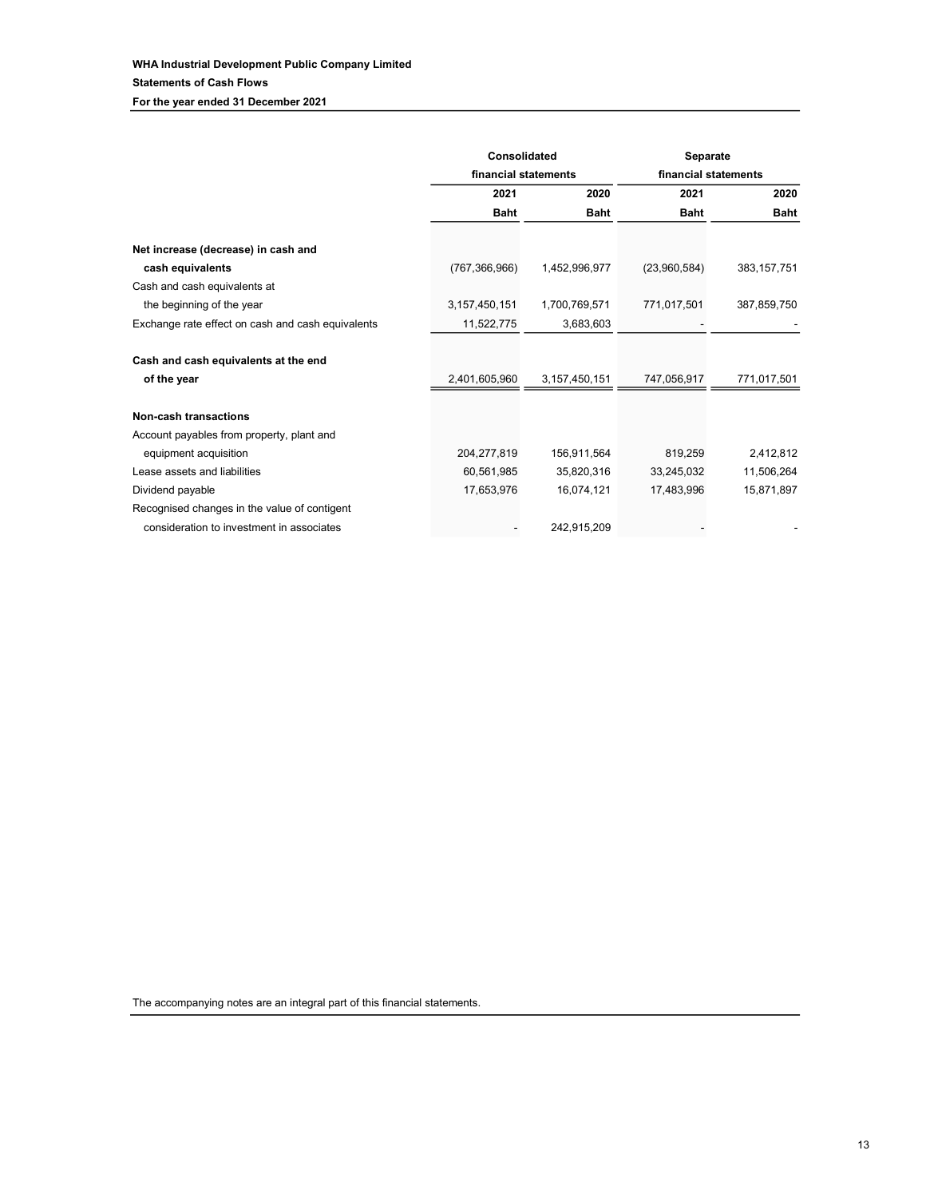**WHA Industrial Development Public Company Limited**

**Statements of Cash Flows**

**For the year ended 31 December 2021**

| | Consolidated financial statements | | Separate financial statements | |
|---|---|---|---|---|
| | 2021 | 2020 | 2021 | 2020 |
| | Baht | Baht | Baht | Baht |
| **Net increase (decrease) in cash and cash equivalents** | (767,366,966) | 1,452,996,977 | (23,960,584) | 383,157,751 |
| Cash and cash equivalents at the beginning of the year | 3,157,450,151 | 1,700,769,571 | 771,017,501 | 387,859,750 |
| Exchange rate effect on cash and cash equivalents | 11,522,775 | 3,683,603 | - | - |
| **Cash and cash equivalents at the end of the year** | 2,401,605,960 | 3,157,450,151 | 747,056,917 | 771,017,501 |
| **Non-cash transactions** | | | | |
| Account payables from property, plant and equipment acquisition | 204,277,819 | 156,911,564 | 819,259 | 2,412,812 |
| Lease assets and liabilities | 60,561,985 | 35,820,316 | 33,245,032 | 11,506,264 |
| Dividend payable | 17,653,976 | 16,074,121 | 17,483,996 | 15,871,897 |
| Recognised changes in the value of contigent consideration to investment in associates | - | 242,915,209 | - | - |

The accompanying notes are an integral part of this financial statements.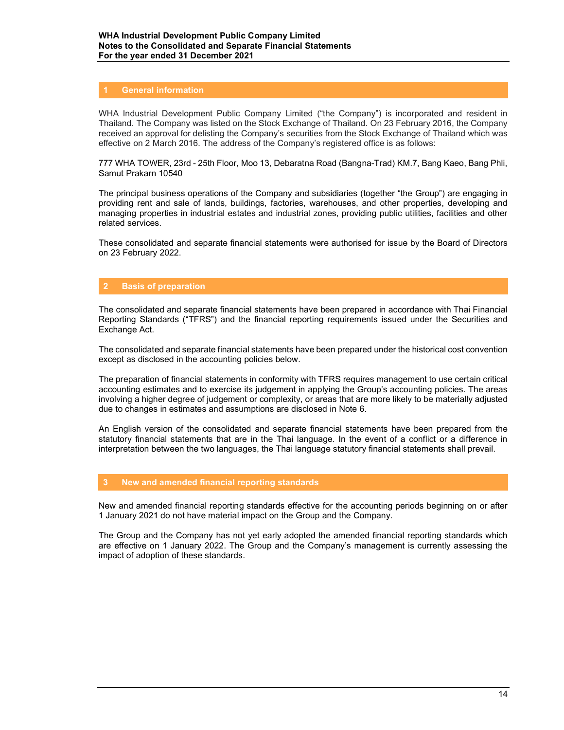## 1 General information

WHA Industrial Development Public Company Limited ("the Company") is incorporated and resident in Thailand. The Company was listed on the Stock Exchange of Thailand. On 23 February 2016, the Company received an approval for delisting the Company's securities from the Stock Exchange of Thailand which was effective on 2 March 2016. The address of the Company's registered office is as follows:

777 WHA TOWER, 23rd - 25th Floor, Moo 13, Debaratna Road (Bangna-Trad) KM.7, Bang Kaeo, Bang Phli, Samut Prakarn 10540

The principal business operations of the Company and subsidiaries (together "the Group") are engaging in providing rent and sale of lands, buildings, factories, warehouses, and other properties, developing and managing properties in industrial estates and industrial zones, providing public utilities, facilities and other related services.

These consolidated and separate financial statements were authorised for issue by the Board of Directors on 23 February 2022.

## 2 Basis of preparation

The consolidated and separate financial statements have been prepared in accordance with Thai Financial Reporting Standards ("TFRS") and the financial reporting requirements issued under the Securities and Exchange Act.

The consolidated and separate financial statements have been prepared under the historical cost convention except as disclosed in the accounting policies below.

The preparation of financial statements in conformity with TFRS requires management to use certain critical accounting estimates and to exercise its judgement in applying the Group's accounting policies. The areas involving a higher degree of judgement or complexity, or areas that are more likely to be materially adjusted due to changes in estimates and assumptions are disclosed in Note 6.

An English version of the consolidated and separate financial statements have been prepared from the statutory financial statements that are in the Thai language. In the event of a conflict or a difference in interpretation between the two languages, the Thai language statutory financial statements shall prevail.

## 3 New and amended financial reporting standards

New and amended financial reporting standards effective for the accounting periods beginning on or after 1 January 2021 do not have material impact on the Group and the Company.

The Group and the Company has not yet early adopted the amended financial reporting standards which are effective on 1 January 2022. The Group and the Company's management is currently assessing the impact of adoption of these standards.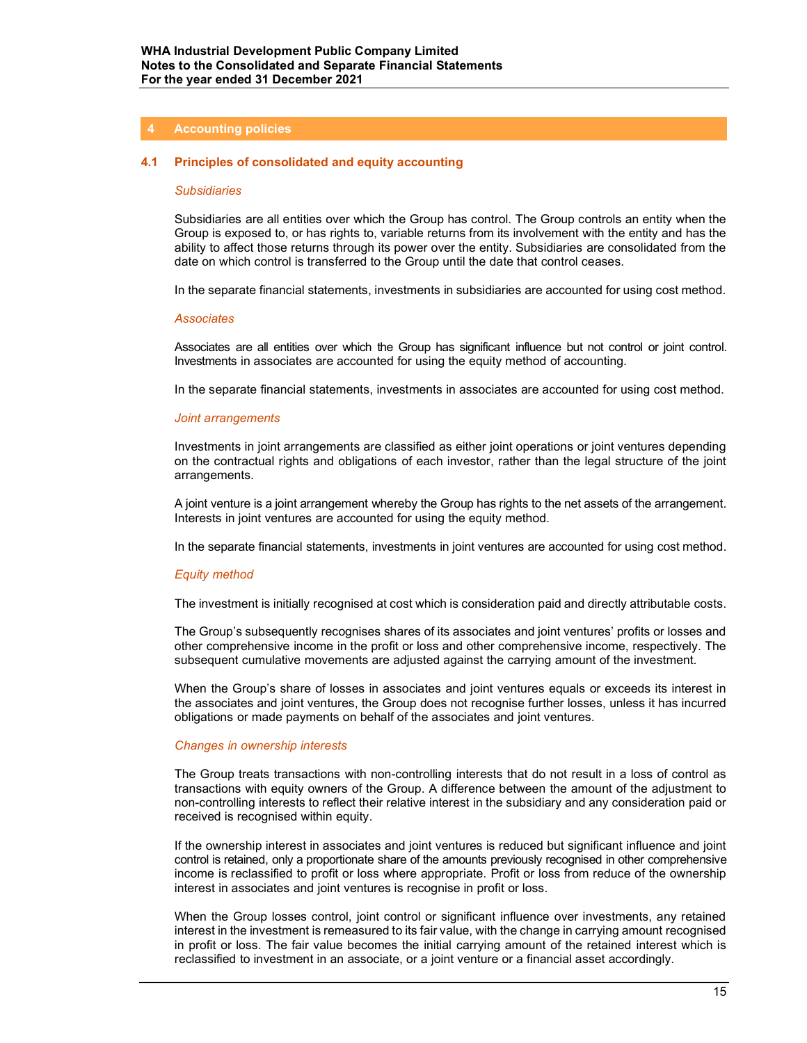## 4 Accounting policies

### 4.1 Principles of consolidated and equity accounting

*Subsidiaries*

Subsidiaries are all entities over which the Group has control. The Group controls an entity when the Group is exposed to, or has rights to, variable returns from its involvement with the entity and has the ability to affect those returns through its power over the entity. Subsidiaries are consolidated from the date on which control is transferred to the Group until the date that control ceases.

In the separate financial statements, investments in subsidiaries are accounted for using cost method.

*Associates*

Associates are all entities over which the Group has significant influence but not control or joint control. Investments in associates are accounted for using the equity method of accounting.

In the separate financial statements, investments in associates are accounted for using cost method.

*Joint arrangements*

Investments in joint arrangements are classified as either joint operations or joint ventures depending on the contractual rights and obligations of each investor, rather than the legal structure of the joint arrangements.

A joint venture is a joint arrangement whereby the Group has rights to the net assets of the arrangement. Interests in joint ventures are accounted for using the equity method.

In the separate financial statements, investments in joint ventures are accounted for using cost method.

*Equity method*

The investment is initially recognised at cost which is consideration paid and directly attributable costs.

The Group's subsequently recognises shares of its associates and joint ventures' profits or losses and other comprehensive income in the profit or loss and other comprehensive income, respectively. The subsequent cumulative movements are adjusted against the carrying amount of the investment.

When the Group's share of losses in associates and joint ventures equals or exceeds its interest in the associates and joint ventures, the Group does not recognise further losses, unless it has incurred obligations or made payments on behalf of the associates and joint ventures.

*Changes in ownership interests*

The Group treats transactions with non-controlling interests that do not result in a loss of control as transactions with equity owners of the Group. A difference between the amount of the adjustment to non-controlling interests to reflect their relative interest in the subsidiary and any consideration paid or received is recognised within equity.

If the ownership interest in associates and joint ventures is reduced but significant influence and joint control is retained, only a proportionate share of the amounts previously recognised in other comprehensive income is reclassified to profit or loss where appropriate. Profit or loss from reduce of the ownership interest in associates and joint ventures is recognise in profit or loss.

When the Group losses control, joint control or significant influence over investments, any retained interest in the investment is remeasured to its fair value, with the change in carrying amount recognised in profit or loss. The fair value becomes the initial carrying amount of the retained interest which is reclassified to investment in an associate, or a joint venture or a financial asset accordingly.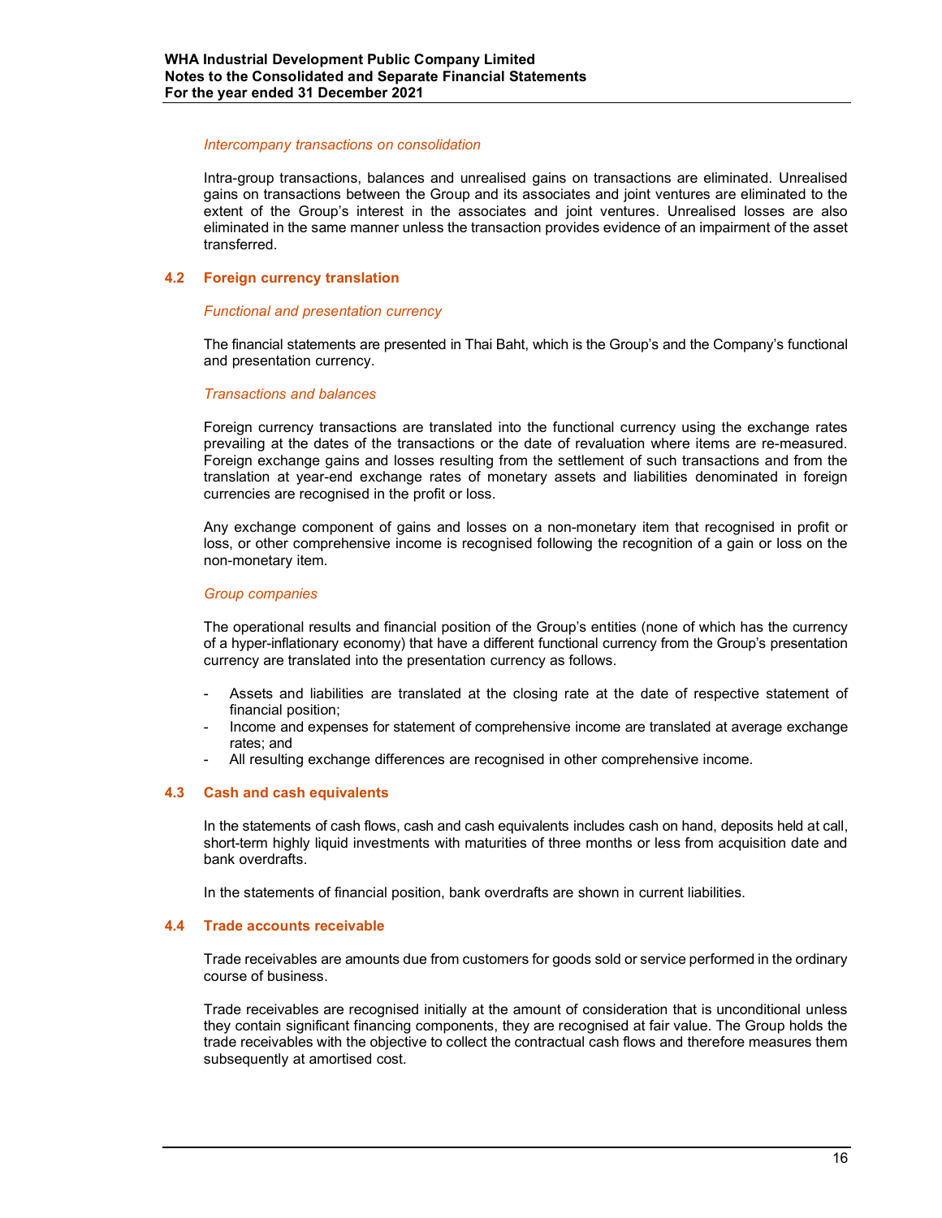*Intercompany transactions on consolidation*

Intra-group transactions, balances and unrealised gains on transactions are eliminated. Unrealised gains on transactions between the Group and its associates and joint ventures are eliminated to the extent of the Group's interest in the associates and joint ventures. Unrealised losses are also eliminated in the same manner unless the transaction provides evidence of an impairment of the asset transferred.

## 4.2 Foreign currency translation

*Functional and presentation currency*

The financial statements are presented in Thai Baht, which is the Group's and the Company's functional and presentation currency.

*Transactions and balances*

Foreign currency transactions are translated into the functional currency using the exchange rates prevailing at the dates of the transactions or the date of revaluation where items are re-measured. Foreign exchange gains and losses resulting from the settlement of such transactions and from the translation at year-end exchange rates of monetary assets and liabilities denominated in foreign currencies are recognised in the profit or loss.

Any exchange component of gains and losses on a non-monetary item that recognised in profit or loss, or other comprehensive income is recognised following the recognition of a gain or loss on the non-monetary item.

*Group companies*

The operational results and financial position of the Group's entities (none of which has the currency of a hyper-inflationary economy) that have a different functional currency from the Group's presentation currency are translated into the presentation currency as follows.

- Assets and liabilities are translated at the closing rate at the date of respective statement of financial position;
- Income and expenses for statement of comprehensive income are translated at average exchange rates; and
- All resulting exchange differences are recognised in other comprehensive income.

## 4.3 Cash and cash equivalents

In the statements of cash flows, cash and cash equivalents includes cash on hand, deposits held at call, short-term highly liquid investments with maturities of three months or less from acquisition date and bank overdrafts.

In the statements of financial position, bank overdrafts are shown in current liabilities.

## 4.4 Trade accounts receivable

Trade receivables are amounts due from customers for goods sold or service performed in the ordinary course of business.

Trade receivables are recognised initially at the amount of consideration that is unconditional unless they contain significant financing components, they are recognised at fair value. The Group holds the trade receivables with the objective to collect the contractual cash flows and therefore measures them subsequently at amortised cost.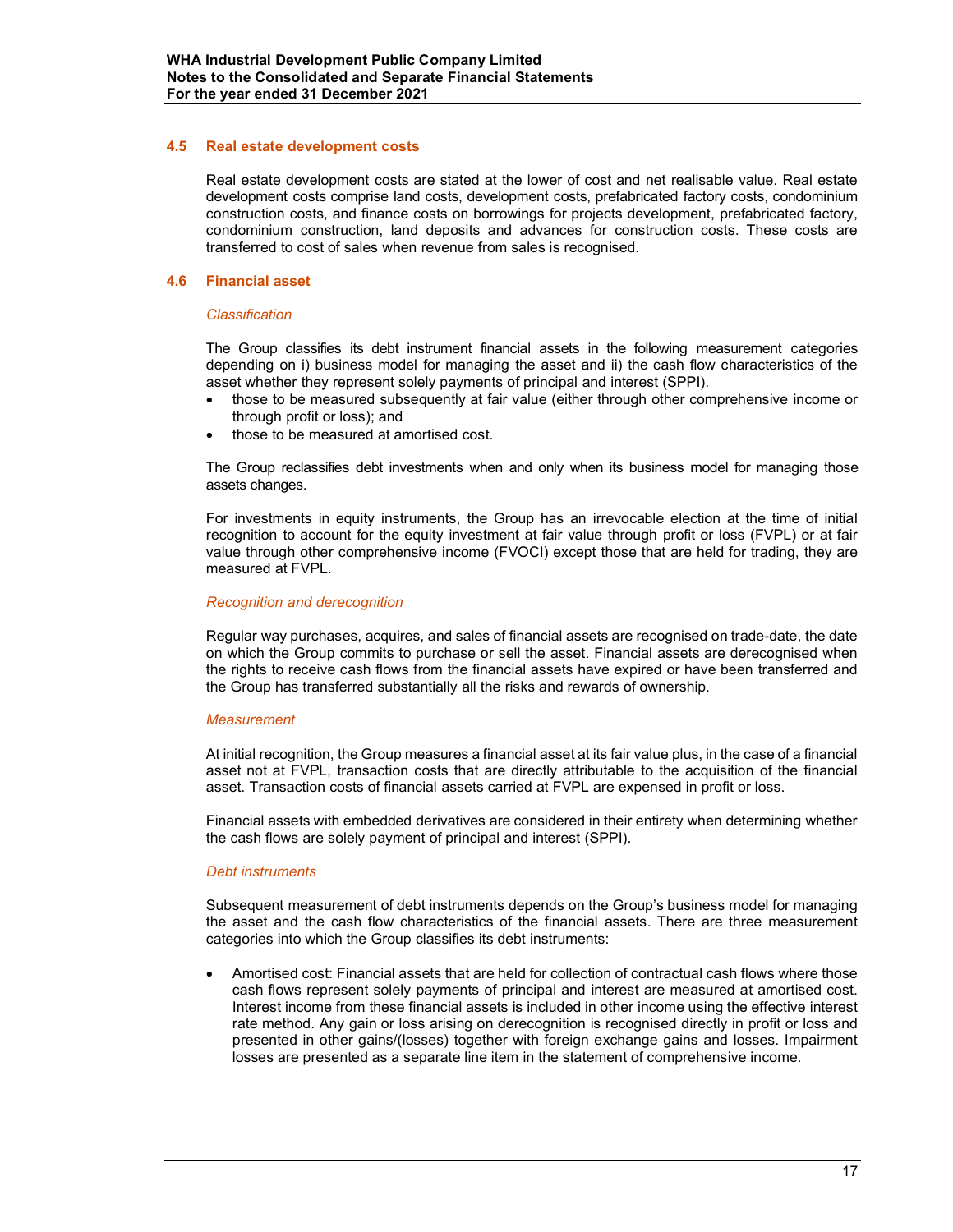### 4.5 Real estate development costs

Real estate development costs are stated at the lower of cost and net realisable value. Real estate development costs comprise land costs, development costs, prefabricated factory costs, condominium construction costs, and finance costs on borrowings for projects development, prefabricated factory, condominium construction, land deposits and advances for construction costs. These costs are transferred to cost of sales when revenue from sales is recognised.

### 4.6 Financial asset

*Classification*

The Group classifies its debt instrument financial assets in the following measurement categories depending on i) business model for managing the asset and ii) the cash flow characteristics of the asset whether they represent solely payments of principal and interest (SPPI).

- those to be measured subsequently at fair value (either through other comprehensive income or through profit or loss); and
- those to be measured at amortised cost.

The Group reclassifies debt investments when and only when its business model for managing those assets changes.

For investments in equity instruments, the Group has an irrevocable election at the time of initial recognition to account for the equity investment at fair value through profit or loss (FVPL) or at fair value through other comprehensive income (FVOCI) except those that are held for trading, they are measured at FVPL.

*Recognition and derecognition*

Regular way purchases, acquires, and sales of financial assets are recognised on trade-date, the date on which the Group commits to purchase or sell the asset. Financial assets are derecognised when the rights to receive cash flows from the financial assets have expired or have been transferred and the Group has transferred substantially all the risks and rewards of ownership.

*Measurement*

At initial recognition, the Group measures a financial asset at its fair value plus, in the case of a financial asset not at FVPL, transaction costs that are directly attributable to the acquisition of the financial asset. Transaction costs of financial assets carried at FVPL are expensed in profit or loss.

Financial assets with embedded derivatives are considered in their entirety when determining whether the cash flows are solely payment of principal and interest (SPPI).

*Debt instruments*

Subsequent measurement of debt instruments depends on the Group's business model for managing the asset and the cash flow characteristics of the financial assets. There are three measurement categories into which the Group classifies its debt instruments:

- Amortised cost: Financial assets that are held for collection of contractual cash flows where those cash flows represent solely payments of principal and interest are measured at amortised cost. Interest income from these financial assets is included in other income using the effective interest rate method. Any gain or loss arising on derecognition is recognised directly in profit or loss and presented in other gains/(losses) together with foreign exchange gains and losses. Impairment losses are presented as a separate line item in the statement of comprehensive income.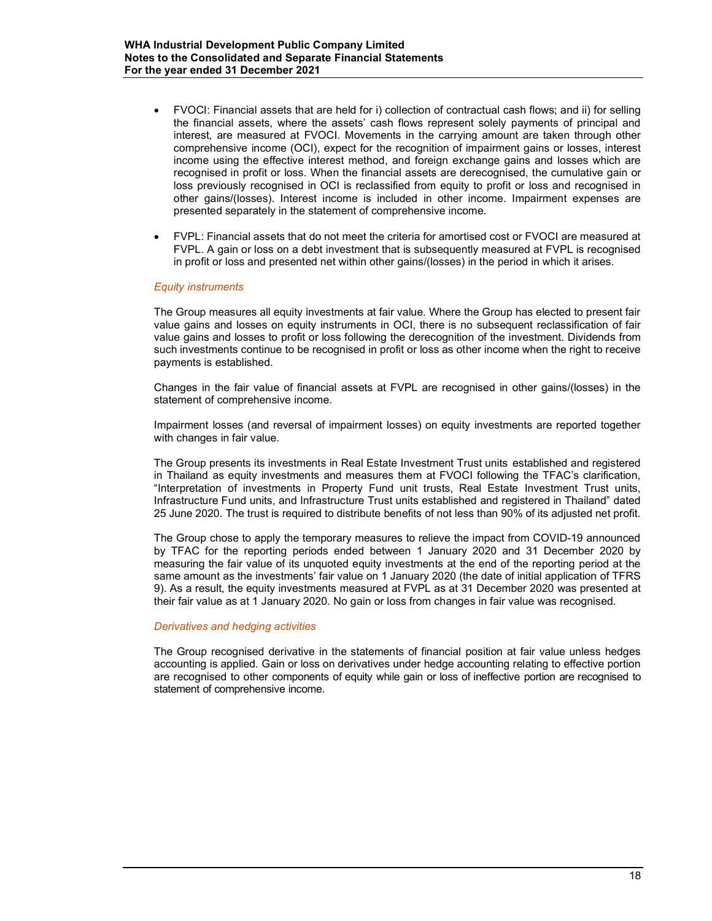- FVOCI: Financial assets that are held for i) collection of contractual cash flows; and ii) for selling the financial assets, where the assets' cash flows represent solely payments of principal and interest, are measured at FVOCI. Movements in the carrying amount are taken through other comprehensive income (OCI), expect for the recognition of impairment gains or losses, interest income using the effective interest method, and foreign exchange gains and losses which are recognised in profit or loss. When the financial assets are derecognised, the cumulative gain or loss previously recognised in OCI is reclassified from equity to profit or loss and recognised in other gains/(losses). Interest income is included in other income. Impairment expenses are presented separately in the statement of comprehensive income.

- FVPL: Financial assets that do not meet the criteria for amortised cost or FVOCI are measured at FVPL. A gain or loss on a debt investment that is subsequently measured at FVPL is recognised in profit or loss and presented net within other gains/(losses) in the period in which it arises.

*Equity instruments*

The Group measures all equity investments at fair value. Where the Group has elected to present fair value gains and losses on equity instruments in OCI, there is no subsequent reclassification of fair value gains and losses to profit or loss following the derecognition of the investment. Dividends from such investments continue to be recognised in profit or loss as other income when the right to receive payments is established.

Changes in the fair value of financial assets at FVPL are recognised in other gains/(losses) in the statement of comprehensive income.

Impairment losses (and reversal of impairment losses) on equity investments are reported together with changes in fair value.

The Group presents its investments in Real Estate Investment Trust units established and registered in Thailand as equity investments and measures them at FVOCI following the TFAC's clarification, "Interpretation of investments in Property Fund unit trusts, Real Estate Investment Trust units, Infrastructure Fund units, and Infrastructure Trust units established and registered in Thailand" dated 25 June 2020. The trust is required to distribute benefits of not less than 90% of its adjusted net profit.

The Group chose to apply the temporary measures to relieve the impact from COVID-19 announced by TFAC for the reporting periods ended between 1 January 2020 and 31 December 2020 by measuring the fair value of its unquoted equity investments at the end of the reporting period at the same amount as the investments' fair value on 1 January 2020 (the date of initial application of TFRS 9). As a result, the equity investments measured at FVPL as at 31 December 2020 was presented at their fair value as at 1 January 2020. No gain or loss from changes in fair value was recognised.

*Derivatives and hedging activities*

The Group recognised derivative in the statements of financial position at fair value unless hedges accounting is applied. Gain or loss on derivatives under hedge accounting relating to effective portion are recognised to other components of equity while gain or loss of ineffective portion are recognised to statement of comprehensive income.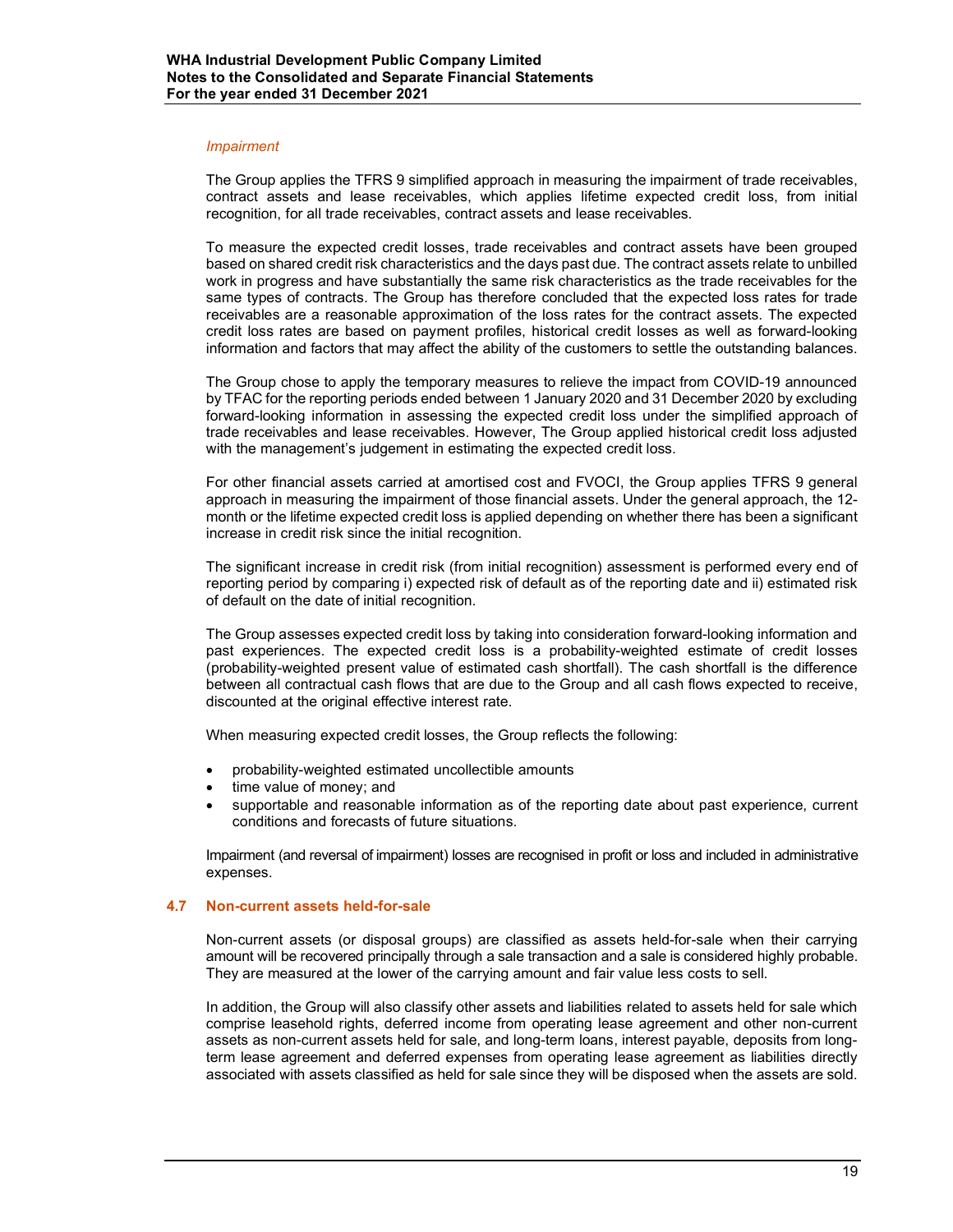*Impairment*

The Group applies the TFRS 9 simplified approach in measuring the impairment of trade receivables, contract assets and lease receivables, which applies lifetime expected credit loss, from initial recognition, for all trade receivables, contract assets and lease receivables.

To measure the expected credit losses, trade receivables and contract assets have been grouped based on shared credit risk characteristics and the days past due. The contract assets relate to unbilled work in progress and have substantially the same risk characteristics as the trade receivables for the same types of contracts. The Group has therefore concluded that the expected loss rates for trade receivables are a reasonable approximation of the loss rates for the contract assets. The expected credit loss rates are based on payment profiles, historical credit losses as well as forward-looking information and factors that may affect the ability of the customers to settle the outstanding balances.

The Group chose to apply the temporary measures to relieve the impact from COVID-19 announced by TFAC for the reporting periods ended between 1 January 2020 and 31 December 2020 by excluding forward-looking information in assessing the expected credit loss under the simplified approach of trade receivables and lease receivables. However, The Group applied historical credit loss adjusted with the management's judgement in estimating the expected credit loss.

For other financial assets carried at amortised cost and FVOCI, the Group applies TFRS 9 general approach in measuring the impairment of those financial assets. Under the general approach, the 12-month or the lifetime expected credit loss is applied depending on whether there has been a significant increase in credit risk since the initial recognition.

The significant increase in credit risk (from initial recognition) assessment is performed every end of reporting period by comparing i) expected risk of default as of the reporting date and ii) estimated risk of default on the date of initial recognition.

The Group assesses expected credit loss by taking into consideration forward-looking information and past experiences. The expected credit loss is a probability-weighted estimate of credit losses (probability-weighted present value of estimated cash shortfall). The cash shortfall is the difference between all contractual cash flows that are due to the Group and all cash flows expected to receive, discounted at the original effective interest rate.

When measuring expected credit losses, the Group reflects the following:

- probability-weighted estimated uncollectible amounts
- time value of money; and
- supportable and reasonable information as of the reporting date about past experience, current conditions and forecasts of future situations.

Impairment (and reversal of impairment) losses are recognised in profit or loss and included in administrative expenses.

## 4.7 Non-current assets held-for-sale

Non-current assets (or disposal groups) are classified as assets held-for-sale when their carrying amount will be recovered principally through a sale transaction and a sale is considered highly probable. They are measured at the lower of the carrying amount and fair value less costs to sell.

In addition, the Group will also classify other assets and liabilities related to assets held for sale which comprise leasehold rights, deferred income from operating lease agreement and other non-current assets as non-current assets held for sale, and long-term loans, interest payable, deposits from long-term lease agreement and deferred expenses from operating lease agreement as liabilities directly associated with assets classified as held for sale since they will be disposed when the assets are sold.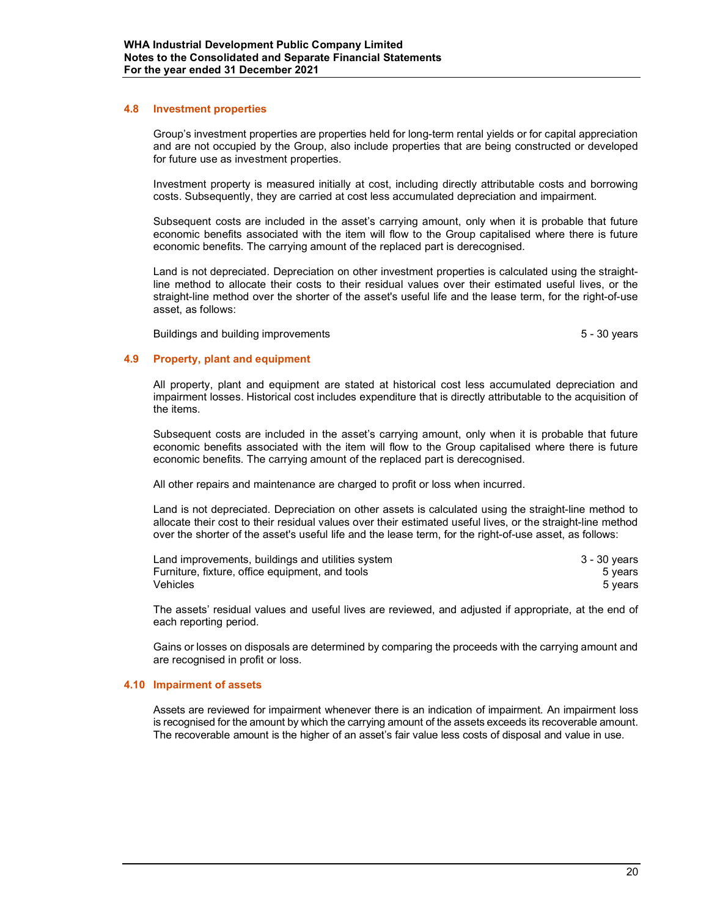### 4.8 Investment properties

Group's investment properties are properties held for long-term rental yields or for capital appreciation and are not occupied by the Group, also include properties that are being constructed or developed for future use as investment properties.

Investment property is measured initially at cost, including directly attributable costs and borrowing costs. Subsequently, they are carried at cost less accumulated depreciation and impairment.

Subsequent costs are included in the asset's carrying amount, only when it is probable that future economic benefits associated with the item will flow to the Group capitalised where there is future economic benefits. The carrying amount of the replaced part is derecognised.

Land is not depreciated. Depreciation on other investment properties is calculated using the straight-line method to allocate their costs to their residual values over their estimated useful lives, or the straight-line method over the shorter of the asset's useful life and the lease term, for the right-of-use asset, as follows:

| | |
|---|---|
| Buildings and building improvements | 5 - 30 years |

### 4.9 Property, plant and equipment

All property, plant and equipment are stated at historical cost less accumulated depreciation and impairment losses. Historical cost includes expenditure that is directly attributable to the acquisition of the items.

Subsequent costs are included in the asset's carrying amount, only when it is probable that future economic benefits associated with the item will flow to the Group capitalised where there is future economic benefits. The carrying amount of the replaced part is derecognised.

All other repairs and maintenance are charged to profit or loss when incurred.

Land is not depreciated. Depreciation on other assets is calculated using the straight-line method to allocate their cost to their residual values over their estimated useful lives, or the straight-line method over the shorter of the asset's useful life and the lease term, for the right-of-use asset, as follows:

| | |
|---|---|
| Land improvements, buildings and utilities system | 3 - 30 years |
| Furniture, fixture, office equipment, and tools | 5 years |
| Vehicles | 5 years |

The assets' residual values and useful lives are reviewed, and adjusted if appropriate, at the end of each reporting period.

Gains or losses on disposals are determined by comparing the proceeds with the carrying amount and are recognised in profit or loss.

### 4.10 Impairment of assets

Assets are reviewed for impairment whenever there is an indication of impairment. An impairment loss is recognised for the amount by which the carrying amount of the assets exceeds its recoverable amount. The recoverable amount is the higher of an asset's fair value less costs of disposal and value in use.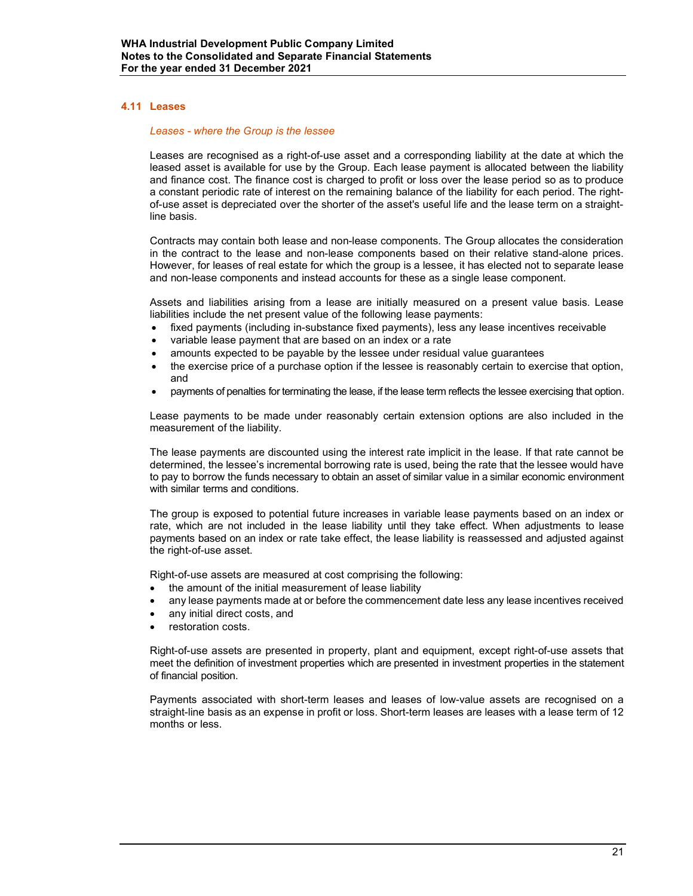## 4.11 Leases

*Leases - where the Group is the lessee*

Leases are recognised as a right-of-use asset and a corresponding liability at the date at which the leased asset is available for use by the Group. Each lease payment is allocated between the liability and finance cost. The finance cost is charged to profit or loss over the lease period so as to produce a constant periodic rate of interest on the remaining balance of the liability for each period. The right-of-use asset is depreciated over the shorter of the asset's useful life and the lease term on a straight-line basis.

Contracts may contain both lease and non-lease components. The Group allocates the consideration in the contract to the lease and non-lease components based on their relative stand-alone prices. However, for leases of real estate for which the group is a lessee, it has elected not to separate lease and non-lease components and instead accounts for these as a single lease component.

Assets and liabilities arising from a lease are initially measured on a present value basis. Lease liabilities include the net present value of the following lease payments:

- fixed payments (including in-substance fixed payments), less any lease incentives receivable
- variable lease payment that are based on an index or a rate
- amounts expected to be payable by the lessee under residual value guarantees
- the exercise price of a purchase option if the lessee is reasonably certain to exercise that option, and
- payments of penalties for terminating the lease, if the lease term reflects the lessee exercising that option.

Lease payments to be made under reasonably certain extension options are also included in the measurement of the liability.

The lease payments are discounted using the interest rate implicit in the lease. If that rate cannot be determined, the lessee's incremental borrowing rate is used, being the rate that the lessee would have to pay to borrow the funds necessary to obtain an asset of similar value in a similar economic environment with similar terms and conditions.

The group is exposed to potential future increases in variable lease payments based on an index or rate, which are not included in the lease liability until they take effect. When adjustments to lease payments based on an index or rate take effect, the lease liability is reassessed and adjusted against the right-of-use asset.

Right-of-use assets are measured at cost comprising the following:

- the amount of the initial measurement of lease liability
- any lease payments made at or before the commencement date less any lease incentives received
- any initial direct costs, and
- restoration costs.

Right-of-use assets are presented in property, plant and equipment, except right-of-use assets that meet the definition of investment properties which are presented in investment properties in the statement of financial position.

Payments associated with short-term leases and leases of low-value assets are recognised on a straight-line basis as an expense in profit or loss. Short-term leases are leases with a lease term of 12 months or less.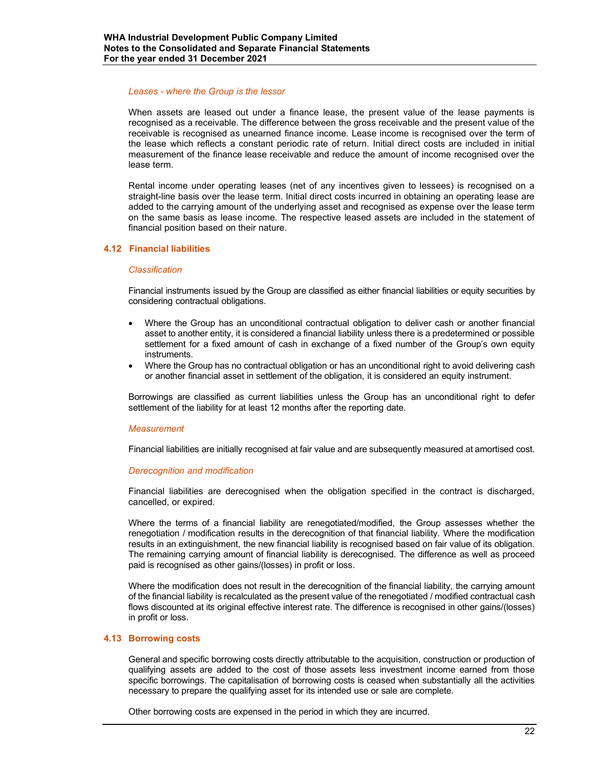*Leases - where the Group is the lessor*

When assets are leased out under a finance lease, the present value of the lease payments is recognised as a receivable. The difference between the gross receivable and the present value of the receivable is recognised as unearned finance income. Lease income is recognised over the term of the lease which reflects a constant periodic rate of return. Initial direct costs are included in initial measurement of the finance lease receivable and reduce the amount of income recognised over the lease term.

Rental income under operating leases (net of any incentives given to lessees) is recognised on a straight-line basis over the lease term. Initial direct costs incurred in obtaining an operating lease are added to the carrying amount of the underlying asset and recognised as expense over the lease term on the same basis as lease income. The respective leased assets are included in the statement of financial position based on their nature.

## 4.12 Financial liabilities

*Classification*

Financial instruments issued by the Group are classified as either financial liabilities or equity securities by considering contractual obligations.

- Where the Group has an unconditional contractual obligation to deliver cash or another financial asset to another entity, it is considered a financial liability unless there is a predetermined or possible settlement for a fixed amount of cash in exchange of a fixed number of the Group's own equity instruments.
- Where the Group has no contractual obligation or has an unconditional right to avoid delivering cash or another financial asset in settlement of the obligation, it is considered an equity instrument.

Borrowings are classified as current liabilities unless the Group has an unconditional right to defer settlement of the liability for at least 12 months after the reporting date.

*Measurement*

Financial liabilities are initially recognised at fair value and are subsequently measured at amortised cost.

*Derecognition and modification*

Financial liabilities are derecognised when the obligation specified in the contract is discharged, cancelled, or expired.

Where the terms of a financial liability are renegotiated/modified, the Group assesses whether the renegotiation / modification results in the derecognition of that financial liability. Where the modification results in an extinguishment, the new financial liability is recognised based on fair value of its obligation. The remaining carrying amount of financial liability is derecognised. The difference as well as proceed paid is recognised as other gains/(losses) in profit or loss.

Where the modification does not result in the derecognition of the financial liability, the carrying amount of the financial liability is recalculated as the present value of the renegotiated / modified contractual cash flows discounted at its original effective interest rate. The difference is recognised in other gains/(losses) in profit or loss.

## 4.13 Borrowing costs

General and specific borrowing costs directly attributable to the acquisition, construction or production of qualifying assets are added to the cost of those assets less investment income earned from those specific borrowings. The capitalisation of borrowing costs is ceased when substantially all the activities necessary to prepare the qualifying asset for its intended use or sale are complete.

Other borrowing costs are expensed in the period in which they are incurred.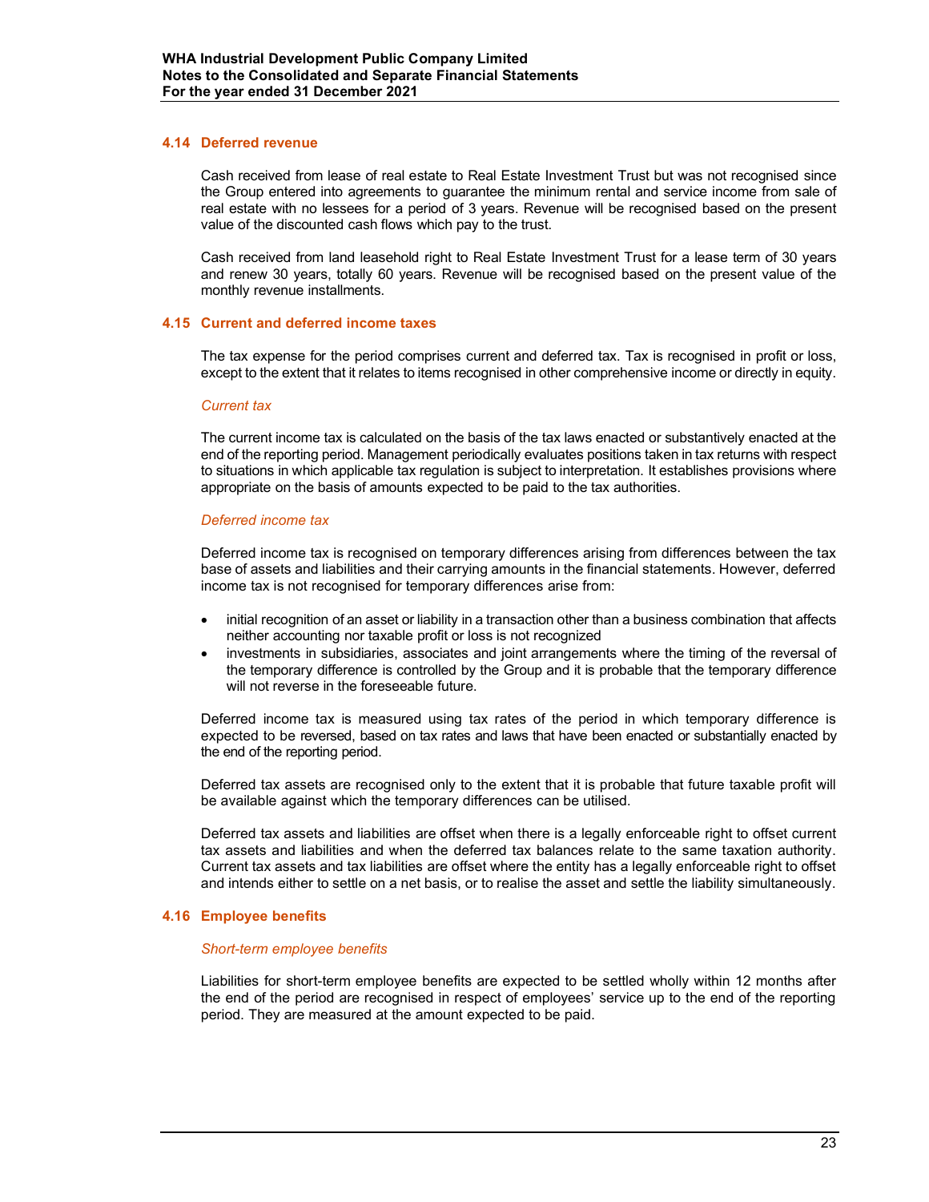### 4.14 Deferred revenue

Cash received from lease of real estate to Real Estate Investment Trust but was not recognised since the Group entered into agreements to guarantee the minimum rental and service income from sale of real estate with no lessees for a period of 3 years. Revenue will be recognised based on the present value of the discounted cash flows which pay to the trust.

Cash received from land leasehold right to Real Estate Investment Trust for a lease term of 30 years and renew 30 years, totally 60 years. Revenue will be recognised based on the present value of the monthly revenue installments.

### 4.15 Current and deferred income taxes

The tax expense for the period comprises current and deferred tax. Tax is recognised in profit or loss, except to the extent that it relates to items recognised in other comprehensive income or directly in equity.

*Current tax*

The current income tax is calculated on the basis of the tax laws enacted or substantively enacted at the end of the reporting period. Management periodically evaluates positions taken in tax returns with respect to situations in which applicable tax regulation is subject to interpretation. It establishes provisions where appropriate on the basis of amounts expected to be paid to the tax authorities.

*Deferred income tax*

Deferred income tax is recognised on temporary differences arising from differences between the tax base of assets and liabilities and their carrying amounts in the financial statements. However, deferred income tax is not recognised for temporary differences arise from:

- initial recognition of an asset or liability in a transaction other than a business combination that affects neither accounting nor taxable profit or loss is not recognized
- investments in subsidiaries, associates and joint arrangements where the timing of the reversal of the temporary difference is controlled by the Group and it is probable that the temporary difference will not reverse in the foreseeable future.

Deferred income tax is measured using tax rates of the period in which temporary difference is expected to be reversed, based on tax rates and laws that have been enacted or substantially enacted by the end of the reporting period.

Deferred tax assets are recognised only to the extent that it is probable that future taxable profit will be available against which the temporary differences can be utilised.

Deferred tax assets and liabilities are offset when there is a legally enforceable right to offset current tax assets and liabilities and when the deferred tax balances relate to the same taxation authority. Current tax assets and tax liabilities are offset where the entity has a legally enforceable right to offset and intends either to settle on a net basis, or to realise the asset and settle the liability simultaneously.

### 4.16 Employee benefits

*Short-term employee benefits*

Liabilities for short-term employee benefits are expected to be settled wholly within 12 months after the end of the period are recognised in respect of employees' service up to the end of the reporting period. They are measured at the amount expected to be paid.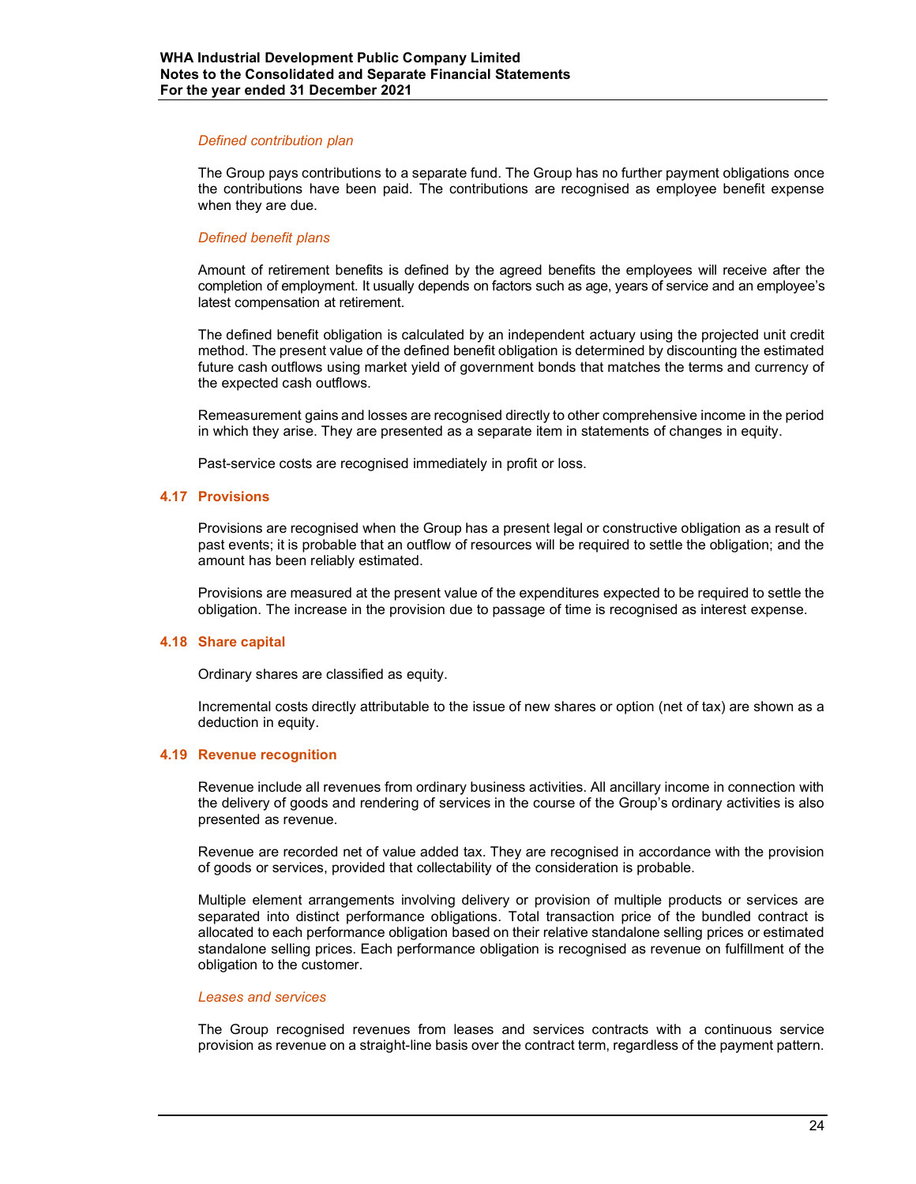*Defined contribution plan*

The Group pays contributions to a separate fund. The Group has no further payment obligations once the contributions have been paid. The contributions are recognised as employee benefit expense when they are due.

*Defined benefit plans*

Amount of retirement benefits is defined by the agreed benefits the employees will receive after the completion of employment. It usually depends on factors such as age, years of service and an employee's latest compensation at retirement.

The defined benefit obligation is calculated by an independent actuary using the projected unit credit method. The present value of the defined benefit obligation is determined by discounting the estimated future cash outflows using market yield of government bonds that matches the terms and currency of the expected cash outflows.

Remeasurement gains and losses are recognised directly to other comprehensive income in the period in which they arise. They are presented as a separate item in statements of changes in equity.

Past-service costs are recognised immediately in profit or loss.

### 4.17 Provisions

Provisions are recognised when the Group has a present legal or constructive obligation as a result of past events; it is probable that an outflow of resources will be required to settle the obligation; and the amount has been reliably estimated.

Provisions are measured at the present value of the expenditures expected to be required to settle the obligation. The increase in the provision due to passage of time is recognised as interest expense.

### 4.18 Share capital

Ordinary shares are classified as equity.

Incremental costs directly attributable to the issue of new shares or option (net of tax) are shown as a deduction in equity.

### 4.19 Revenue recognition

Revenue include all revenues from ordinary business activities. All ancillary income in connection with the delivery of goods and rendering of services in the course of the Group's ordinary activities is also presented as revenue.

Revenue are recorded net of value added tax. They are recognised in accordance with the provision of goods or services, provided that collectability of the consideration is probable.

Multiple element arrangements involving delivery or provision of multiple products or services are separated into distinct performance obligations. Total transaction price of the bundled contract is allocated to each performance obligation based on their relative standalone selling prices or estimated standalone selling prices. Each performance obligation is recognised as revenue on fulfillment of the obligation to the customer.

*Leases and services*

The Group recognised revenues from leases and services contracts with a continuous service provision as revenue on a straight-line basis over the contract term, regardless of the payment pattern.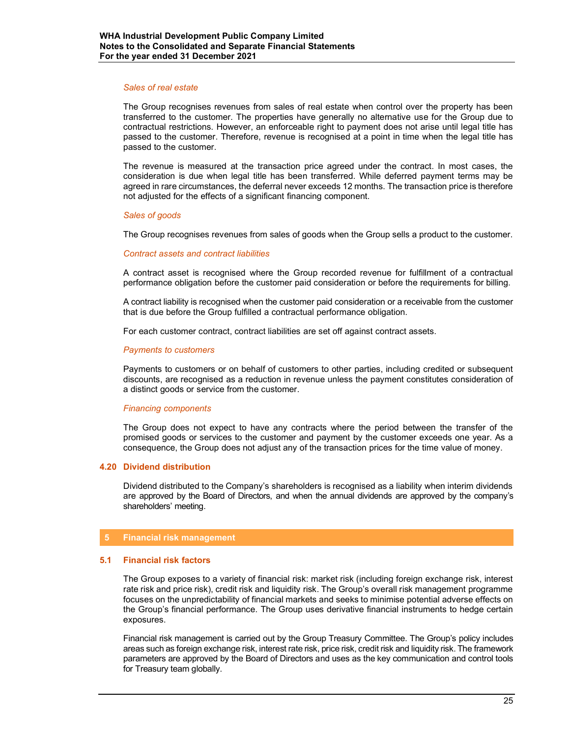*Sales of real estate*

The Group recognises revenues from sales of real estate when control over the property has been transferred to the customer. The properties have generally no alternative use for the Group due to contractual restrictions. However, an enforceable right to payment does not arise until legal title has passed to the customer. Therefore, revenue is recognised at a point in time when the legal title has passed to the customer.

The revenue is measured at the transaction price agreed under the contract. In most cases, the consideration is due when legal title has been transferred. While deferred payment terms may be agreed in rare circumstances, the deferral never exceeds 12 months. The transaction price is therefore not adjusted for the effects of a significant financing component.

*Sales of goods*

The Group recognises revenues from sales of goods when the Group sells a product to the customer.

*Contract assets and contract liabilities*

A contract asset is recognised where the Group recorded revenue for fulfillment of a contractual performance obligation before the customer paid consideration or before the requirements for billing.

A contract liability is recognised when the customer paid consideration or a receivable from the customer that is due before the Group fulfilled a contractual performance obligation.

For each customer contract, contract liabilities are set off against contract assets.

*Payments to customers*

Payments to customers or on behalf of customers to other parties, including credited or subsequent discounts, are recognised as a reduction in revenue unless the payment constitutes consideration of a distinct goods or service from the customer.

*Financing components*

The Group does not expect to have any contracts where the period between the transfer of the promised goods or services to the customer and payment by the customer exceeds one year. As a consequence, the Group does not adjust any of the transaction prices for the time value of money.

### 4.20 Dividend distribution

Dividend distributed to the Company's shareholders is recognised as a liability when interim dividends are approved by the Board of Directors, and when the annual dividends are approved by the company's shareholders' meeting.

## 5 Financial risk management

### 5.1 Financial risk factors

The Group exposes to a variety of financial risk: market risk (including foreign exchange risk, interest rate risk and price risk), credit risk and liquidity risk. The Group's overall risk management programme focuses on the unpredictability of financial markets and seeks to minimise potential adverse effects on the Group's financial performance. The Group uses derivative financial instruments to hedge certain exposures.

Financial risk management is carried out by the Group Treasury Committee. The Group's policy includes areas such as foreign exchange risk, interest rate risk, price risk, credit risk and liquidity risk. The framework parameters are approved by the Board of Directors and uses as the key communication and control tools for Treasury team globally.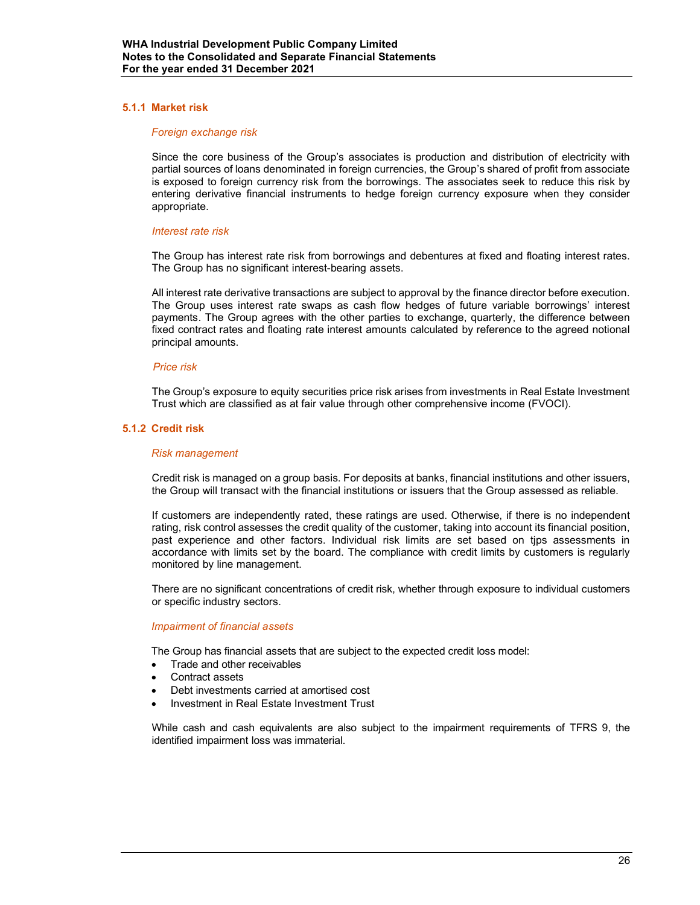### 5.1.1 Market risk

*Foreign exchange risk*

Since the core business of the Group's associates is production and distribution of electricity with partial sources of loans denominated in foreign currencies, the Group's shared of profit from associate is exposed to foreign currency risk from the borrowings. The associates seek to reduce this risk by entering derivative financial instruments to hedge foreign currency exposure when they consider appropriate.

*Interest rate risk*

The Group has interest rate risk from borrowings and debentures at fixed and floating interest rates. The Group has no significant interest-bearing assets.

All interest rate derivative transactions are subject to approval by the finance director before execution. The Group uses interest rate swaps as cash flow hedges of future variable borrowings' interest payments. The Group agrees with the other parties to exchange, quarterly, the difference between fixed contract rates and floating rate interest amounts calculated by reference to the agreed notional principal amounts.

*Price risk*

The Group's exposure to equity securities price risk arises from investments in Real Estate Investment Trust which are classified as at fair value through other comprehensive income (FVOCI).

### 5.1.2 Credit risk

*Risk management*

Credit risk is managed on a group basis. For deposits at banks, financial institutions and other issuers, the Group will transact with the financial institutions or issuers that the Group assessed as reliable.

If customers are independently rated, these ratings are used. Otherwise, if there is no independent rating, risk control assesses the credit quality of the customer, taking into account its financial position, past experience and other factors. Individual risk limits are set based on tjps assessments in accordance with limits set by the board. The compliance with credit limits by customers is regularly monitored by line management.

There are no significant concentrations of credit risk, whether through exposure to individual customers or specific industry sectors.

*Impairment of financial assets*

The Group has financial assets that are subject to the expected credit loss model:

- Trade and other receivables
- Contract assets
- Debt investments carried at amortised cost
- Investment in Real Estate Investment Trust

While cash and cash equivalents are also subject to the impairment requirements of TFRS 9, the identified impairment loss was immaterial.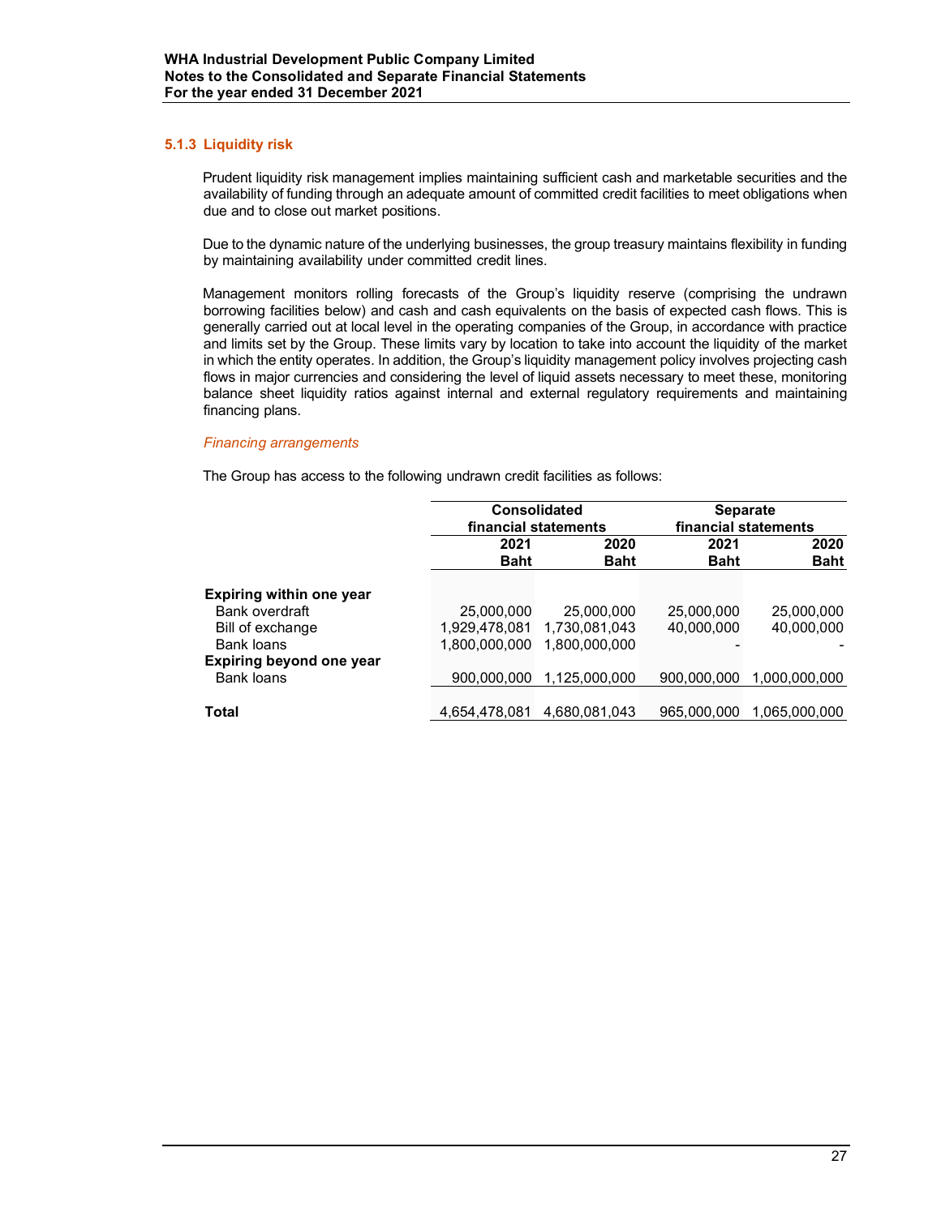### 5.1.3 Liquidity risk

Prudent liquidity risk management implies maintaining sufficient cash and marketable securities and the availability of funding through an adequate amount of committed credit facilities to meet obligations when due and to close out market positions.

Due to the dynamic nature of the underlying businesses, the group treasury maintains flexibility in funding by maintaining availability under committed credit lines.

Management monitors rolling forecasts of the Group's liquidity reserve (comprising the undrawn borrowing facilities below) and cash and cash equivalents on the basis of expected cash flows. This is generally carried out at local level in the operating companies of the Group, in accordance with practice and limits set by the Group. These limits vary by location to take into account the liquidity of the market in which the entity operates. In addition, the Group's liquidity management policy involves projecting cash flows in major currencies and considering the level of liquid assets necessary to meet these, monitoring balance sheet liquidity ratios against internal and external regulatory requirements and maintaining financing plans.

*Financing arrangements*

The Group has access to the following undrawn credit facilities as follows:

| | Consolidated financial statements | | Separate financial statements | |
|---|---|---|---|---|
| | 2021 Baht | 2020 Baht | 2021 Baht | 2020 Baht |
| **Expiring within one year** | | | | |
| Bank overdraft | 25,000,000 | 25,000,000 | 25,000,000 | 25,000,000 |
| Bill of exchange | 1,929,478,081 | 1,730,081,043 | 40,000,000 | 40,000,000 |
| Bank loans | 1,800,000,000 | 1,800,000,000 | - | - |
| **Expiring beyond one year** | | | | |
| Bank loans | 900,000,000 | 1,125,000,000 | 900,000,000 | 1,000,000,000 |
| **Total** | 4,654,478,081 | 4,680,081,043 | 965,000,000 | 1,065,000,000 |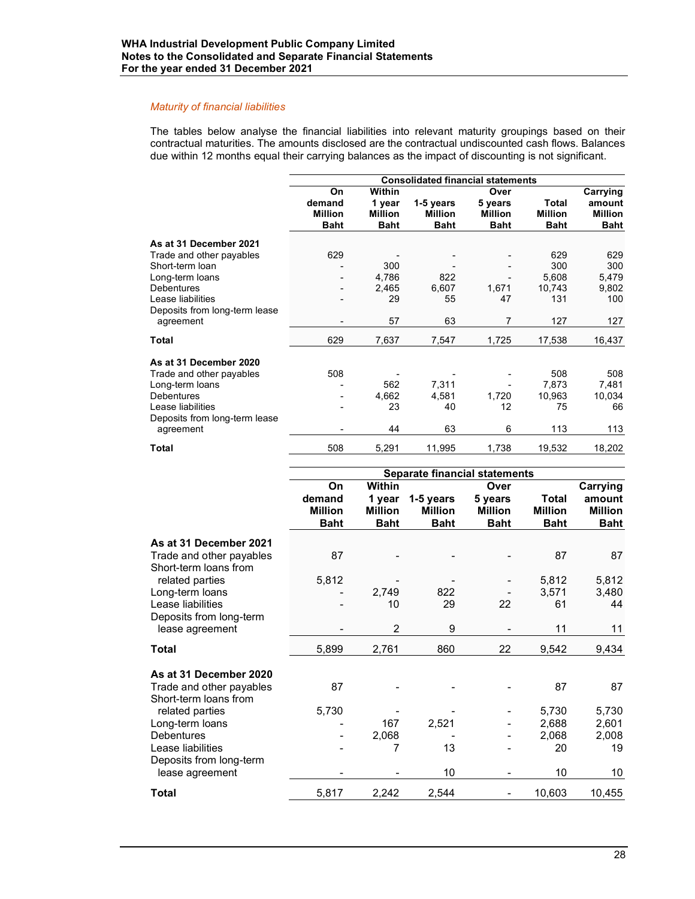*Maturity of financial liabilities*

The tables below analyse the financial liabilities into relevant maturity groupings based on their contractual maturities. The amounts disclosed are the contractual undiscounted cash flows. Balances due within 12 months equal their carrying balances as the impact of discounting is not significant.

| | Consolidated financial statements | | | | | |
|---|---|---|---|---|---|---|
| | On demand Million Baht | Within 1 year Million Baht | 1-5 years Million Baht | Over 5 years Million Baht | Total Million Baht | Carrying amount Million Baht |
| **As at 31 December 2021** | | | | | | |
| Trade and other payables | 629 | - | - | - | 629 | 629 |
| Short-term loan | - | 300 | - | - | 300 | 300 |
| Long-term loans | - | 4,786 | 822 | - | 5,608 | 5,479 |
| Debentures | - | 2,465 | 6,607 | 1,671 | 10,743 | 9,802 |
| Lease liabilities | - | 29 | 55 | 47 | 131 | 100 |
| Deposits from long-term lease agreement | - | 57 | 63 | 7 | 127 | 127 |
| **Total** | 629 | 7,637 | 7,547 | 1,725 | 17,538 | 16,437 |
| **As at 31 December 2020** | | | | | | |
| Trade and other payables | 508 | - | - | - | 508 | 508 |
| Long-term loans | - | 562 | 7,311 | - | 7,873 | 7,481 |
| Debentures | - | 4,662 | 4,581 | 1,720 | 10,963 | 10,034 |
| Lease liabilities | - | 23 | 40 | 12 | 75 | 66 |
| Deposits from long-term lease agreement | - | 44 | 63 | 6 | 113 | 113 |
| **Total** | 508 | 5,291 | 11,995 | 1,738 | 19,532 | 18,202 |

| | Separate financial statements | | | | | |
|---|---|---|---|---|---|---|
| | On demand Million Baht | Within 1 year Million Baht | 1-5 years Million Baht | Over 5 years Million Baht | Total Million Baht | Carrying amount Million Baht |
| **As at 31 December 2021** | | | | | | |
| Trade and other payables | 87 | - | - | - | 87 | 87 |
| Short-term loans from related parties | 5,812 | - | - | - | 5,812 | 5,812 |
| Long-term loans | - | 2,749 | 822 | - | 3,571 | 3,480 |
| Lease liabilities | - | 10 | 29 | 22 | 61 | 44 |
| Deposits from long-term lease agreement | - | 2 | 9 | - | 11 | 11 |
| **Total** | 5,899 | 2,761 | 860 | 22 | 9,542 | 9,434 |
| **As at 31 December 2020** | | | | | | |
| Trade and other payables | 87 | - | - | - | 87 | 87 |
| Short-term loans from related parties | 5,730 | - | - | - | 5,730 | 5,730 |
| Long-term loans | - | 167 | 2,521 | - | 2,688 | 2,601 |
| Debentures | - | 2,068 | - | - | 2,068 | 2,008 |
| Lease liabilities | - | 7 | 13 | - | 20 | 19 |
| Deposits from long-term lease agreement | - | - | 10 | - | 10 | 10 |
| **Total** | 5,817 | 2,242 | 2,544 | - | 10,603 | 10,455 |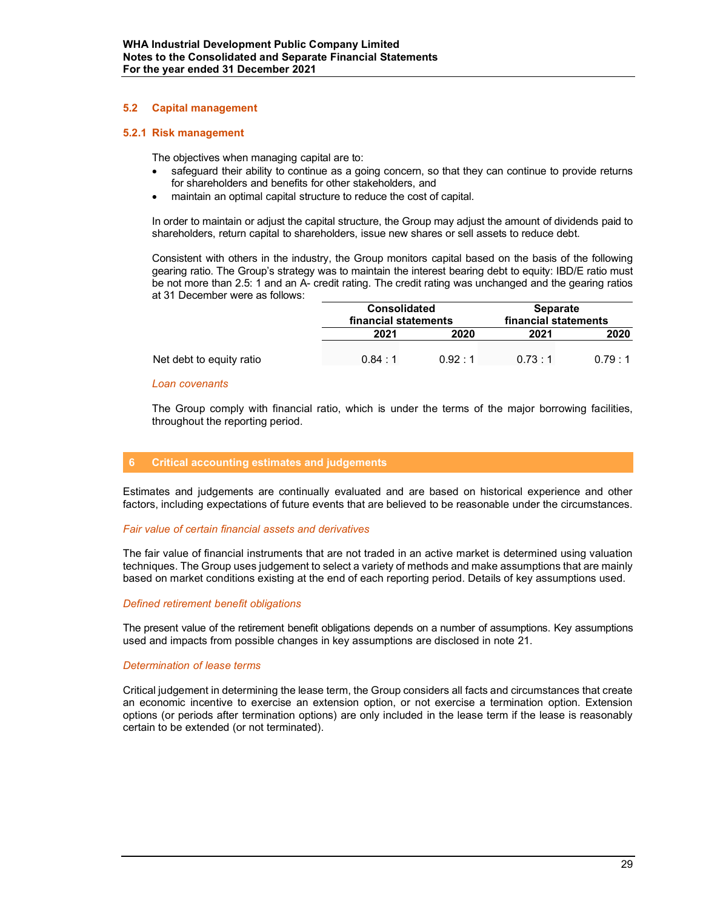### 5.2 Capital management

#### 5.2.1 Risk management

The objectives when managing capital are to:

- safeguard their ability to continue as a going concern, so that they can continue to provide returns for shareholders and benefits for other stakeholders, and
- maintain an optimal capital structure to reduce the cost of capital.

In order to maintain or adjust the capital structure, the Group may adjust the amount of dividends paid to shareholders, return capital to shareholders, issue new shares or sell assets to reduce debt.

Consistent with others in the industry, the Group monitors capital based on the basis of the following gearing ratio. The Group's strategy was to maintain the interest bearing debt to equity: IBD/E ratio must be not more than 2.5: 1 and an A- credit rating. The credit rating was unchanged and the gearing ratios at 31 December were as follows:

| | Consolidated financial statements | | Separate financial statements | |
|---|---|---|---|---|
| | 2021 | 2020 | 2021 | 2020 |
| Net debt to equity ratio | 0.84 : 1 | 0.92 : 1 | 0.73 : 1 | 0.79 : 1 |

*Loan covenants*

The Group comply with financial ratio, which is under the terms of the major borrowing facilities, throughout the reporting period.

## 6 Critical accounting estimates and judgements

Estimates and judgements are continually evaluated and are based on historical experience and other factors, including expectations of future events that are believed to be reasonable under the circumstances.

*Fair value of certain financial assets and derivatives*

The fair value of financial instruments that are not traded in an active market is determined using valuation techniques. The Group uses judgement to select a variety of methods and make assumptions that are mainly based on market conditions existing at the end of each reporting period. Details of key assumptions used.

*Defined retirement benefit obligations*

The present value of the retirement benefit obligations depends on a number of assumptions. Key assumptions used and impacts from possible changes in key assumptions are disclosed in note 21.

*Determination of lease terms*

Critical judgement in determining the lease term, the Group considers all facts and circumstances that create an economic incentive to exercise an extension option, or not exercise a termination option. Extension options (or periods after termination options) are only included in the lease term if the lease is reasonably certain to be extended (or not terminated).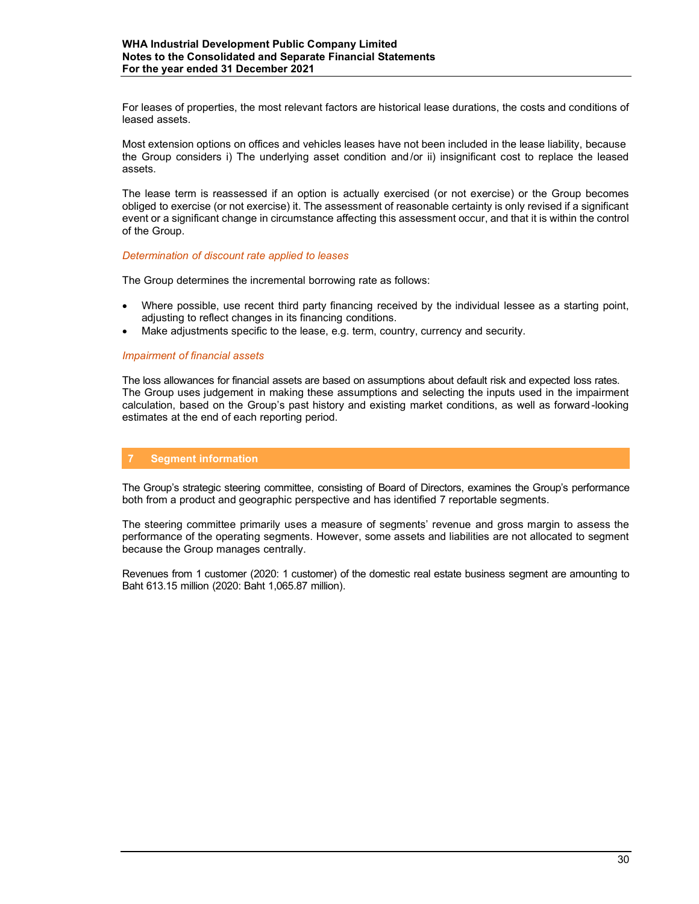For leases of properties, the most relevant factors are historical lease durations, the costs and conditions of leased assets.

Most extension options on offices and vehicles leases have not been included in the lease liability, because the Group considers i) The underlying asset condition and/or ii) insignificant cost to replace the leased assets.

The lease term is reassessed if an option is actually exercised (or not exercise) or the Group becomes obliged to exercise (or not exercise) it. The assessment of reasonable certainty is only revised if a significant event or a significant change in circumstance affecting this assessment occur, and that it is within the control of the Group.

*Determination of discount rate applied to leases*

The Group determines the incremental borrowing rate as follows:

- Where possible, use recent third party financing received by the individual lessee as a starting point, adjusting to reflect changes in its financing conditions.
- Make adjustments specific to the lease, e.g. term, country, currency and security.

*Impairment of financial assets*

The loss allowances for financial assets are based on assumptions about default risk and expected loss rates. The Group uses judgement in making these assumptions and selecting the inputs used in the impairment calculation, based on the Group's past history and existing market conditions, as well as forward-looking estimates at the end of each reporting period.

## 7 Segment information

The Group's strategic steering committee, consisting of Board of Directors, examines the Group's performance both from a product and geographic perspective and has identified 7 reportable segments.

The steering committee primarily uses a measure of segments' revenue and gross margin to assess the performance of the operating segments. However, some assets and liabilities are not allocated to segment because the Group manages centrally.

Revenues from 1 customer (2020: 1 customer) of the domestic real estate business segment are amounting to Baht 613.15 million (2020: Baht 1,065.87 million).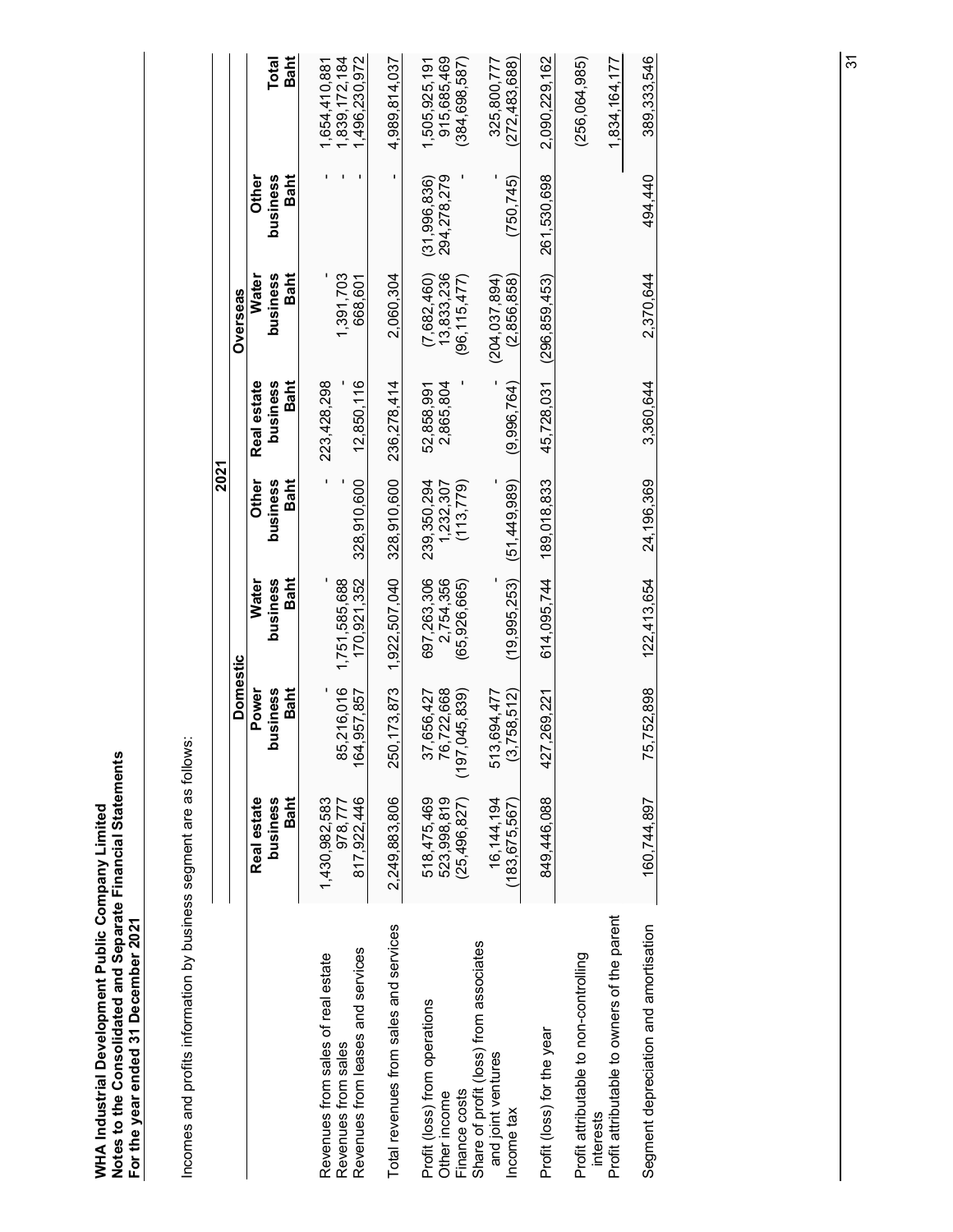**WHA Industrial Development Public Company Limited**
**Notes to the Consolidated and Separate Financial Statements**
**For the year ended 31 December 2021**

Incomes and profits information by business segment are as follows:

| | 2021 | | | | | | | | |
|---|---|---|---|---|---|---|---|---|---|
| | Domestic | | | | Overseas | | | | |
| | Real estate business Baht | Power business Baht | Water business Baht | Other business Baht | Real estate business Baht | Water business Baht | Other business Baht | Total Baht |
| Revenues from sales of real estate | 1,430,982,583 | - | - | - | 223,428,298 | - | - | 1,654,410,881 |
| Revenues from sales | 978,777 | 85,216,016 | 1,751,585,688 | - | - | 1,391,703 | - | 1,839,172,184 |
| Revenues from leases and services | 817,922,446 | 164,957,857 | 170,921,352 | 328,910,600 | 12,850,116 | 668,601 | - | 1,496,230,972 |
| Total revenues from sales and services | 2,249,883,806 | 250,173,873 | 1,922,507,040 | 328,910,600 | 236,278,414 | 2,060,304 | - | 4,989,814,037 |
| Profit (loss) from operations | 518,475,469 | 37,656,427 | 697,263,306 | 239,350,294 | 52,858,991 | (7,682,460) | (31,996,836) | 1,505,925,191 |
| Other income | 523,998,819 | 76,722,668 | 2,754,356 | 1,232,307 | 2,865,804 | 13,833,236 | 294,278,279 | 915,685,469 |
| Finance costs | (25,496,827) | (197,045,839) | (65,926,665) | (113,779) | - | (96,115,477) | - | (384,698,587) |
| Share of profit (loss) from associates and joint ventures | 16,144,194 | 513,694,477 | - | - | - | (204,037,894) | - | 325,800,777 |
| Income tax | (183,675,567) | (3,758,512) | (19,995,253) | (51,449,989) | (9,996,764) | (2,856,858) | (750,745) | (272,483,688) |
| Profit (loss) for the year | 849,446,088 | 427,269,221 | 614,095,744 | 189,018,833 | 45,728,031 | (296,859,453) | 261,530,698 | 2,090,229,162 |
| Profit attributable to non-controlling interests | | | | | | | | (256,064,985) |
| Profit attributable to owners of the parent | | | | | | | | 1,834,164,177 |
| Segment depreciation and amortisation | 160,744,897 | 75,752,898 | 122,413,654 | 24,196,369 | 3,360,644 | 2,370,644 | 494,440 | 389,333,546 |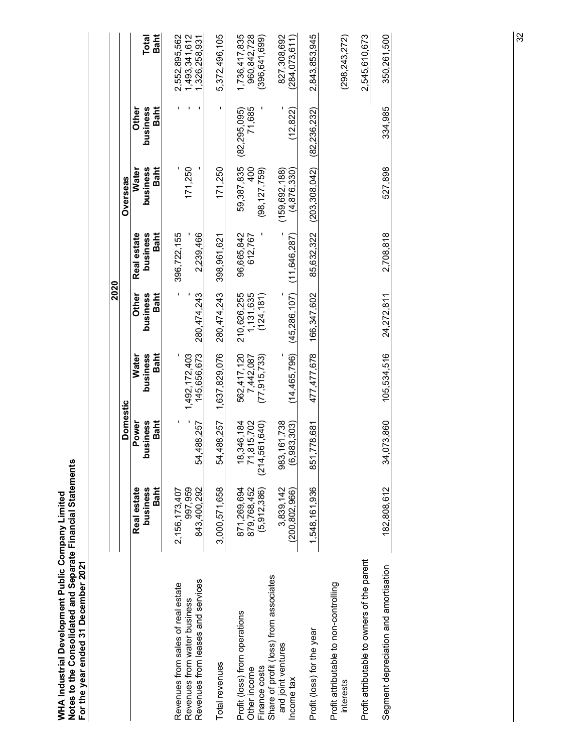**WHA Industrial Development Public Company Limited**
**Notes to the Consolidated and Separate Financial Statements**
**For the year ended 31 December 2021**

| | 2020 | | | | | | | |
|---|---|---|---|---|---|---|---|---|
| | Domestic | | | | Overseas | | | |
| | Real estate business Baht | Power business Baht | Water business Baht | Other business Baht | Real estate business Baht | Water business Baht | Other business Baht | Total Baht |
| Revenues from sales of real estate | 2,156,173,407 | - | - | - | 396,722,155 | - | - | 2,552,895,562 |
| Revenues from water business | 997,959 | - | 1,492,172,403 | - | - | 171,250 | - | 1,493,341,612 |
| Revenues from leases and services | 843,400,292 | 54,488,257 | 145,656,673 | 280,474,243 | 2,239,466 | - | - | 1,326,258,931 |
| Total revenues | 3,000,571,658 | 54,488,257 | 1,637,829,076 | 280,474,243 | 398,961,621 | 171,250 | - | 5,372,496,105 |
| Profit (loss) from operations | 871,269,694 | 18,346,184 | 562,417,120 | 210,626,255 | 96,665,842 | 59,387,835 | (82,295,095) | 1,736,417,835 |
| Other income | 879,768,452 | 71,815,702 | 7,442,087 | 1,131,635 | 612,767 | 400 | 71,685 | 960,842,728 |
| Finance costs | (5,912,386) | (214,561,640) | (77,915,733) | (124,181) | - | (98,127,759) | - | (396,641,699) |
| Share of profit (loss) from associates and joint ventures | 3,839,142 | 983,161,738 | - | - | - | (159,692,188) | - | 827,308,692 |
| Income tax | (200,802,966) | (6,983,303) | (14,465,796) | (45,286,107) | (11,646,287) | (4,876,330) | (12,822) | (284,073,611) |
| Profit (loss) for the year | 1,548,161,936 | 851,778,681 | 477,477,678 | 166,347,602 | 85,632,322 | (203,308,042) | (82,236,232) | 2,843,853,945 |
| Profit attributable to non-controlling interests | | | | | | | | (298,243,272) |
| Profit attributable to owners of the parent | | | | | | | | 2,545,610,673 |
| Segment depreciation and amortisation | 182,808,612 | 34,073,860 | 105,534,516 | 24,272,811 | 2,708,818 | 527,898 | 334,985 | 350,261,500 |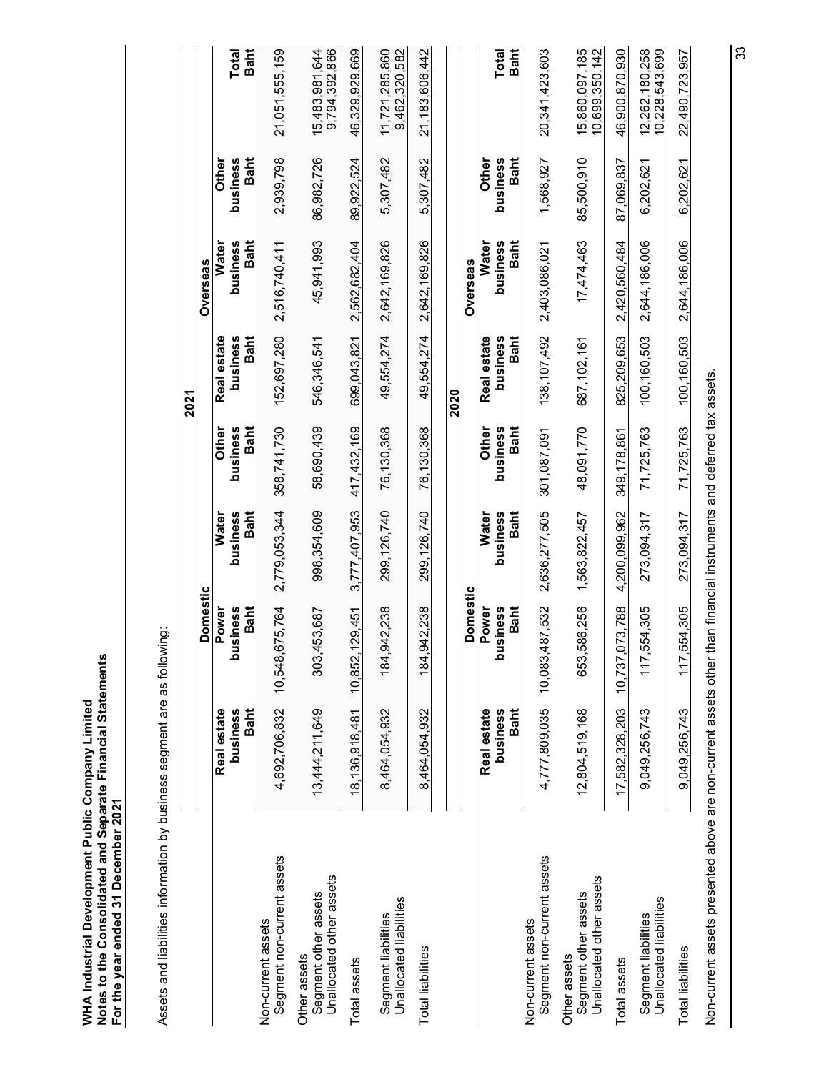**WHA Industrial Development Public Company Limited**
**Notes to the Consolidated and Separate Financial Statements**
**For the year ended 31 December 2021**

Assets and liabilities information by business segment are as following:

| | 2021 | | | | | | | |
|---|---|---|---|---|---|---|---|---|
| | Domestic | | | | Overseas | | | |
| | Real estate business Baht | Power business Baht | Water business Baht | Other business Baht | Real estate business Baht | Water business Baht | Other business Baht | Total Baht |
| Non-current assets | | | | | | | | |
| Segment non-current assets | 4,692,706,832 | 10,548,675,764 | 2,779,053,344 | 358,741,730 | 152,697,280 | 2,516,740,411 | 2,939,798 | 21,051,555,159 |
| Other assets | | | | | | | | |
| Segment other assets | 13,444,211,649 | 303,453,687 | 998,354,609 | 58,690,439 | 546,346,541 | 45,941,993 | 86,982,726 | 15,483,981,644 |
| Unallocated other assets | | | | | | | | 9,794,392,866 |
| Total assets | 18,136,918,481 | 10,852,129,451 | 3,777,407,953 | 417,432,169 | 699,043,821 | 2,562,682,404 | 89,922,524 | 46,329,929,669 |
| Segment liabilities | 8,464,054,932 | 184,942,238 | 299,126,740 | 76,130,368 | 49,554,274 | 2,642,169,826 | 5,307,482 | 11,721,285,860 |
| Unallocated liabilities | | | | | | | | 9,462,320,582 |
| Total liabilities | 8,464,054,932 | 184,942,238 | 299,126,740 | 76,130,368 | 49,554,274 | 2,642,169,826 | 5,307,482 | 21,183,606,442 |

| | 2020 | | | | | | | |
|---|---|---|---|---|---|---|---|---|
| | Domestic | | | | Overseas | | | |
| | Real estate business Baht | Power business Baht | Water business Baht | Other business Baht | Real estate business Baht | Water business Baht | Other business Baht | Total Baht |
| Non-current assets | | | | | | | | |
| Segment non-current assets | 4,777,809,035 | 10,083,487,532 | 2,636,277,505 | 301,087,091 | 138,107,492 | 2,403,086,021 | 1,568,927 | 20,341,423,603 |
| Other assets | | | | | | | | |
| Segment other assets | 12,804,519,168 | 653,586,256 | 1,563,822,457 | 48,091,770 | 687,102,161 | 17,474,463 | 85,500,910 | 15,860,097,185 |
| Unallocated other assets | | | | | | | | 10,699,350,142 |
| Total assets | 17,582,328,203 | 10,737,073,788 | 4,200,099,962 | 349,178,861 | 825,209,653 | 2,420,560,484 | 87,069,837 | 46,900,870,930 |
| Segment liabilities | 9,049,256,743 | 117,554,305 | 273,094,317 | 71,725,763 | 100,160,503 | 2,644,186,006 | 6,202,621 | 12,262,180,258 |
| Unallocated liabilities | | | | | | | | 10,228,543,699 |
| Total liabilities | 9,049,256,743 | 117,554,305 | 273,094,317 | 71,725,763 | 100,160,503 | 2,644,186,006 | 6,202,621 | 22,490,723,957 |

Non-current assets presented above are non-current assets other than financial instruments and deferred tax assets.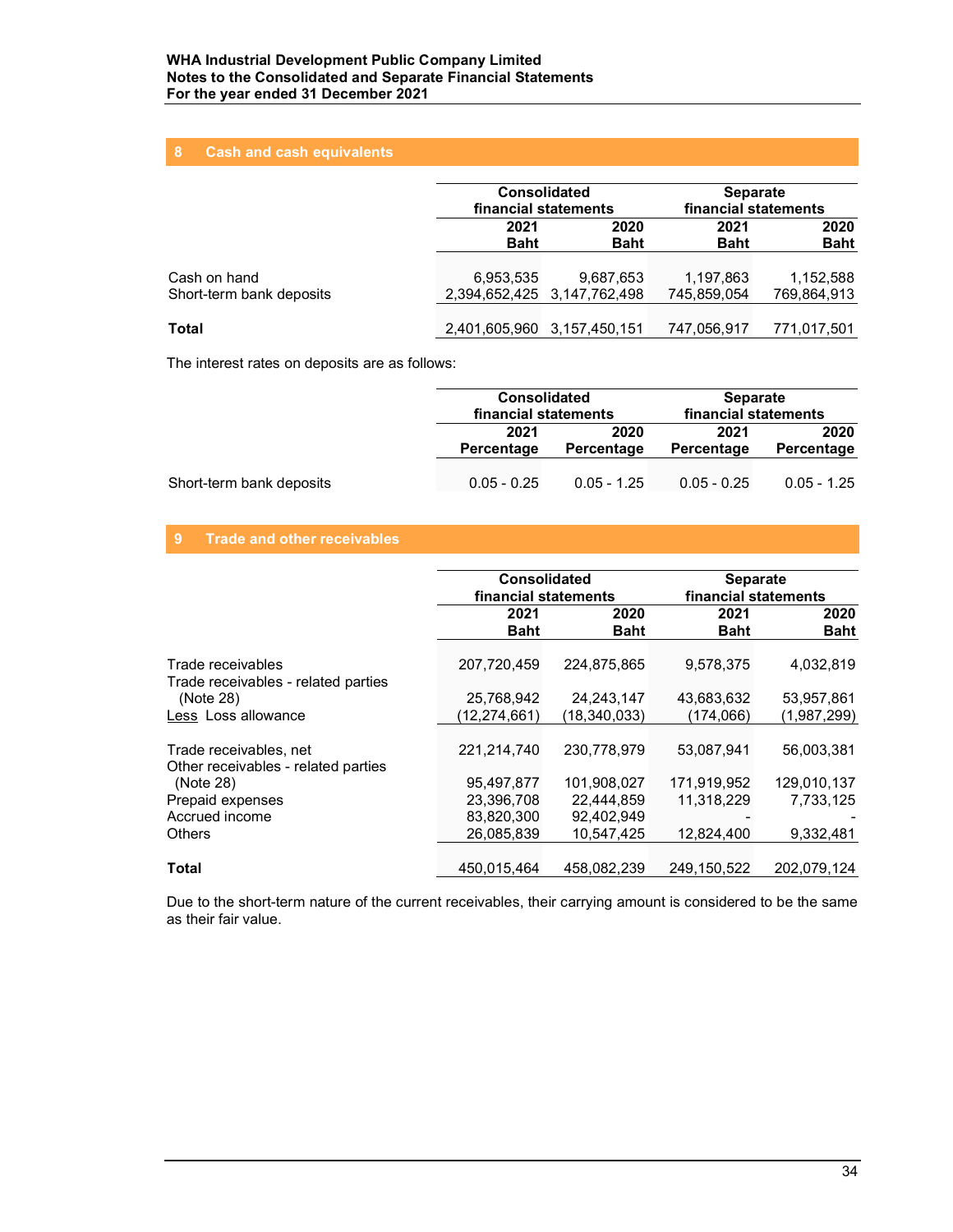## 8 Cash and cash equivalents

| | Consolidated financial statements | | Separate financial statements | |
|---|---|---|---|---|
| | 2021 Baht | 2020 Baht | 2021 Baht | 2020 Baht |
| Cash on hand | 6,953,535 | 9,687,653 | 1,197,863 | 1,152,588 |
| Short-term bank deposits | 2,394,652,425 | 3,147,762,498 | 745,859,054 | 769,864,913 |
| **Total** | 2,401,605,960 | 3,157,450,151 | 747,056,917 | 771,017,501 |

The interest rates on deposits are as follows:

| | Consolidated financial statements | | Separate financial statements | |
|---|---|---|---|---|
| | 2021 Percentage | 2020 Percentage | 2021 Percentage | 2020 Percentage |
| Short-term bank deposits | 0.05 - 0.25 | 0.05 - 1.25 | 0.05 - 0.25 | 0.05 - 1.25 |

## 9 Trade and other receivables

| | Consolidated financial statements | | Separate financial statements | |
|---|---|---|---|---|
| | 2021 Baht | 2020 Baht | 2021 Baht | 2020 Baht |
| Trade receivables | 207,720,459 | 224,875,865 | 9,578,375 | 4,032,819 |
| Trade receivables - related parties (Note 28) | 25,768,942 | 24,243,147 | 43,683,632 | 53,957,861 |
| Less Loss allowance | (12,274,661) | (18,340,033) | (174,066) | (1,987,299) |
| Trade receivables, net | 221,214,740 | 230,778,979 | 53,087,941 | 56,003,381 |
| Other receivables - related parties (Note 28) | 95,497,877 | 101,908,027 | 171,919,952 | 129,010,137 |
| Prepaid expenses | 23,396,708 | 22,444,859 | 11,318,229 | 7,733,125 |
| Accrued income | 83,820,300 | 92,402,949 | - | - |
| Others | 26,085,839 | 10,547,425 | 12,824,400 | 9,332,481 |
| **Total** | 450,015,464 | 458,082,239 | 249,150,522 | 202,079,124 |

Due to the short-term nature of the current receivables, their carrying amount is considered to be the same as their fair value.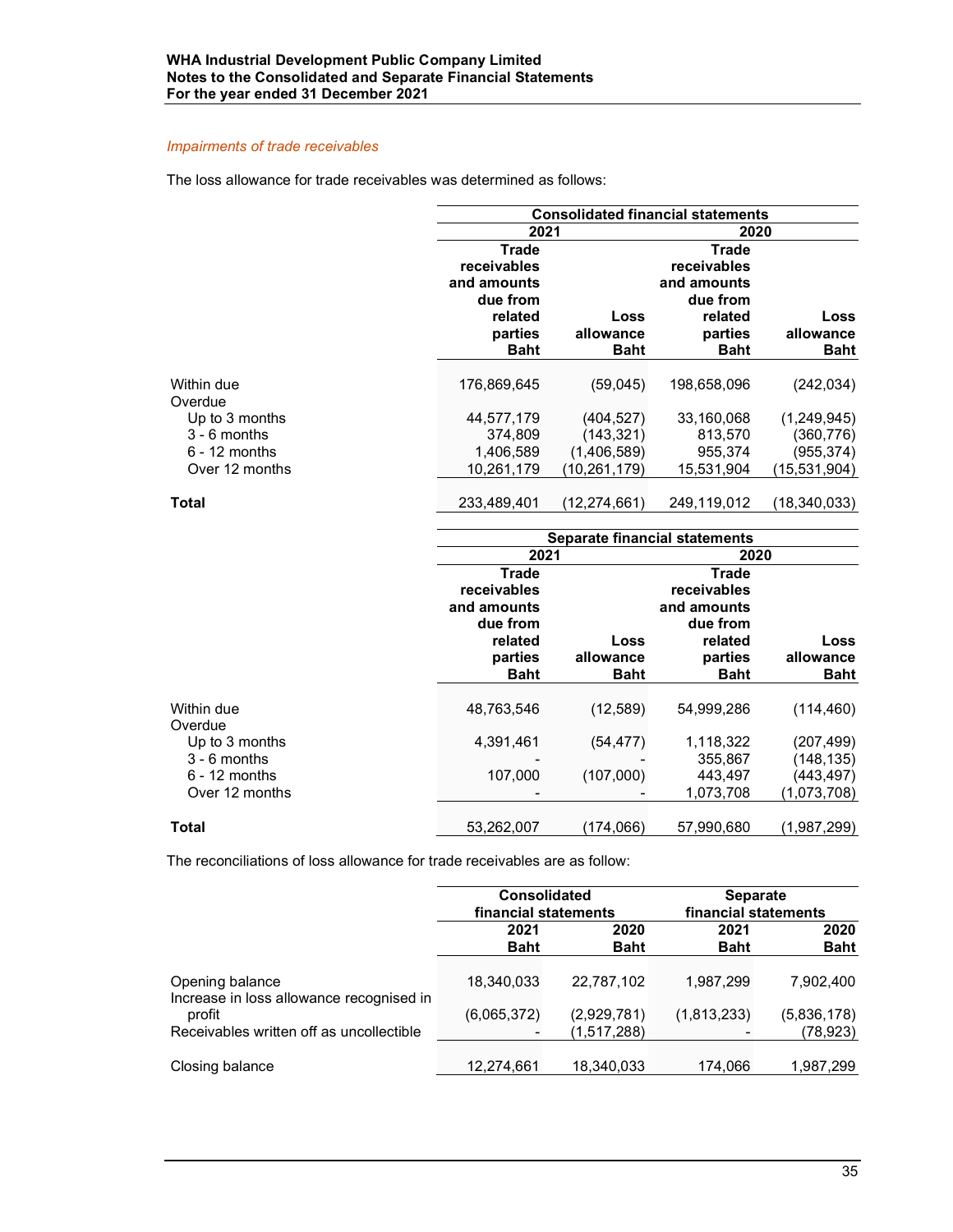*Impairments of trade receivables*

The loss allowance for trade receivables was determined as follows:

| | Consolidated financial statements | | | |
|---|---|---|---|---|
| | 2021 | | 2020 | |
| | Trade receivables and amounts due from related parties Baht | Loss allowance Baht | Trade receivables and amounts due from related parties Baht | Loss allowance Baht |
| Within due | 176,869,645 | (59,045) | 198,658,096 | (242,034) |
| Overdue | | | | |
| Up to 3 months | 44,577,179 | (404,527) | 33,160,068 | (1,249,945) |
| 3 - 6 months | 374,809 | (143,321) | 813,570 | (360,776) |
| 6 - 12 months | 1,406,589 | (1,406,589) | 955,374 | (955,374) |
| Over 12 months | 10,261,179 | (10,261,179) | 15,531,904 | (15,531,904) |
| **Total** | 233,489,401 | (12,274,661) | 249,119,012 | (18,340,033) |

| | Separate financial statements | | | |
|---|---|---|---|---|
| | 2021 | | 2020 | |
| | Trade receivables and amounts due from related parties Baht | Loss allowance Baht | Trade receivables and amounts due from related parties Baht | Loss allowance Baht |
| Within due | 48,763,546 | (12,589) | 54,999,286 | (114,460) |
| Overdue | | | | |
| Up to 3 months | 4,391,461 | (54,477) | 1,118,322 | (207,499) |
| 3 - 6 months | - | - | 355,867 | (148,135) |
| 6 - 12 months | 107,000 | (107,000) | 443,497 | (443,497) |
| Over 12 months | - | - | 1,073,708 | (1,073,708) |
| **Total** | 53,262,007 | (174,066) | 57,990,680 | (1,987,299) |

The reconciliations of loss allowance for trade receivables are as follow:

| | Consolidated financial statements | | Separate financial statements | |
|---|---|---|---|---|
| | 2021 Baht | 2020 Baht | 2021 Baht | 2020 Baht |
| Opening balance | 18,340,033 | 22,787,102 | 1,987,299 | 7,902,400 |
| Increase in loss allowance recognised in profit | (6,065,372) | (2,929,781) | (1,813,233) | (5,836,178) |
| Receivables written off as uncollectible | - | (1,517,288) | - | (78,923) |
| Closing balance | 12,274,661 | 18,340,033 | 174,066 | 1,987,299 |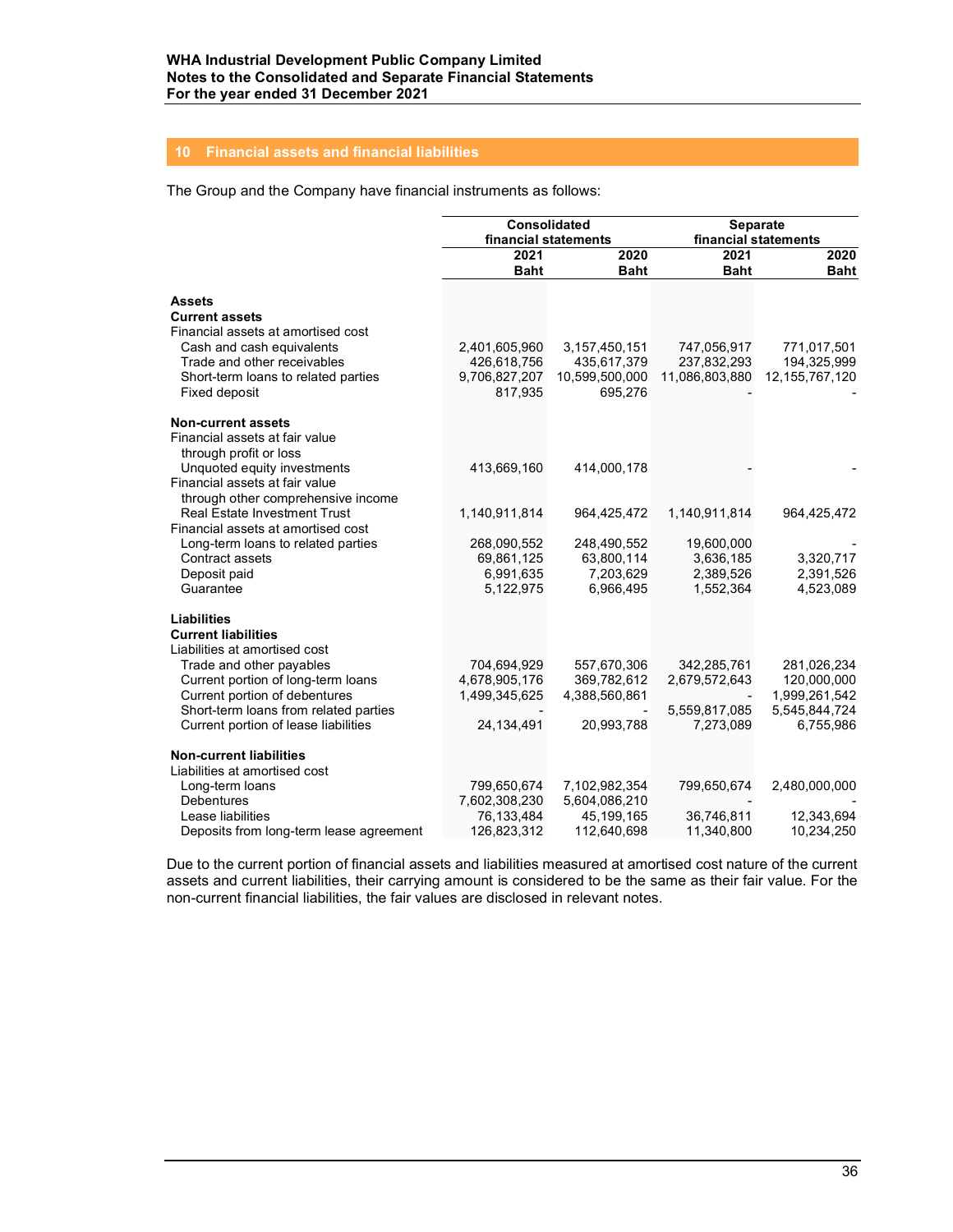## 10 Financial assets and financial liabilities

The Group and the Company have financial instruments as follows:

| | Consolidated financial statements | | Separate financial statements | |
|---|---|---|---|---|
| | 2021 Baht | 2020 Baht | 2021 Baht | 2020 Baht |
| **Assets** | | | | |
| **Current assets** | | | | |
| Financial assets at amortised cost | | | | |
| Cash and cash equivalents | 2,401,605,960 | 3,157,450,151 | 747,056,917 | 771,017,501 |
| Trade and other receivables | 426,618,756 | 435,617,379 | 237,832,293 | 194,325,999 |
| Short-term loans to related parties | 9,706,827,207 | 10,599,500,000 | 11,086,803,880 | 12,155,767,120 |
| Fixed deposit | 817,935 | 695,276 | - | - |
| **Non-current assets** | | | | |
| Financial assets at fair value through profit or loss | | | | |
| Unquoted equity investments | 413,669,160 | 414,000,178 | - | - |
| Financial assets at fair value through other comprehensive income | | | | |
| Real Estate Investment Trust | 1,140,911,814 | 964,425,472 | 1,140,911,814 | 964,425,472 |
| Financial assets at amortised cost | | | | |
| Long-term loans to related parties | 268,090,552 | 248,490,552 | 19,600,000 | - |
| Contract assets | 69,861,125 | 63,800,114 | 3,636,185 | 3,320,717 |
| Deposit paid | 6,991,635 | 7,203,629 | 2,389,526 | 2,391,526 |
| Guarantee | 5,122,975 | 6,966,495 | 1,552,364 | 4,523,089 |
| **Liabilities** | | | | |
| **Current liabilities** | | | | |
| Liabilities at amortised cost | | | | |
| Trade and other payables | 704,694,929 | 557,670,306 | 342,285,761 | 281,026,234 |
| Current portion of long-term loans | 4,678,905,176 | 369,782,612 | 2,679,572,643 | 120,000,000 |
| Current portion of debentures | 1,499,345,625 | 4,388,560,861 | - | 1,999,261,542 |
| Short-term loans from related parties | - | - | 5,559,817,085 | 5,545,844,724 |
| Current portion of lease liabilities | 24,134,491 | 20,993,788 | 7,273,089 | 6,755,986 |
| **Non-current liabilities** | | | | |
| Liabilities at amortised cost | | | | |
| Long-term loans | 799,650,674 | 7,102,982,354 | 799,650,674 | 2,480,000,000 |
| Debentures | 7,602,308,230 | 5,604,086,210 | - | - |
| Lease liabilities | 76,133,484 | 45,199,165 | 36,746,811 | 12,343,694 |
| Deposits from long-term lease agreement | 126,823,312 | 112,640,698 | 11,340,800 | 10,234,250 |

Due to the current portion of financial assets and liabilities measured at amortised cost nature of the current assets and current liabilities, their carrying amount is considered to be the same as their fair value. For the non-current financial liabilities, the fair values are disclosed in relevant notes.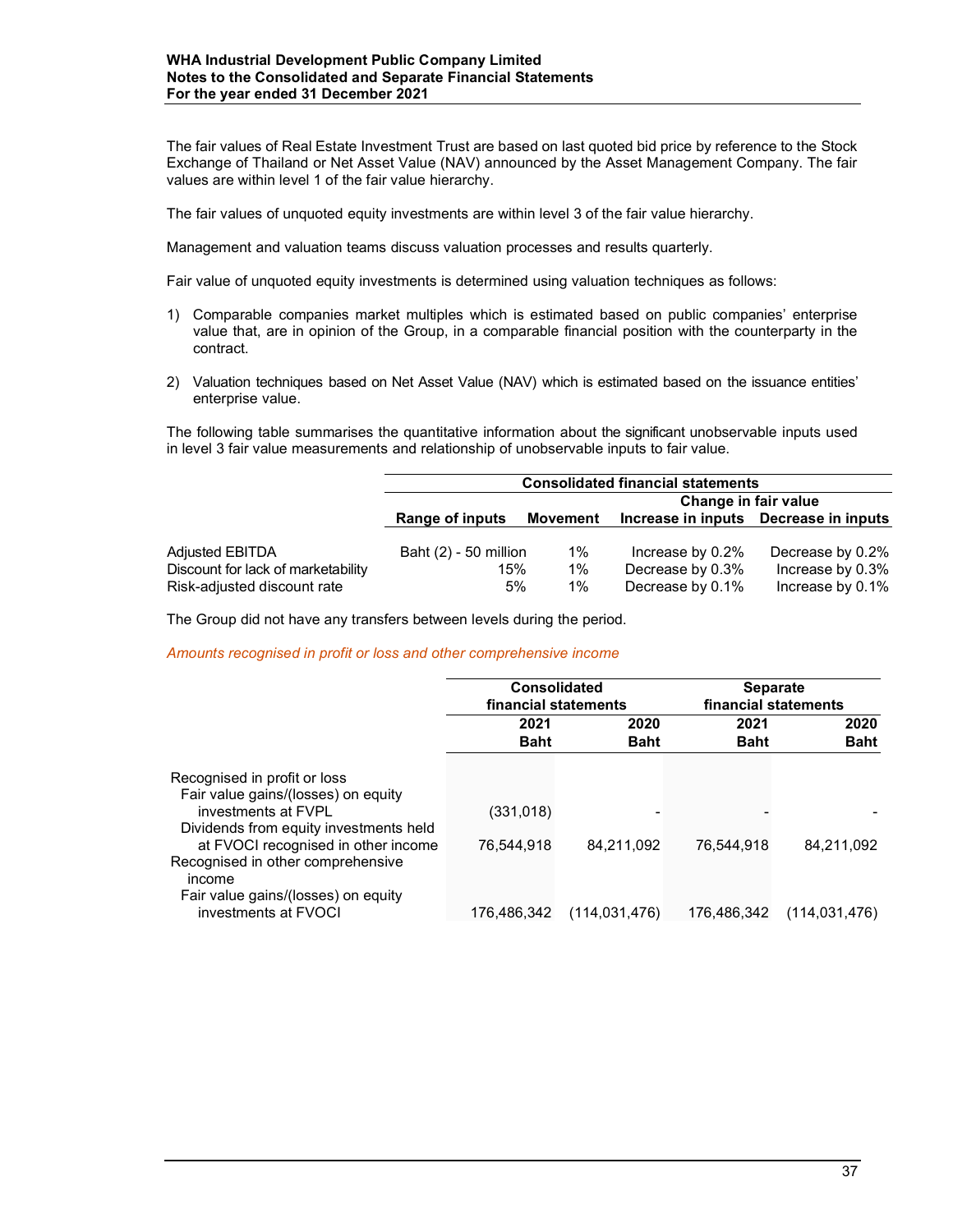The fair values of Real Estate Investment Trust are based on last quoted bid price by reference to the Stock Exchange of Thailand or Net Asset Value (NAV) announced by the Asset Management Company. The fair values are within level 1 of the fair value hierarchy.

The fair values of unquoted equity investments are within level 3 of the fair value hierarchy.

Management and valuation teams discuss valuation processes and results quarterly.

Fair value of unquoted equity investments is determined using valuation techniques as follows:

1) Comparable companies market multiples which is estimated based on public companies' enterprise value that, are in opinion of the Group, in a comparable financial position with the counterparty in the contract.

2) Valuation techniques based on Net Asset Value (NAV) which is estimated based on the issuance entities' enterprise value.

The following table summarises the quantitative information about the significant unobservable inputs used in level 3 fair value measurements and relationship of unobservable inputs to fair value.

| | Consolidated financial statements | | | |
|---|---|---|---|---|
| | | | Change in fair value | |
| | Range of inputs | Movement | Increase in inputs | Decrease in inputs |
| Adjusted EBITDA | Baht (2) - 50 million | 1% | Increase by 0.2% | Decrease by 0.2% |
| Discount for lack of marketability | 15% | 1% | Decrease by 0.3% | Increase by 0.3% |
| Risk-adjusted discount rate | 5% | 1% | Decrease by 0.1% | Increase by 0.1% |

The Group did not have any transfers between levels during the period.

*Amounts recognised in profit or loss and other comprehensive income*

| | Consolidated financial statements | | Separate financial statements | |
|---|---|---|---|---|
| | 2021 Baht | 2020 Baht | 2021 Baht | 2020 Baht |
| Recognised in profit or loss | | | | |
| Fair value gains/(losses) on equity investments at FVPL | (331,018) | - | - | - |
| Dividends from equity investments held at FVOCI recognised in other income | 76,544,918 | 84,211,092 | 76,544,918 | 84,211,092 |
| Recognised in other comprehensive income | | | | |
| Fair value gains/(losses) on equity investments at FVOCI | 176,486,342 | (114,031,476) | 176,486,342 | (114,031,476) |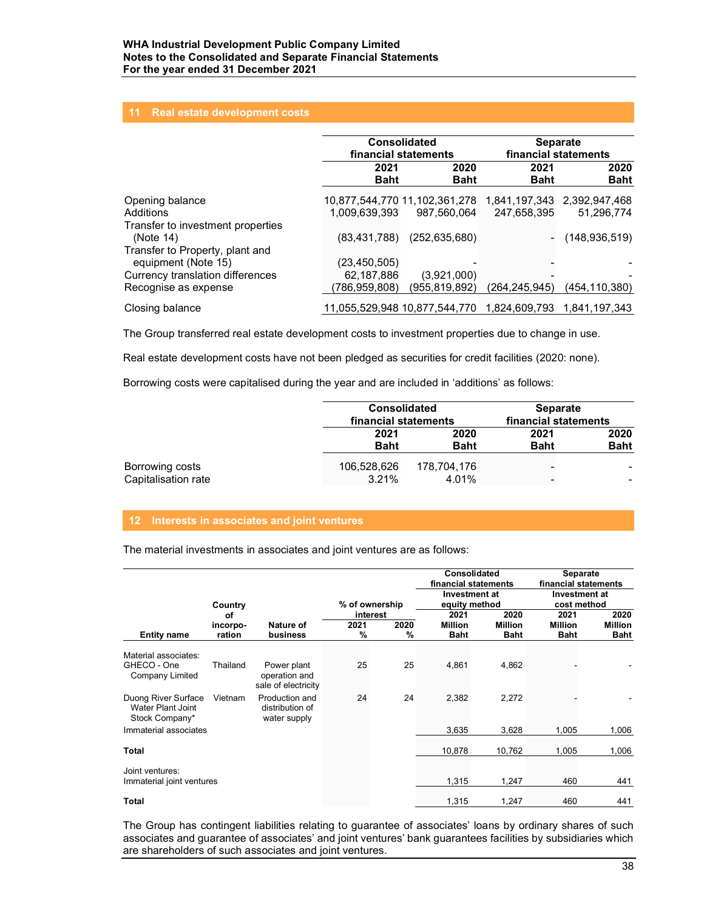## 11 Real estate development costs

| | Consolidated financial statements | | Separate financial statements | |
|---|---|---|---|---|
| | 2021 Baht | 2020 Baht | 2021 Baht | 2020 Baht |
| Opening balance | 10,877,544,770 | 11,102,361,278 | 1,841,197,343 | 2,392,947,468 |
| Additions | 1,009,639,393 | 987,560,064 | 247,658,395 | 51,296,774 |
| Transfer to investment properties (Note 14) | (83,431,788) | (252,635,680) | - | (148,936,519) |
| Transfer to Property, plant and equipment (Note 15) | (23,450,505) | - | - | - |
| Currency translation differences | 62,187,886 | (3,921,000) | - | - |
| Recognise as expense | (786,959,808) | (955,819,892) | (264,245,945) | (454,110,380) |
| Closing balance | 11,055,529,948 | 10,877,544,770 | 1,824,609,793 | 1,841,197,343 |

The Group transferred real estate development costs to investment properties due to change in use.

Real estate development costs have not been pledged as securities for credit facilities (2020: none).

Borrowing costs were capitalised during the year and are included in 'additions' as follows:

| | Consolidated financial statements | | Separate financial statements | |
|---|---|---|---|---|
| | 2021 Baht | 2020 Baht | 2021 Baht | 2020 Baht |
| Borrowing costs | 106,528,626 | 178,704,176 | - | - |
| Capitalisation rate | 3.21% | 4.01% | - | - |

## 12 Interests in associates and joint ventures

The material investments in associates and joint ventures are as follows:

| | | | | | Consolidated financial statements | | Separate financial statements | |
|---|---|---|---|---|---|---|---|---|
| | | | % of ownership interest | | Investment at equity method | | Investment at cost method | |
| Entity name | Country of incorporation | Nature of business | 2021 % | 2020 % | 2021 Million Baht | 2020 Million Baht | 2021 Million Baht | 2020 Million Baht |
| Material associates: | | | | | | | | |
| GHECO - One Company Limited | Thailand | Power plant operation and sale of electricity | 25 | 25 | 4,861 | 4,862 | - | - |
| Duong River Surface Water Plant Joint Stock Company* | Vietnam | Production and distribution of water supply | 24 | 24 | 2,382 | 2,272 | - | - |
| Immaterial associates | | | | | 3,635 | 3,628 | 1,005 | 1,006 |
| **Total** | | | | | 10,878 | 10,762 | 1,005 | 1,006 |
| Joint ventures: | | | | | | | | |
| Immaterial joint ventures | | | | | 1,315 | 1,247 | 460 | 441 |
| **Total** | | | | | 1,315 | 1,247 | 460 | 441 |

The Group has contingent liabilities relating to guarantee of associates' loans by ordinary shares of such associates and guarantee of associates' and joint ventures' bank guarantees facilities by subsidiaries which are shareholders of such associates and joint ventures.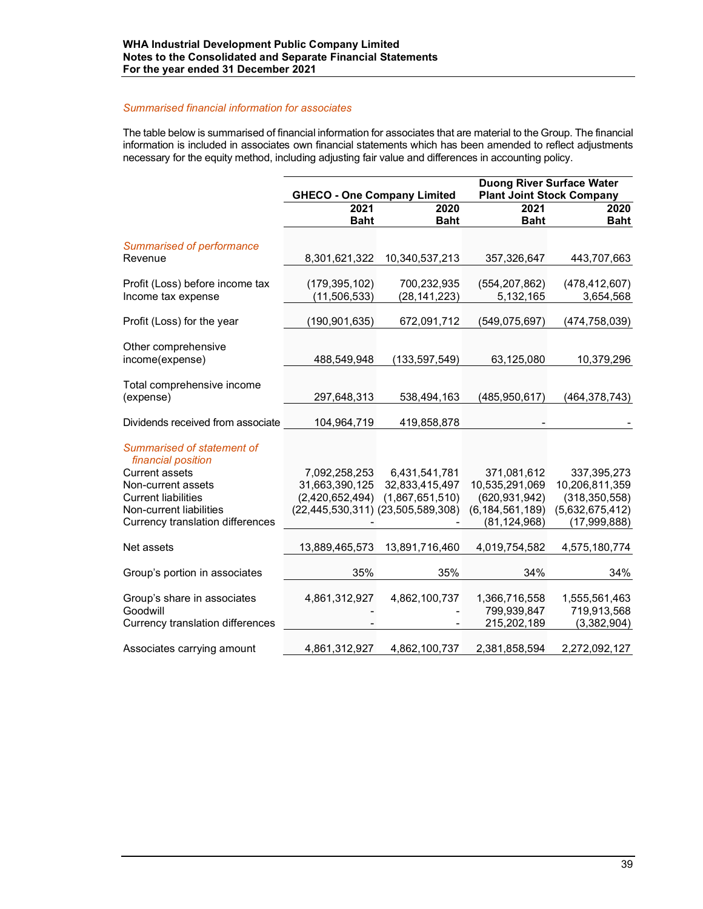*Summarised financial information for associates*

The table below is summarised of financial information for associates that are material to the Group. The financial information is included in associates own financial statements which has been amended to reflect adjustments necessary for the equity method, including adjusting fair value and differences in accounting policy.

| | GHECO - One Company Limited | | Duong River Surface Water Plant Joint Stock Company | |
|---|---|---|---|---|
| | 2021 Baht | 2020 Baht | 2021 Baht | 2020 Baht |
| *Summarised of performance* | | | | |
| Revenue | 8,301,621,322 | 10,340,537,213 | 357,326,647 | 443,707,663 |
| Profit (Loss) before income tax | (179,395,102) | 700,232,935 | (554,207,862) | (478,412,607) |
| Income tax expense | (11,506,533) | (28,141,223) | 5,132,165 | 3,654,568 |
| Profit (Loss) for the year | (190,901,635) | 672,091,712 | (549,075,697) | (474,758,039) |
| Other comprehensive income(expense) | 488,549,948 | (133,597,549) | 63,125,080 | 10,379,296 |
| Total comprehensive income (expense) | 297,648,313 | 538,494,163 | (485,950,617) | (464,378,743) |
| Dividends received from associate | 104,964,719 | 419,858,878 | - | - |
| *Summarised of statement of financial position* | | | | |
| Current assets | 7,092,258,253 | 6,431,541,781 | 371,081,612 | 337,395,273 |
| Non-current assets | 31,663,390,125 | 32,833,415,497 | 10,535,291,069 | 10,206,811,359 |
| Current liabilities | (2,420,652,494) | (1,867,651,510) | (620,931,942) | (318,350,558) |
| Non-current liabilities | (22,445,530,311) | (23,505,589,308) | (6,184,561,189) | (5,632,675,412) |
| Currency translation differences | - | - | (81,124,968) | (17,999,888) |
| Net assets | 13,889,465,573 | 13,891,716,460 | 4,019,754,582 | 4,575,180,774 |
| Group's portion in associates | 35% | 35% | 34% | 34% |
| Group's share in associates | 4,861,312,927 | 4,862,100,737 | 1,366,716,558 | 1,555,561,463 |
| Goodwill | - | - | 799,939,847 | 719,913,568 |
| Currency translation differences | - | - | 215,202,189 | (3,382,904) |
| Associates carrying amount | 4,861,312,927 | 4,862,100,737 | 2,381,858,594 | 2,272,092,127 |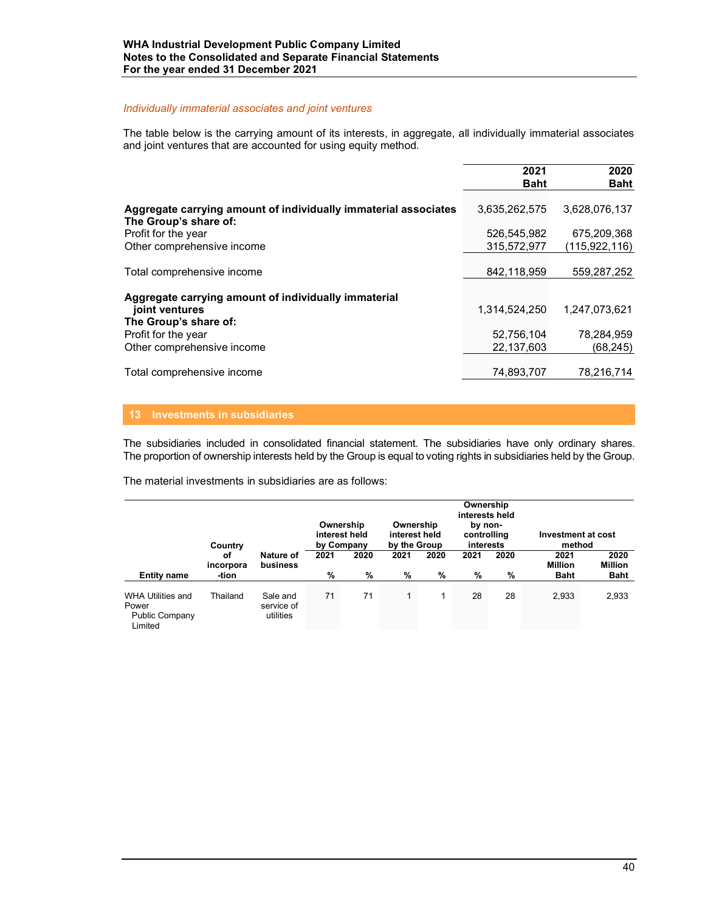*Individually immaterial associates and joint ventures*

The table below is the carrying amount of its interests, in aggregate, all individually immaterial associates and joint ventures that are accounted for using equity method.

| | 2021 Baht | 2020 Baht |
|---|---|---|
| **Aggregate carrying amount of individually immaterial associates** | 3,635,262,575 | 3,628,076,137 |
| **The Group's share of:** | | |
| Profit for the year | 526,545,982 | 675,209,368 |
| Other comprehensive income | 315,572,977 | (115,922,116) |
| Total comprehensive income | 842,118,959 | 559,287,252 |
| **Aggregate carrying amount of individually immaterial joint ventures** | 1,314,524,250 | 1,247,073,621 |
| **The Group's share of:** | | |
| Profit for the year | 52,756,104 | 78,284,959 |
| Other comprehensive income | 22,137,603 | (68,245) |
| Total comprehensive income | 74,893,707 | 78,216,714 |

## 13 Investments in subsidiaries

The subsidiaries included in consolidated financial statement. The subsidiaries have only ordinary shares. The proportion of ownership interests held by the Group is equal to voting rights in subsidiaries held by the Group.

The material investments in subsidiaries are as follows:

| Entity name | Country of incorporation | Nature of business | Ownership interest held by Company 2021 % | Ownership interest held by Company 2020 % | Ownership interest held by the Group 2021 % | Ownership interest held by the Group 2020 % | Ownership interests held by non-controlling interests 2021 % | Ownership interests held by non-controlling interests 2020 % | Investment at cost method 2021 Million Baht | Investment at cost method 2020 Million Baht |
|---|---|---|---|---|---|---|---|---|---|---|
| WHA Utilities and Power Public Company Limited | Thailand | Sale and service of utilities | 71 | 71 | 1 | 1 | 28 | 28 | 2,933 | 2,933 |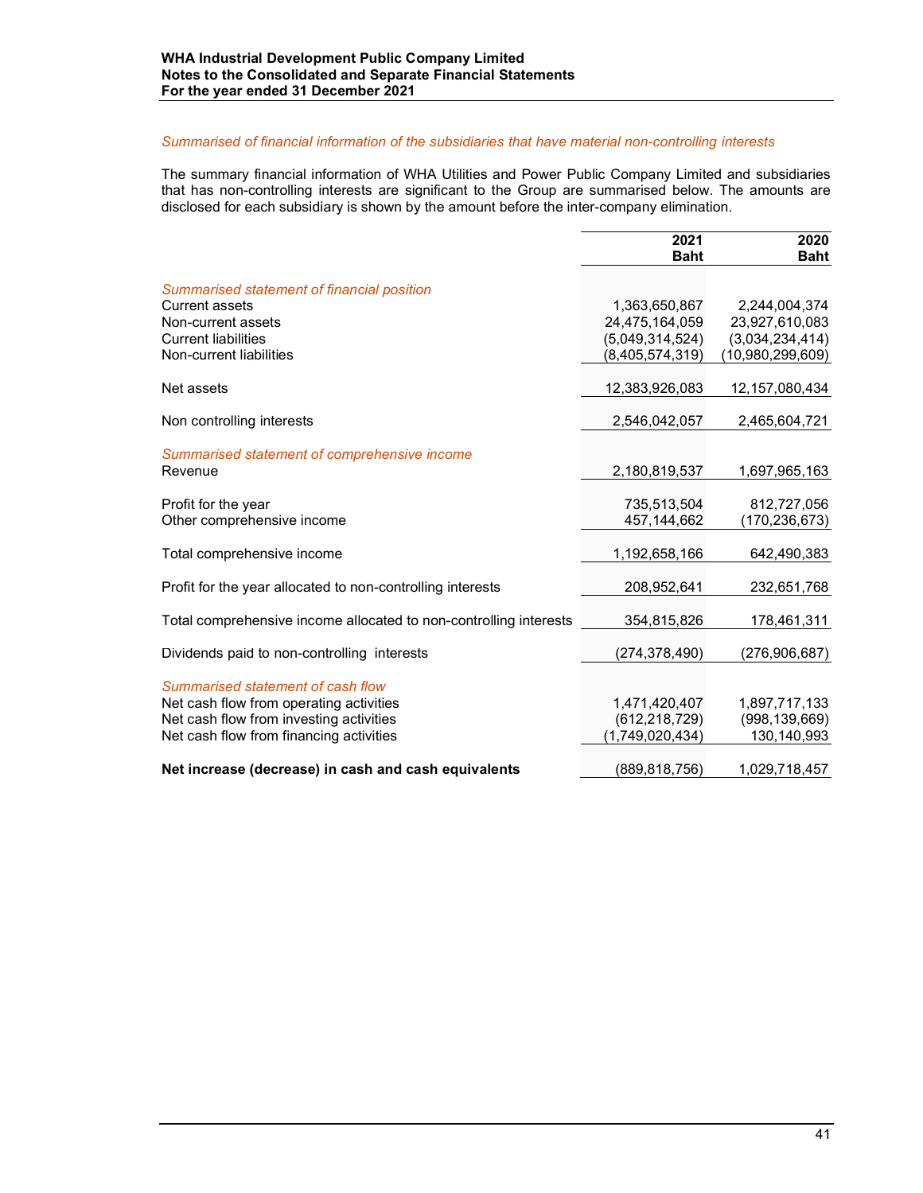*Summarised of financial information of the subsidiaries that have material non-controlling interests*

The summary financial information of WHA Utilities and Power Public Company Limited and subsidiaries that has non-controlling interests are significant to the Group are summarised below. The amounts are disclosed for each subsidiary is shown by the amount before the inter-company elimination.

| | 2021 Baht | 2020 Baht |
|---|---|---|
| *Summarised statement of financial position* | | |
| Current assets | 1,363,650,867 | 2,244,004,374 |
| Non-current assets | 24,475,164,059 | 23,927,610,083 |
| Current liabilities | (5,049,314,524) | (3,034,234,414) |
| Non-current liabilities | (8,405,574,319) | (10,980,299,609) |
| Net assets | 12,383,926,083 | 12,157,080,434 |
| Non controlling interests | 2,546,042,057 | 2,465,604,721 |
| *Summarised statement of comprehensive income* | | |
| Revenue | 2,180,819,537 | 1,697,965,163 |
| Profit for the year | 735,513,504 | 812,727,056 |
| Other comprehensive income | 457,144,662 | (170,236,673) |
| Total comprehensive income | 1,192,658,166 | 642,490,383 |
| Profit for the year allocated to non-controlling interests | 208,952,641 | 232,651,768 |
| Total comprehensive income allocated to non-controlling interests | 354,815,826 | 178,461,311 |
| Dividends paid to non-controlling interests | (274,378,490) | (276,906,687) |
| *Summarised statement of cash flow* | | |
| Net cash flow from operating activities | 1,471,420,407 | 1,897,717,133 |
| Net cash flow from investing activities | (612,218,729) | (998,139,669) |
| Net cash flow from financing activities | (1,749,020,434) | 130,140,993 |
| **Net increase (decrease) in cash and cash equivalents** | (889,818,756) | 1,029,718,457 |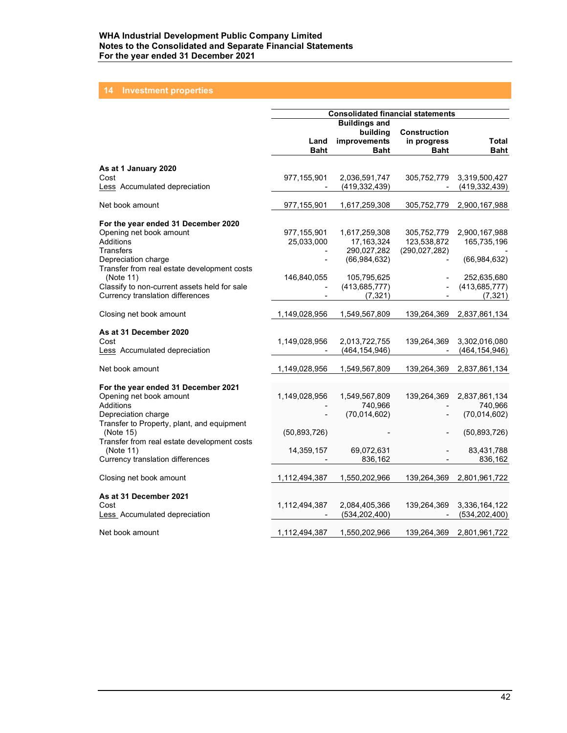## 14 Investment properties

| | Consolidated financial statements | | | |
|---|---|---|---|---|
| | Land Baht | Buildings and building improvements Baht | Construction in progress Baht | Total Baht |
| **As at 1 January 2020** | | | | |
| Cost | 977,155,901 | 2,036,591,747 | 305,752,779 | 3,319,500,427 |
| Less Accumulated depreciation | - | (419,332,439) | - | (419,332,439) |
| Net book amount | 977,155,901 | 1,617,259,308 | 305,752,779 | 2,900,167,988 |
| **For the year ended 31 December 2020** | | | | |
| Opening net book amount | 977,155,901 | 1,617,259,308 | 305,752,779 | 2,900,167,988 |
| Additions | 25,033,000 | 17,163,324 | 123,538,872 | 165,735,196 |
| Transfers | - | 290,027,282 | (290,027,282) | - |
| Depreciation charge | - | (66,984,632) | - | (66,984,632) |
| Transfer from real estate development costs (Note 11) | 146,840,055 | 105,795,625 | - | 252,635,680 |
| Classify to non-current assets held for sale | - | (413,685,777) | - | (413,685,777) |
| Currency translation differences | - | (7,321) | - | (7,321) |
| Closing net book amount | 1,149,028,956 | 1,549,567,809 | 139,264,369 | 2,837,861,134 |
| **As at 31 December 2020** | | | | |
| Cost | 1,149,028,956 | 2,013,722,755 | 139,264,369 | 3,302,016,080 |
| Less Accumulated depreciation | - | (464,154,946) | - | (464,154,946) |
| Net book amount | 1,149,028,956 | 1,549,567,809 | 139,264,369 | 2,837,861,134 |
| **For the year ended 31 December 2021** | | | | |
| Opening net book amount | 1,149,028,956 | 1,549,567,809 | 139,264,369 | 2,837,861,134 |
| Additions | - | 740,966 | - | 740,966 |
| Depreciation charge | - | (70,014,602) | - | (70,014,602) |
| Transfer to Property, plant, and equipment (Note 15) | (50,893,726) | - | - | (50,893,726) |
| Transfer from real estate development costs (Note 11) | 14,359,157 | 69,072,631 | - | 83,431,788 |
| Currency translation differences | - | 836,162 | - | 836,162 |
| Closing net book amount | 1,112,494,387 | 1,550,202,966 | 139,264,369 | 2,801,961,722 |
| **As at 31 December 2021** | | | | |
| Cost | 1,112,494,387 | 2,084,405,366 | 139,264,369 | 3,336,164,122 |
| Less Accumulated depreciation | - | (534,202,400) | - | (534,202,400) |
| Net book amount | 1,112,494,387 | 1,550,202,966 | 139,264,369 | 2,801,961,722 |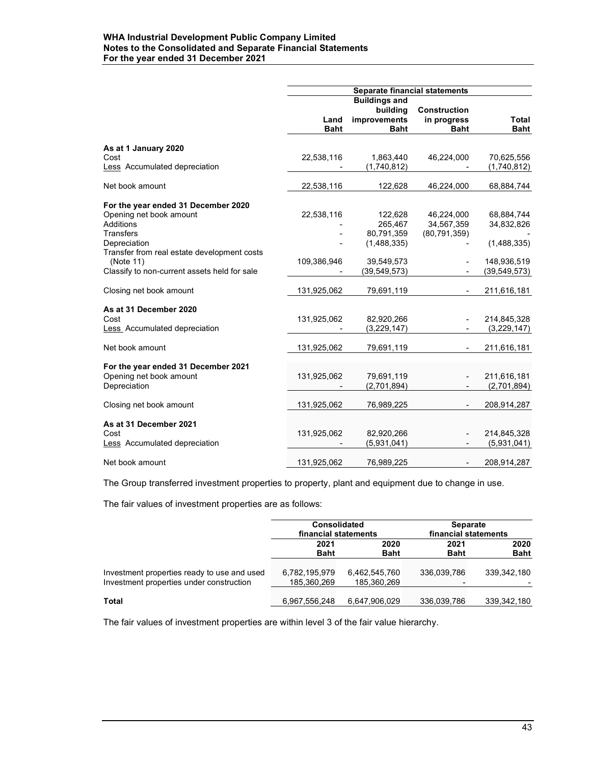| | Separate financial statements | | | |
|---|---|---|---|---|
| | Land Baht | Buildings and building improvements Baht | Construction in progress Baht | Total Baht |
| **As at 1 January 2020** | | | | |
| Cost | 22,538,116 | 1,863,440 | 46,224,000 | 70,625,556 |
| Less Accumulated depreciation | - | (1,740,812) | - | (1,740,812) |
| Net book amount | 22,538,116 | 122,628 | 46,224,000 | 68,884,744 |
| **For the year ended 31 December 2020** | | | | |
| Opening net book amount | 22,538,116 | 122,628 | 46,224,000 | 68,884,744 |
| Additions | - | 265,467 | 34,567,359 | 34,832,826 |
| Transfers | - | 80,791,359 | (80,791,359) | - |
| Depreciation | - | (1,488,335) | - | (1,488,335) |
| Transfer from real estate development costs (Note 11) | 109,386,946 | 39,549,573 | - | 148,936,519 |
| Classify to non-current assets held for sale | - | (39,549,573) | - | (39,549,573) |
| Closing net book amount | 131,925,062 | 79,691,119 | - | 211,616,181 |
| **As at 31 December 2020** | | | | |
| Cost | 131,925,062 | 82,920,266 | - | 214,845,328 |
| Less Accumulated depreciation | - | (3,229,147) | - | (3,229,147) |
| Net book amount | 131,925,062 | 79,691,119 | - | 211,616,181 |
| **For the year ended 31 December 2021** | | | | |
| Opening net book amount | 131,925,062 | 79,691,119 | - | 211,616,181 |
| Depreciation | - | (2,701,894) | - | (2,701,894) |
| Closing net book amount | 131,925,062 | 76,989,225 | - | 208,914,287 |
| **As at 31 December 2021** | | | | |
| Cost | 131,925,062 | 82,920,266 | - | 214,845,328 |
| Less Accumulated depreciation | - | (5,931,041) | - | (5,931,041) |
| Net book amount | 131,925,062 | 76,989,225 | - | 208,914,287 |

The Group transferred investment properties to property, plant and equipment due to change in use.

The fair values of investment properties are as follows:

| | Consolidated financial statements | | Separate financial statements | |
|---|---|---|---|---|
| | 2021 Baht | 2020 Baht | 2021 Baht | 2020 Baht |
| Investment properties ready to use and used | 6,782,195,979 | 6,462,545,760 | 336,039,786 | 339,342,180 |
| Investment properties under construction | 185,360,269 | 185,360,269 | - | - |
| **Total** | 6,967,556,248 | 6,647,906,029 | 336,039,786 | 339,342,180 |

The fair values of investment properties are within level 3 of the fair value hierarchy.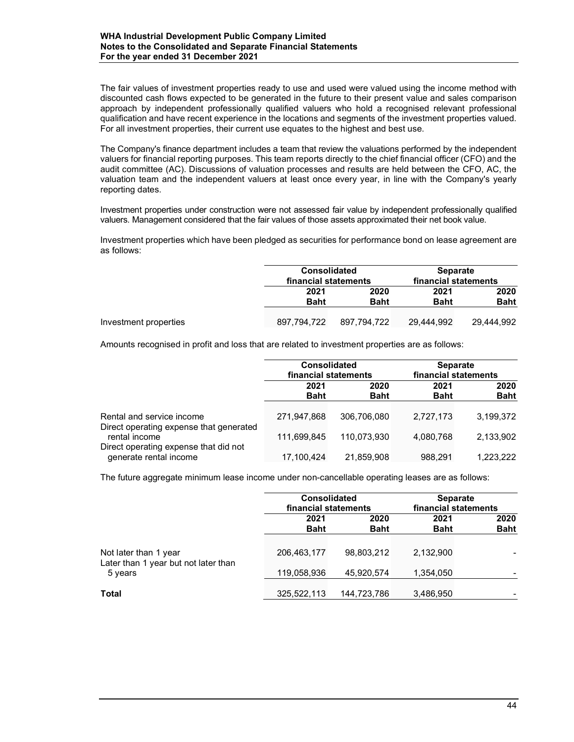The fair values of investment properties ready to use and used were valued using the income method with discounted cash flows expected to be generated in the future to their present value and sales comparison approach by independent professionally qualified valuers who hold a recognised relevant professional qualification and have recent experience in the locations and segments of the investment properties valued. For all investment properties, their current use equates to the highest and best use.

The Company's finance department includes a team that review the valuations performed by the independent valuers for financial reporting purposes. This team reports directly to the chief financial officer (CFO) and the audit committee (AC). Discussions of valuation processes and results are held between the CFO, AC, the valuation team and the independent valuers at least once every year, in line with the Company's yearly reporting dates.

Investment properties under construction were not assessed fair value by independent professionally qualified valuers. Management considered that the fair values of those assets approximated their net book value.

Investment properties which have been pledged as securities for performance bond on lease agreement are as follows:

| | Consolidated financial statements | | Separate financial statements | |
|---|---|---|---|---|
| | 2021 Baht | 2020 Baht | 2021 Baht | 2020 Baht |
| Investment properties | 897,794,722 | 897,794,722 | 29,444,992 | 29,444,992 |

Amounts recognised in profit and loss that are related to investment properties are as follows:

| | Consolidated financial statements | | Separate financial statements | |
|---|---|---|---|---|
| | 2021 Baht | 2020 Baht | 2021 Baht | 2020 Baht |
| Rental and service income | 271,947,868 | 306,706,080 | 2,727,173 | 3,199,372 |
| Direct operating expense that generated rental income | 111,699,845 | 110,073,930 | 4,080,768 | 2,133,902 |
| Direct operating expense that did not generate rental income | 17,100,424 | 21,859,908 | 988,291 | 1,223,222 |

The future aggregate minimum lease income under non-cancellable operating leases are as follows:

| | Consolidated financial statements | | Separate financial statements | |
|---|---|---|---|---|
| | 2021 Baht | 2020 Baht | 2021 Baht | 2020 Baht |
| Not later than 1 year | 206,463,177 | 98,803,212 | 2,132,900 | - |
| Later than 1 year but not later than 5 years | 119,058,936 | 45,920,574 | 1,354,050 | - |
| **Total** | 325,522,113 | 144,723,786 | 3,486,950 | - |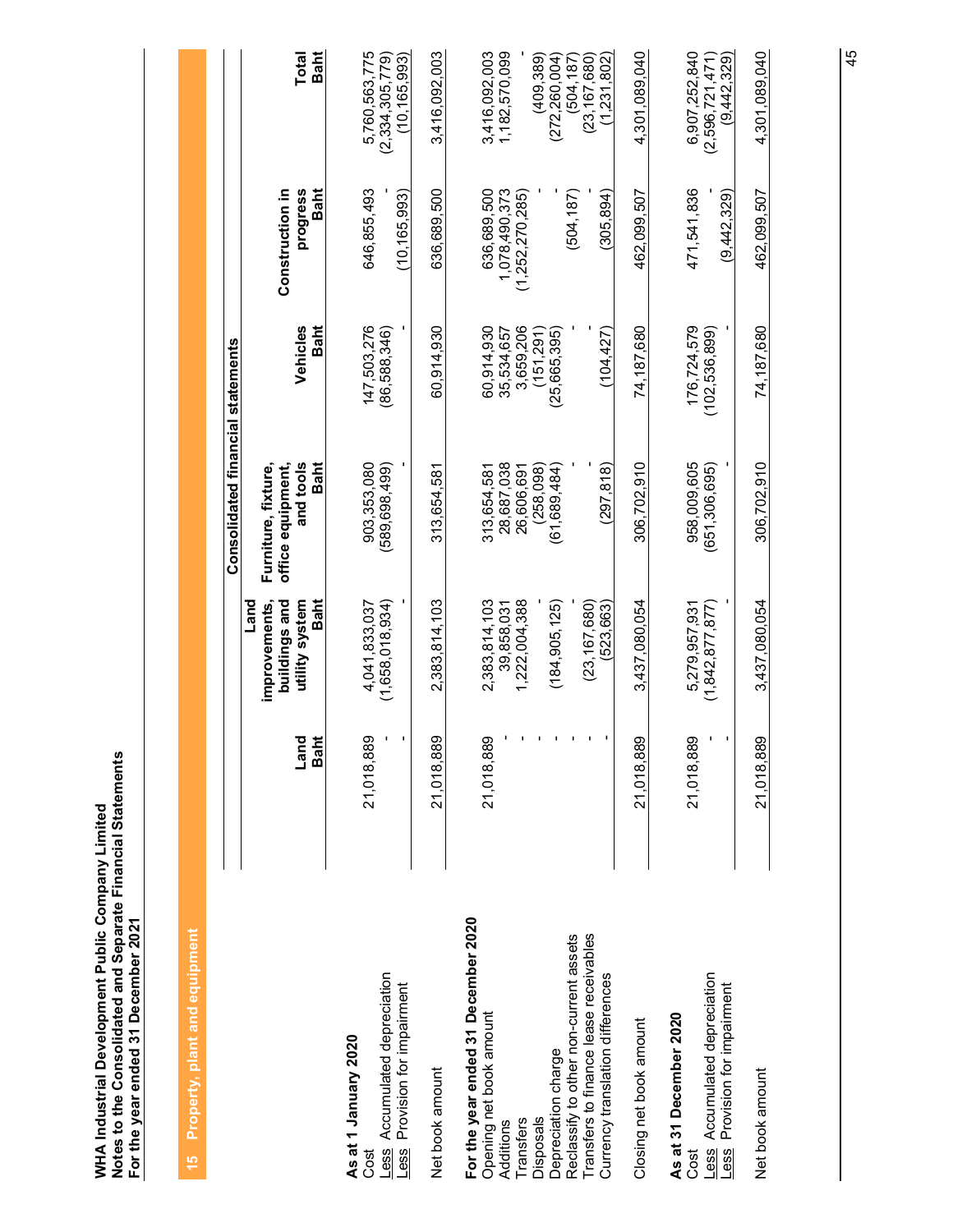**WHA Industrial Development Public Company Limited**
**Notes to the Consolidated and Separate Financial Statements**
**For the year ended 31 December 2021**

## 15 Property, plant and equipment

| | Consolidated financial statements | | | | | |
|---|---|---|---|---|---|---|
| | Land Baht | Land improvements, buildings and utility system Baht | Furniture, fixture, office equipment, and tools Baht | Vehicles Baht | Construction in progress Baht | Total Baht |
| **As at 1 January 2020** | | | | | | |
| Cost | 21,018,889 | 4,041,833,037 | 903,353,080 | 147,503,276 | 646,855,493 | 5,760,563,775 |
| Less Accumulated depreciation | - | (1,658,018,934) | (589,698,499) | (86,588,346) | - | (2,334,305,779) |
| Less Provision for impairment | - | - | - | - | (10,165,993) | (10,165,993) |
| Net book amount | 21,018,889 | 2,383,814,103 | 313,654,581 | 60,914,930 | 636,689,500 | 3,416,092,003 |
| **For the year ended 31 December 2020** | | | | | | |
| Opening net book amount | 21,018,889 | 2,383,814,103 | 313,654,581 | 60,914,930 | 636,689,500 | 3,416,092,003 |
| Additions | - | 39,858,031 | 28,687,038 | 35,534,657 | 1,078,490,373 | 1,182,570,099 |
| Transfers | - | 1,222,004,388 | 26,606,691 | 3,659,206 | (1,252,270,285) | - |
| Disposals | - | - | (258,098) | (151,291) | - | (409,389) |
| Depreciation charge | - | (184,905,125) | (61,689,484) | (25,665,395) | - | (272,260,004) |
| Reclassify to other non-current assets | - | - | - | - | (504,187) | (504,187) |
| Transfers to finance lease receivables | - | (23,167,680) | - | - | - | (23,167,680) |
| Currency translation differences | - | (523,663) | (297,818) | (104,427) | (305,894) | (1,231,802) |
| Closing net book amount | 21,018,889 | 3,437,080,054 | 306,702,910 | 74,187,680 | 462,099,507 | 4,301,089,040 |
| **As at 31 December 2020** | | | | | | |
| Cost | 21,018,889 | 5,279,957,931 | 958,009,605 | 176,724,579 | 471,541,836 | 6,907,252,840 |
| Less Accumulated depreciation | - | (1,842,877,877) | (651,306,695) | (102,536,899) | - | (2,596,721,471) |
| Less Provision for impairment | - | - | - | - | (9,442,329) | (9,442,329) |
| Net book amount | 21,018,889 | 3,437,080,054 | 306,702,910 | 74,187,680 | 462,099,507 | 4,301,089,040 |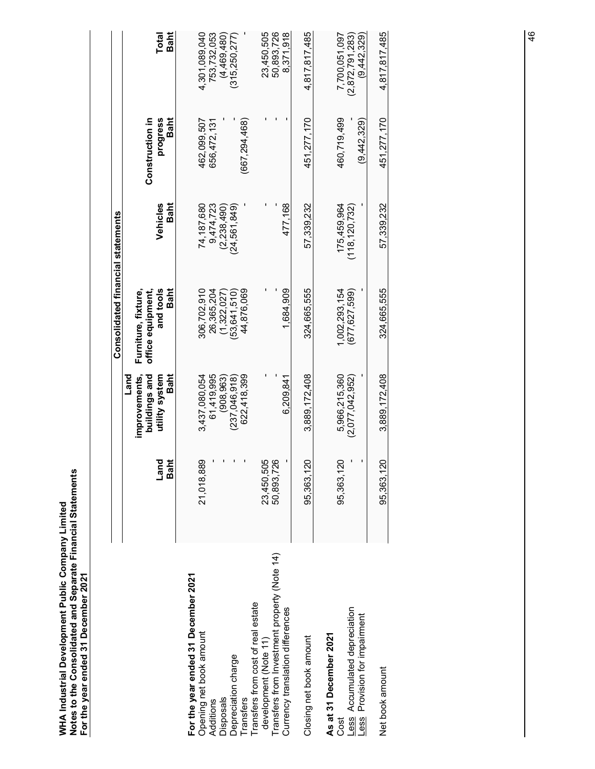**WHA Industrial Development Public Company Limited**
**Notes to the Consolidated and Separate Financial Statements**
**For the year ended 31 December 2021**

| | Consolidated financial statements | | | | | |
|---|---|---|---|---|---|---|
| | Land Baht | Land improvements, buildings and utility system Baht | Furniture, fixture, office equipment, and tools Baht | Vehicles Baht | Construction in progress Baht | Total Baht |
| **For the year ended 31 December 2021** | | | | | | |
| Opening net book amount | 21,018,889 | 3,437,080,054 | 306,702,910 | 74,187,680 | 462,099,507 | 4,301,089,040 |
| Additions | - | 61,419,995 | 26,365,204 | 9,474,723 | 656,472,131 | 753,732,053 |
| Disposals | - | (908,963) | (1,322,027) | (2,238,490) | - | (4,469,480) |
| Depreciation charge | - | (237,046,918) | (53,641,510) | (24,561,849) | - | (315,250,277) |
| Transfers | - | 622,418,399 | 44,876,069 | - | (667,294,468) | - |
| Transfers from cost of real estate development (Note 11) | 23,450,505 | - | - | - | - | 23,450,505 |
| Transfers from Investment property (Note 14) | 50,893,726 | - | - | - | - | 50,893,726 |
| Currency translation differences | - | 6,209,841 | 1,684,909 | 477,168 | - | 8,371,918 |
| Closing net book amount | 95,363,120 | 3,889,172,408 | 324,665,555 | 57,339,232 | 451,277,170 | 4,817,817,485 |
| **As at 31 December 2021** | | | | | | |
| Cost | 95,363,120 | 5,966,215,360 | 1,002,293,154 | 175,459,964 | 460,719,499 | 7,700,051,097 |
| Less Accumulated depreciation | - | (2,077,042,952) | (677,627,599) | (118,120,732) | - | (2,872,791,283) |
| Less Provision for impairment | - | - | - | - | (9,442,329) | (9,442,329) |
| Net book amount | 95,363,120 | 3,889,172,408 | 324,665,555 | 57,339,232 | 451,277,170 | 4,817,817,485 |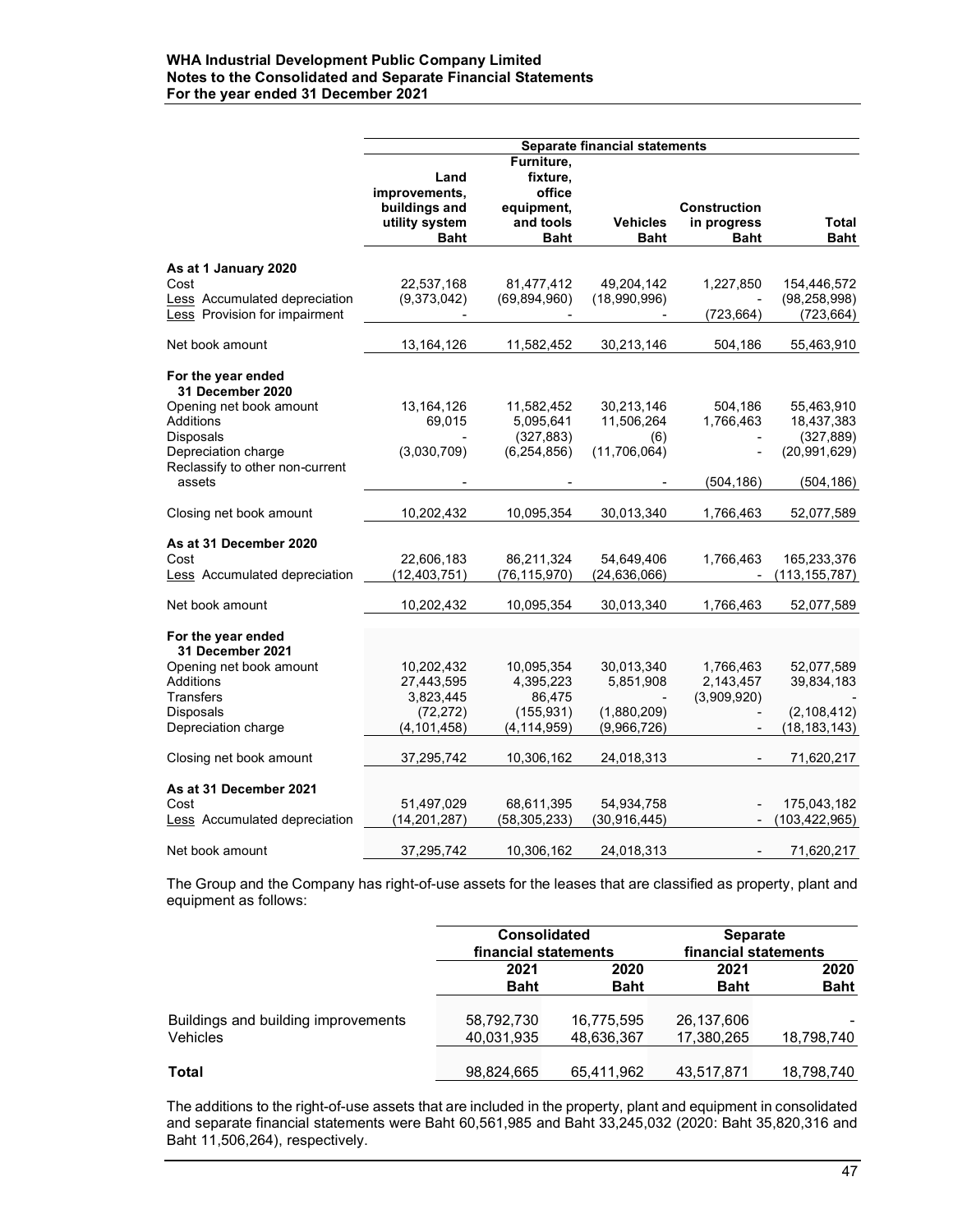| | Separate financial statements | | | | |
|---|---|---|---|---|---|
| | Land improvements, buildings and utility system Baht | Furniture, fixture, office equipment, and tools Baht | Vehicles Baht | Construction in progress Baht | Total Baht |
| **As at 1 January 2020** | | | | | |
| Cost | 22,537,168 | 81,477,412 | 49,204,142 | 1,227,850 | 154,446,572 |
| Less Accumulated depreciation | (9,373,042) | (69,894,960) | (18,990,996) | - | (98,258,998) |
| Less Provision for impairment | - | - | - | (723,664) | (723,664) |
| Net book amount | 13,164,126 | 11,582,452 | 30,213,146 | 504,186 | 55,463,910 |
| **For the year ended 31 December 2020** | | | | | |
| Opening net book amount | 13,164,126 | 11,582,452 | 30,213,146 | 504,186 | 55,463,910 |
| Additions | 69,015 | 5,095,641 | 11,506,264 | 1,766,463 | 18,437,383 |
| Disposals | - | (327,883) | (6) | - | (327,889) |
| Depreciation charge | (3,030,709) | (6,254,856) | (11,706,064) | - | (20,991,629) |
| Reclassify to other non-current assets | - | - | - | (504,186) | (504,186) |
| Closing net book amount | 10,202,432 | 10,095,354 | 30,013,340 | 1,766,463 | 52,077,589 |
| **As at 31 December 2020** | | | | | |
| Cost | 22,606,183 | 86,211,324 | 54,649,406 | 1,766,463 | 165,233,376 |
| Less Accumulated depreciation | (12,403,751) | (76,115,970) | (24,636,066) | - | (113,155,787) |
| Net book amount | 10,202,432 | 10,095,354 | 30,013,340 | 1,766,463 | 52,077,589 |
| **For the year ended 31 December 2021** | | | | | |
| Opening net book amount | 10,202,432 | 10,095,354 | 30,013,340 | 1,766,463 | 52,077,589 |
| Additions | 27,443,595 | 4,395,223 | 5,851,908 | 2,143,457 | 39,834,183 |
| Transfers | 3,823,445 | 86,475 | - | (3,909,920) | - |
| Disposals | (72,272) | (155,931) | (1,880,209) | - | (2,108,412) |
| Depreciation charge | (4,101,458) | (4,114,959) | (9,966,726) | - | (18,183,143) |
| Closing net book amount | 37,295,742 | 10,306,162 | 24,018,313 | - | 71,620,217 |
| **As at 31 December 2021** | | | | | |
| Cost | 51,497,029 | 68,611,395 | 54,934,758 | - | 175,043,182 |
| Less Accumulated depreciation | (14,201,287) | (58,305,233) | (30,916,445) | - | (103,422,965) |
| Net book amount | 37,295,742 | 10,306,162 | 24,018,313 | - | 71,620,217 |

The Group and the Company has right-of-use assets for the leases that are classified as property, plant and equipment as follows:

| | Consolidated financial statements | | Separate financial statements | |
|---|---|---|---|---|
| | 2021 Baht | 2020 Baht | 2021 Baht | 2020 Baht |
| Buildings and building improvements | 58,792,730 | 16,775,595 | 26,137,606 | - |
| Vehicles | 40,031,935 | 48,636,367 | 17,380,265 | 18,798,740 |
| **Total** | 98,824,665 | 65,411,962 | 43,517,871 | 18,798,740 |

The additions to the right-of-use assets that are included in the property, plant and equipment in consolidated and separate financial statements were Baht 60,561,985 and Baht 33,245,032 (2020: Baht 35,820,316 and Baht 11,506,264), respectively.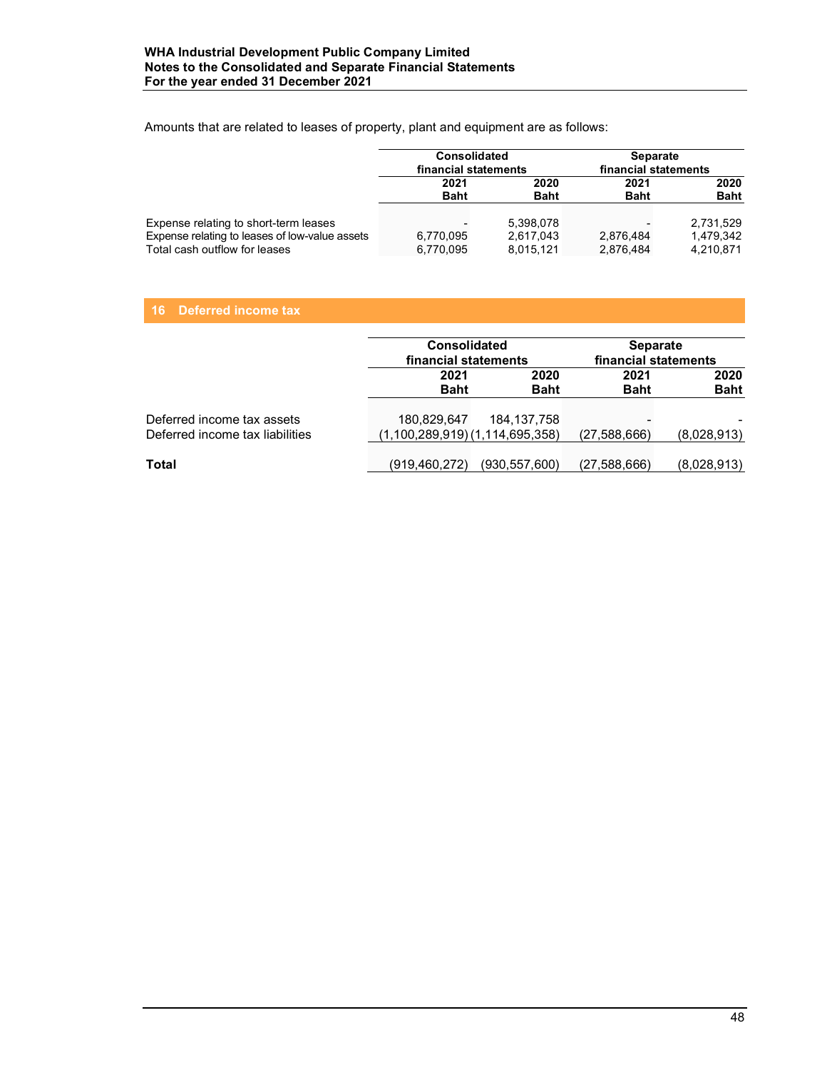Amounts that are related to leases of property, plant and equipment are as follows:

| | Consolidated financial statements | | Separate financial statements | |
|---|---|---|---|---|
| | 2021 Baht | 2020 Baht | 2021 Baht | 2020 Baht |
| Expense relating to short-term leases | - | 5,398,078 | - | 2,731,529 |
| Expense relating to leases of low-value assets | 6,770,095 | 2,617,043 | 2,876,484 | 1,479,342 |
| Total cash outflow for leases | 6,770,095 | 8,015,121 | 2,876,484 | 4,210,871 |

## 16 Deferred income tax

| | Consolidated financial statements | | Separate financial statements | |
|---|---|---|---|---|
| | 2021 Baht | 2020 Baht | 2021 Baht | 2020 Baht |
| Deferred income tax assets | 180,829,647 | 184,137,758 | - | - |
| Deferred income tax liabilities | (1,100,289,919) | (1,114,695,358) | (27,588,666) | (8,028,913) |
| **Total** | (919,460,272) | (930,557,600) | (27,588,666) | (8,028,913) |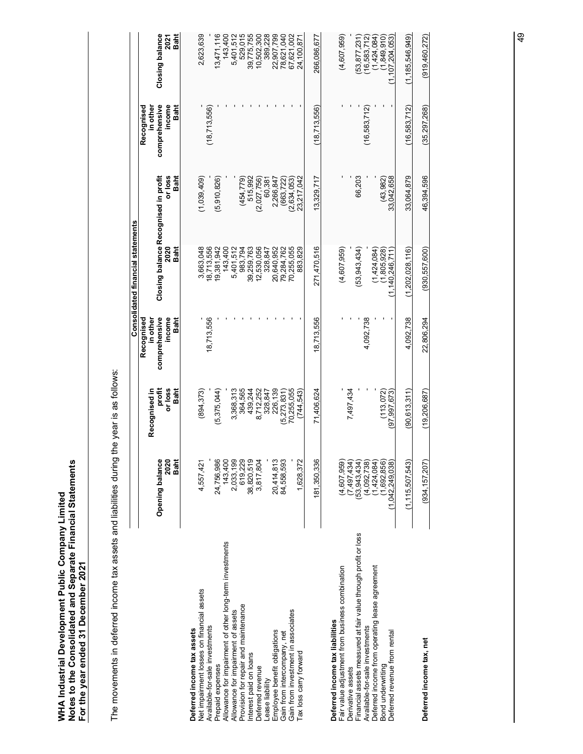**WHA Industrial Development Public Company Limited**
**Notes to the Consolidated and Separate Financial Statements**
**For the year ended 31 December 2021**

The movements in deferred income tax assets and liabilities during the year is as follows:

| | Consolidated financial statements | | | | | | |
|---|---|---|---|---|---|---|---|
| | Opening balance 2020 Baht | Recognised in profit or loss Baht | Recognised in other comprehensive income Baht | Closing balance 2020 Baht | Recognised in profit or loss Baht | Recognised in other comprehensive income Baht | Closing balance 2021 Baht |
| **Deferred income tax assets** | | | | | | | |
| Net impairment losses on financial assets | 4,557,421 | (894,373) | - | 3,663,048 | (1,039,409) | - | 2,623,639 |
| Available-for-sale investments | - | - | 18,713,556 | 18,713,556 | - | (18,713,556) | - |
| Prepaid expenses | 24,756,986 | (5,375,044) | - | 19,381,942 | (5,910,826) | - | 13,471,116 |
| Allowance for impairment of other long-term investments | 143,400 | - | - | 143,400 | - | - | 143,400 |
| Allowance for impairment of assets | 2,033,199 | 3,368,313 | - | 5,401,512 | - | - | 5,401,512 |
| Provision for repair and maintenance | 619,229 | 364,565 | - | 983,794 | (454,779) | - | 529,015 |
| Interest paid on loans | 38,820,519 | 439,244 | - | 39,259,763 | 515,992 | - | 39,775,755 |
| Deferred revenue | 3,817,804 | 8,712,252 | - | 12,530,056 | (2,027,756) | - | 10,502,300 |
| Lease liability | - | 328,847 | - | 328,847 | 60,381 | - | 389,228 |
| Employee benefit obligations | 20,414,813 | 226,139 | - | 20,640,952 | 2,266,847 | - | 22,907,799 |
| Gain from intercompany, net | 84,558,593 | (5,273,831) | - | 79,284,762 | (663,722) | - | 78,621,040 |
| Gain from investment in associates | - | 70,255,055 | - | 70,255,055 | (2,634,053) | - | 67,621,002 |
| Tax loss carry forward | 1,628,372 | (744,543) | - | 883,829 | 23,217,042 | - | 24,100,871 |
| | 181,350,336 | 71,406,624 | 18,713,556 | 271,470,516 | 13,329,717 | (18,713,556) | 266,086,677 |
| **Deferred income tax liabilities** | | | | | | | |
| Fair value adjustment from business combination | (4,607,959) | - | - | (4,607,959) | - | - | (4,607,959) |
| Derivative assets | (7,497,434) | 7,497,434 | - | - | - | - | - |
| Financial assets measured at fair value through profit or loss | (53,943,434) | - | - | (53,943,434) | 66,203 | - | (53,877,231) |
| Available-for-sale investments | (4,092,738) | - | 4,092,738 | - | - | (16,583,712) | (16,583,712) |
| Deferred income from operating lease agreement | (1,424,084) | - | - | (1,424,084) | - | - | (1,424,084) |
| Bond underwriting | (1,692,856) | (113,072) | - | (1,805,928) | (43,982) | - | (1,849,910) |
| Deferred revenue from rental | (1,042,249,038) | (97,997,673) | - | (1,140,246,711) | 33,042,658 | - | (1,107,204,053) |
| | (1,115,507,543) | (90,613,311) | 4,092,738 | (1,202,028,116) | 33,064,879 | (16,583,712) | (1,185,546,949) |
| **Deferred income tax, net** | (934,157,207) | (19,206,687) | 22,806,294 | (930,557,600) | 46,394,596 | (35,297,268) | (919,460,272) |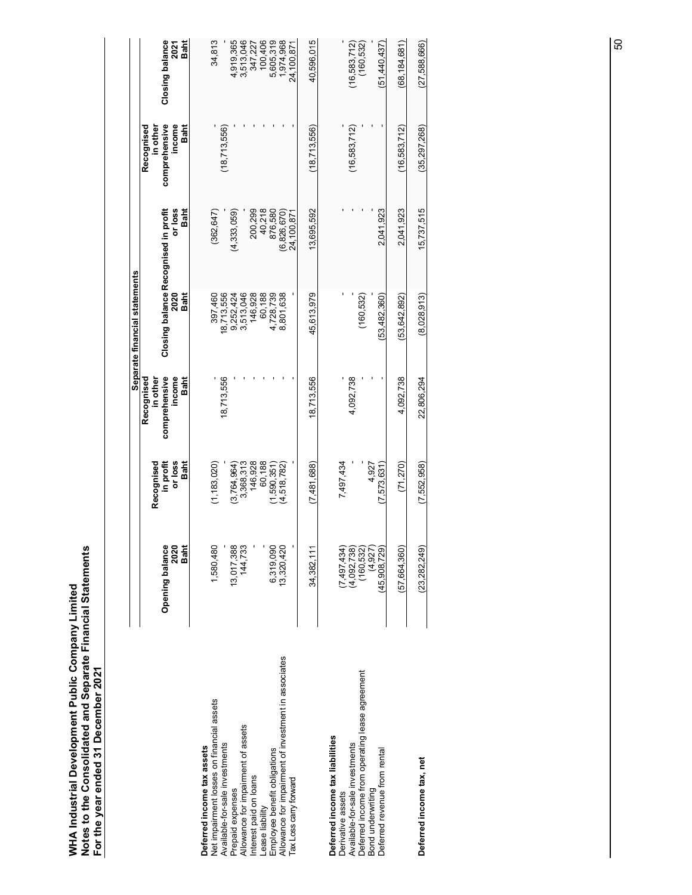**WHA Industrial Development Public Company Limited**
**Notes to the Consolidated and Separate Financial Statements**
**For the year ended 31 December 2021**

| | Separate financial statements | | | | | | |
|---|---|---|---|---|---|---|---|
| | Opening balance 2020 Baht | Recognised in profit or loss Baht | Recognised in other comprehensive income Baht | Closing balance 2020 Baht | Recognised in profit or loss Baht | Recognised in other comprehensive income Baht | Closing balance 2021 Baht |
| **Deferred income tax assets** | | | | | | | |
| Net impairment losses on financial assets | 1,580,480 | (1,183,020) | - | 397,460 | (362,647) | - | 34,813 |
| Available-for-sale investments | - | - | 18,713,556 | 18,713,556 | - | (18,713,556) | - |
| Prepaid expenses | 13,017,388 | (3,764,964) | - | 9,252,424 | (4,333,059) | - | 4,919,365 |
| Allowance for impairment of assets | 144,733 | 3,368,313 | - | 3,513,046 | - | - | 3,513,046 |
| Interest paid on loans | - | 146,928 | - | 146,928 | 200,299 | - | 347,227 |
| Lease liability | - | 60,188 | - | 60,188 | 40,218 | - | 100,406 |
| Employee benefit obligations | 6,319,090 | (1,590,351) | - | 4,728,739 | 876,580 | - | 5,605,319 |
| Allowance for impairment of investment in associates | 13,320,420 | (4,518,782) | - | 8,801,638 | (6,826,670) | - | 1,974,968 |
| Tax Loss carry forward | - | - | - | - | 24,100,871 | - | 24,100,871 |
| | 34,382,111 | (7,481,688) | 18,713,556 | 45,613,979 | 13,695,592 | (18,713,556) | 40,596,015 |
| **Deferred income tax liabilities** | | | | | | | |
| Derivative assets | (7,497,434) | 7,497,434 | - | - | - | - | - |
| Available-for-sale investments | (4,092,738) | - | 4,092,738 | - | - | (16,583,712) | (16,583,712) |
| Deferred income from operating lease agreement | (160,532) | - | - | (160,532) | - | - | (160,532) |
| Bond underwriting | (4,927) | 4,927 | - | - | - | - | - |
| Deferred revenue from rental | (45,908,729) | (7,573,631) | - | (53,482,360) | 2,041,923 | - | (51,440,437) |
| | (57,664,360) | (71,270) | 4,092,738 | (53,642,892) | 2,041,923 | (16,583,712) | (68,184,681) |
| **Deferred income tax, net** | (23,282,249) | (7,552,958) | 22,806,294 | (8,028,913) | 15,737,515 | (35,297,268) | (27,588,666) |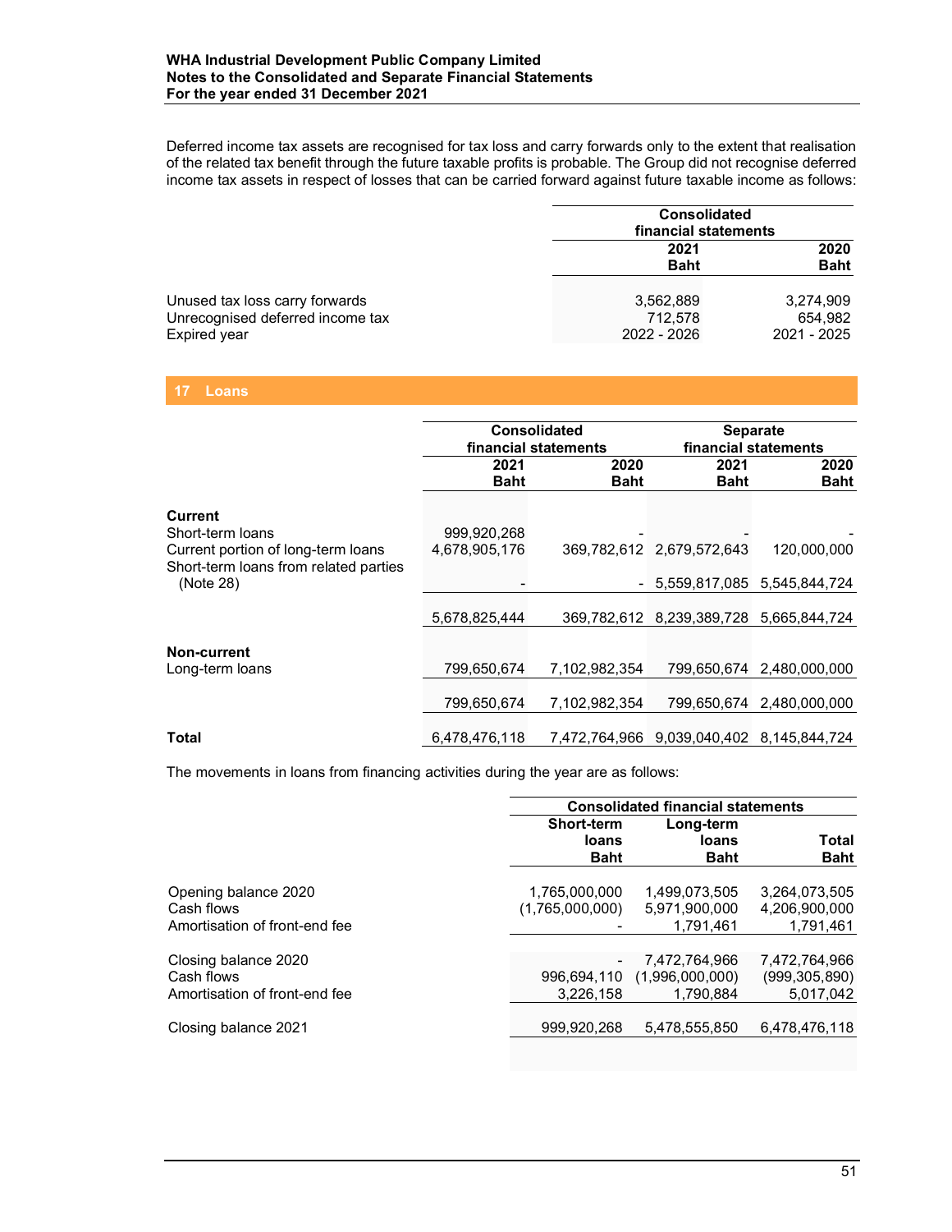Deferred income tax assets are recognised for tax loss and carry forwards only to the extent that realisation of the related tax benefit through the future taxable profits is probable. The Group did not recognise deferred income tax assets in respect of losses that can be carried forward against future taxable income as follows:

| | Consolidated financial statements | |
|---|---|---|
| | 2021 Baht | 2020 Baht |
| Unused tax loss carry forwards | 3,562,889 | 3,274,909 |
| Unrecognised deferred income tax | 712,578 | 654,982 |
| Expired year | 2022 - 2026 | 2021 - 2025 |

## 17 Loans

| | Consolidated financial statements | | Separate financial statements | |
|---|---|---|---|---|
| | 2021 Baht | 2020 Baht | 2021 Baht | 2020 Baht |
| **Current** | | | | |
| Short-term loans | 999,920,268 | - | - | - |
| Current portion of long-term loans | 4,678,905,176 | 369,782,612 | 2,679,572,643 | 120,000,000 |
| Short-term loans from related parties (Note 28) | - | - | 5,559,817,085 | 5,545,844,724 |
| | 5,678,825,444 | 369,782,612 | 8,239,389,728 | 5,665,844,724 |
| **Non-current** | | | | |
| Long-term loans | 799,650,674 | 7,102,982,354 | 799,650,674 | 2,480,000,000 |
| | 799,650,674 | 7,102,982,354 | 799,650,674 | 2,480,000,000 |
| **Total** | 6,478,476,118 | 7,472,764,966 | 9,039,040,402 | 8,145,844,724 |

The movements in loans from financing activities during the year are as follows:

| | Consolidated financial statements | | |
|---|---|---|---|
| | Short-term loans Baht | Long-term loans Baht | Total Baht |
| Opening balance 2020 | 1,765,000,000 | 1,499,073,505 | 3,264,073,505 |
| Cash flows | (1,765,000,000) | 5,971,900,000 | 4,206,900,000 |
| Amortisation of front-end fee | - | 1,791,461 | 1,791,461 |
| Closing balance 2020 | - | 7,472,764,966 | 7,472,764,966 |
| Cash flows | 996,694,110 | (1,996,000,000) | (999,305,890) |
| Amortisation of front-end fee | 3,226,158 | 1,790,884 | 5,017,042 |
| Closing balance 2021 | 999,920,268 | 5,478,555,850 | 6,478,476,118 |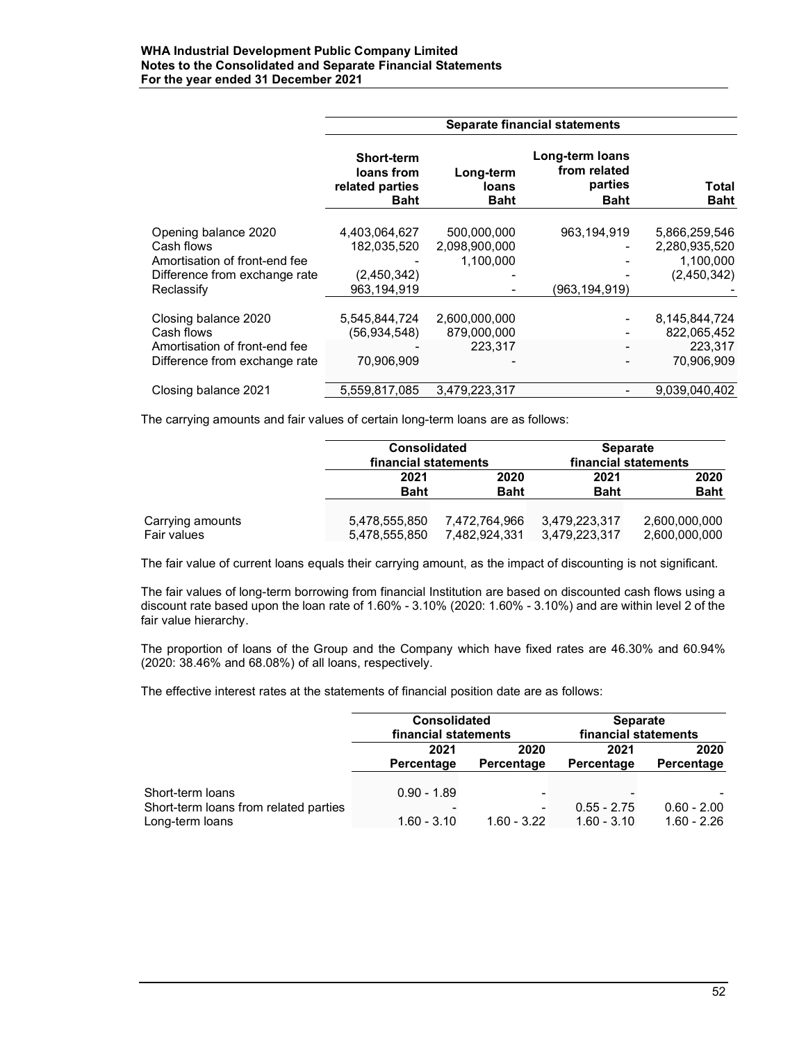| | Separate financial statements | | | |
|---|---|---|---|---|
| | Short-term loans from related parties Baht | Long-term loans Baht | Long-term loans from related parties Baht | Total Baht |
| Opening balance 2020 | 4,403,064,627 | 500,000,000 | 963,194,919 | 5,866,259,546 |
| Cash flows | 182,035,520 | 2,098,900,000 | - | 2,280,935,520 |
| Amortisation of front-end fee | - | 1,100,000 | - | 1,100,000 |
| Difference from exchange rate | (2,450,342) | - | - | (2,450,342) |
| Reclassify | 963,194,919 | - | (963,194,919) | - |
| Closing balance 2020 | 5,545,844,724 | 2,600,000,000 | - | 8,145,844,724 |
| Cash flows | (56,934,548) | 879,000,000 | - | 822,065,452 |
| Amortisation of front-end fee | - | 223,317 | - | 223,317 |
| Difference from exchange rate | 70,906,909 | - | - | 70,906,909 |
| Closing balance 2021 | 5,559,817,085 | 3,479,223,317 | - | 9,039,040,402 |

The carrying amounts and fair values of certain long-term loans are as follows:

| | Consolidated financial statements | | Separate financial statements | |
|---|---|---|---|---|
| | 2021 Baht | 2020 Baht | 2021 Baht | 2020 Baht |
| Carrying amounts | 5,478,555,850 | 7,472,764,966 | 3,479,223,317 | 2,600,000,000 |
| Fair values | 5,478,555,850 | 7,482,924,331 | 3,479,223,317 | 2,600,000,000 |

The fair value of current loans equals their carrying amount, as the impact of discounting is not significant.

The fair values of long-term borrowing from financial Institution are based on discounted cash flows using a discount rate based upon the loan rate of 1.60% - 3.10% (2020: 1.60% - 3.10%) and are within level 2 of the fair value hierarchy.

The proportion of loans of the Group and the Company which have fixed rates are 46.30% and 60.94% (2020: 38.46% and 68.08%) of all loans, respectively.

The effective interest rates at the statements of financial position date are as follows:

| | Consolidated financial statements | | Separate financial statements | |
|---|---|---|---|---|
| | 2021 Percentage | 2020 Percentage | 2021 Percentage | 2020 Percentage |
| Short-term loans | 0.90 - 1.89 | - | - | - |
| Short-term loans from related parties | - | - | 0.55 - 2.75 | 0.60 - 2.00 |
| Long-term loans | 1.60 - 3.10 | 1.60 - 3.22 | 1.60 - 3.10 | 1.60 - 2.26 |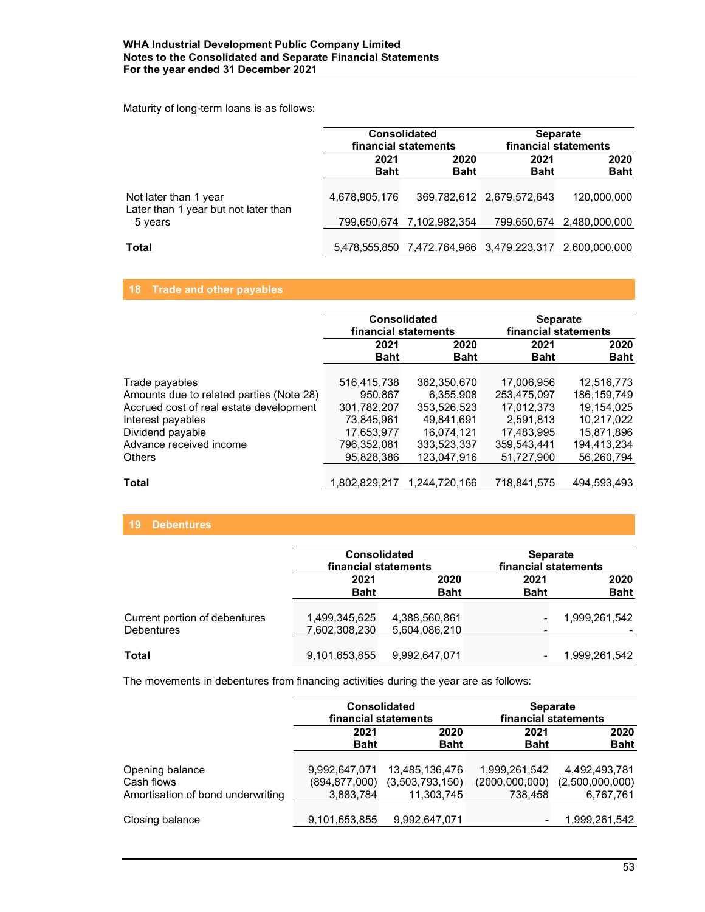Maturity of long-term loans is as follows:

| | Consolidated financial statements | | Separate financial statements | |
|---|---|---|---|---|
| | 2021 Baht | 2020 Baht | 2021 Baht | 2020 Baht |
| Not later than 1 year | 4,678,905,176 | 369,782,612 | 2,679,572,643 | 120,000,000 |
| Later than 1 year but not later than 5 years | 799,650,674 | 7,102,982,354 | 799,650,674 | 2,480,000,000 |
| **Total** | 5,478,555,850 | 7,472,764,966 | 3,479,223,317 | 2,600,000,000 |

## 18 Trade and other payables

| | Consolidated financial statements | | Separate financial statements | |
|---|---|---|---|---|
| | 2021 Baht | 2020 Baht | 2021 Baht | 2020 Baht |
| Trade payables | 516,415,738 | 362,350,670 | 17,006,956 | 12,516,773 |
| Amounts due to related parties (Note 28) | 950,867 | 6,355,908 | 253,475,097 | 186,159,749 |
| Accrued cost of real estate development | 301,782,207 | 353,526,523 | 17,012,373 | 19,154,025 |
| Interest payables | 73,845,961 | 49,841,691 | 2,591,813 | 10,217,022 |
| Dividend payable | 17,653,977 | 16,074,121 | 17,483,995 | 15,871,896 |
| Advance received income | 796,352,081 | 333,523,337 | 359,543,441 | 194,413,234 |
| Others | 95,828,386 | 123,047,916 | 51,727,900 | 56,260,794 |
| **Total** | 1,802,829,217 | 1,244,720,166 | 718,841,575 | 494,593,493 |

## 19 Debentures

| | Consolidated financial statements | | Separate financial statements | |
|---|---|---|---|---|
| | 2021 Baht | 2020 Baht | 2021 Baht | 2020 Baht |
| Current portion of debentures | 1,499,345,625 | 4,388,560,861 | - | 1,999,261,542 |
| Debentures | 7,602,308,230 | 5,604,086,210 | - | - |
| **Total** | 9,101,653,855 | 9,992,647,071 | - | 1,999,261,542 |

The movements in debentures from financing activities during the year are as follows:

| | Consolidated financial statements | | Separate financial statements | |
|---|---|---|---|---|
| | 2021 Baht | 2020 Baht | 2021 Baht | 2020 Baht |
| Opening balance | 9,992,647,071 | 13,485,136,476 | 1,999,261,542 | 4,492,493,781 |
| Cash flows | (894,877,000) | (3,503,793,150) | (2000,000,000) | (2,500,000,000) |
| Amortisation of bond underwriting | 3,883,784 | 11,303,745 | 738,458 | 6,767,761 |
| Closing balance | 9,101,653,855 | 9,992,647,071 | - | 1,999,261,542 |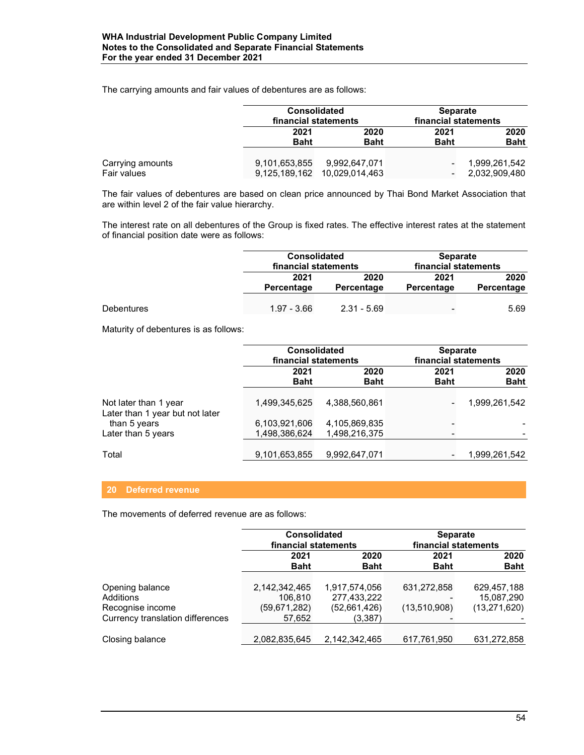The carrying amounts and fair values of debentures are as follows:

| | Consolidated financial statements | | Separate financial statements | |
|---|---|---|---|---|
| | 2021 Baht | 2020 Baht | 2021 Baht | 2020 Baht |
| Carrying amounts | 9,101,653,855 | 9,992,647,071 | - | 1,999,261,542 |
| Fair values | 9,125,189,162 | 10,029,014,463 | - | 2,032,909,480 |

The fair values of debentures are based on clean price announced by Thai Bond Market Association that are within level 2 of the fair value hierarchy.

The interest rate on all debentures of the Group is fixed rates. The effective interest rates at the statement of financial position date were as follows:

| | Consolidated financial statements | | Separate financial statements | |
|---|---|---|---|---|
| | 2021 Percentage | 2020 Percentage | 2021 Percentage | 2020 Percentage |
| Debentures | 1.97 - 3.66 | 2.31 - 5.69 | - | 5.69 |

Maturity of debentures is as follows:

| | Consolidated financial statements | | Separate financial statements | |
|---|---|---|---|---|
| | 2021 Baht | 2020 Baht | 2021 Baht | 2020 Baht |
| Not later than 1 year | 1,499,345,625 | 4,388,560,861 | - | 1,999,261,542 |
| Later than 1 year but not later than 5 years | 6,103,921,606 | 4,105,869,835 | - | - |
| Later than 5 years | 1,498,386,624 | 1,498,216,375 | - | - |
| Total | 9,101,653,855 | 9,992,647,071 | - | 1,999,261,542 |

## 20 Deferred revenue

The movements of deferred revenue are as follows:

| | Consolidated financial statements | | Separate financial statements | |
|---|---|---|---|---|
| | 2021 Baht | 2020 Baht | 2021 Baht | 2020 Baht |
| Opening balance | 2,142,342,465 | 1,917,574,056 | 631,272,858 | 629,457,188 |
| Additions | 106,810 | 277,433,222 | - | 15,087,290 |
| Recognise income | (59,671,282) | (52,661,426) | (13,510,908) | (13,271,620) |
| Currency translation differences | 57,652 | (3,387) | - | - |
| Closing balance | 2,082,835,645 | 2,142,342,465 | 617,761,950 | 631,272,858 |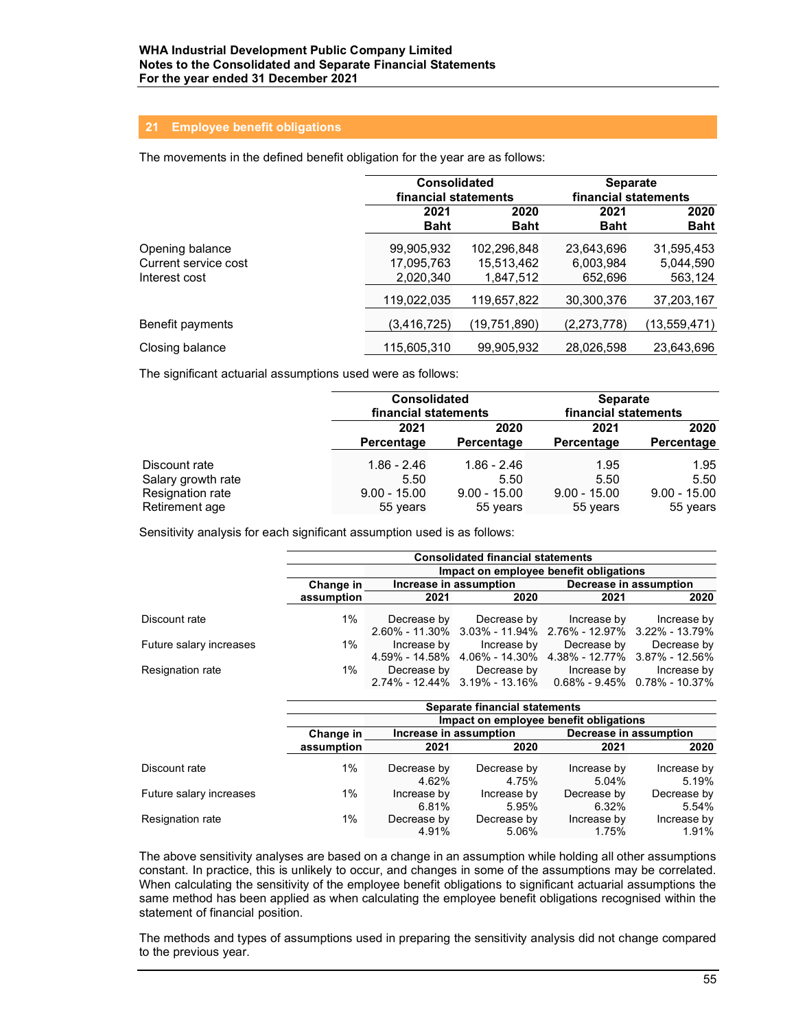## 21 Employee benefit obligations

The movements in the defined benefit obligation for the year are as follows:

| | Consolidated financial statements | | Separate financial statements | |
|---|---|---|---|---|
| | 2021 Baht | 2020 Baht | 2021 Baht | 2020 Baht |
| Opening balance | 99,905,932 | 102,296,848 | 23,643,696 | 31,595,453 |
| Current service cost | 17,095,763 | 15,513,462 | 6,003,984 | 5,044,590 |
| Interest cost | 2,020,340 | 1,847,512 | 652,696 | 563,124 |
| | 119,022,035 | 119,657,822 | 30,300,376 | 37,203,167 |
| Benefit payments | (3,416,725) | (19,751,890) | (2,273,778) | (13,559,471) |
| Closing balance | 115,605,310 | 99,905,932 | 28,026,598 | 23,643,696 |

The significant actuarial assumptions used were as follows:

| | Consolidated financial statements | | Separate financial statements | |
|---|---|---|---|---|
| | 2021 Percentage | 2020 Percentage | 2021 Percentage | 2020 Percentage |
| Discount rate | 1.86 - 2.46 | 1.86 - 2.46 | 1.95 | 1.95 |
| Salary growth rate | 5.50 | 5.50 | 5.50 | 5.50 |
| Resignation rate | 9.00 - 15.00 | 9.00 - 15.00 | 9.00 - 15.00 | 9.00 - 15.00 |
| Retirement age | 55 years | 55 years | 55 years | 55 years |

Sensitivity analysis for each significant assumption used is as follows:

| | Consolidated financial statements | | | | |
|---|---|---|---|---|---|
| | | Impact on employee benefit obligations | | | |
| | Change in assumption | Increase in assumption | | Decrease in assumption | |
| | | 2021 | 2020 | 2021 | 2020 |
| Discount rate | 1% | Decrease by 2.60% - 11.30% | Decrease by 3.03% - 11.94% | Increase by 2.76% - 12.97% | Increase by 3.22% - 13.79% |
| Future salary increases | 1% | Increase by 4.59% - 14.58% | Increase by 4.06% - 14.30% | Decrease by 4.38% - 12.77% | Decrease by 3.87% - 12.56% |
| Resignation rate | 1% | Decrease by 2.74% - 12.44% | Decrease by 3.19% - 13.16% | Increase by 0.68% - 9.45% | Increase by 0.78% - 10.37% |

| | Separate financial statements | | | | |
|---|---|---|---|---|---|
| | | Impact on employee benefit obligations | | | |
| | Change in assumption | Increase in assumption | | Decrease in assumption | |
| | | 2021 | 2020 | 2021 | 2020 |
| Discount rate | 1% | Decrease by 4.62% | Decrease by 4.75% | Increase by 5.04% | Increase by 5.19% |
| Future salary increases | 1% | Increase by 6.81% | Increase by 5.95% | Decrease by 6.32% | Decrease by 5.54% |
| Resignation rate | 1% | Decrease by 4.91% | Decrease by 5.06% | Increase by 1.75% | Increase by 1.91% |

The above sensitivity analyses are based on a change in an assumption while holding all other assumptions constant. In practice, this is unlikely to occur, and changes in some of the assumptions may be correlated. When calculating the sensitivity of the employee benefit obligations to significant actuarial assumptions the same method has been applied as when calculating the employee benefit obligations recognised within the statement of financial position.

The methods and types of assumptions used in preparing the sensitivity analysis did not change compared to the previous year.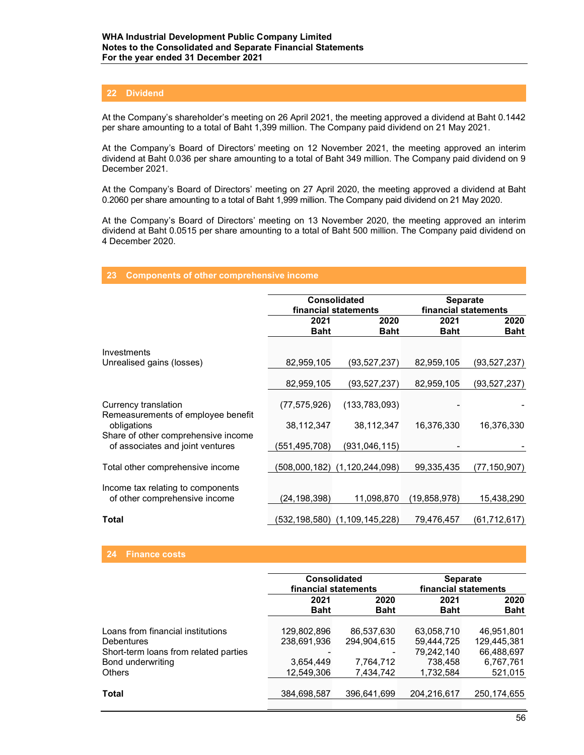## 22 Dividend

At the Company's shareholder's meeting on 26 April 2021, the meeting approved a dividend at Baht 0.1442 per share amounting to a total of Baht 1,399 million. The Company paid dividend on 21 May 2021.

At the Company's Board of Directors' meeting on 12 November 2021, the meeting approved an interim dividend at Baht 0.036 per share amounting to a total of Baht 349 million. The Company paid dividend on 9 December 2021.

At the Company's Board of Directors' meeting on 27 April 2020, the meeting approved a dividend at Baht 0.2060 per share amounting to a total of Baht 1,999 million. The Company paid dividend on 21 May 2020.

At the Company's Board of Directors' meeting on 13 November 2020, the meeting approved an interim dividend at Baht 0.0515 per share amounting to a total of Baht 500 million. The Company paid dividend on 4 December 2020.

## 23 Components of other comprehensive income

| | Consolidated financial statements | | Separate financial statements | |
|---|---|---|---|---|
| | 2021 Baht | 2020 Baht | 2021 Baht | 2020 Baht |
| Investments | | | | |
| Unrealised gains (losses) | 82,959,105 | (93,527,237) | 82,959,105 | (93,527,237) |
| | 82,959,105 | (93,527,237) | 82,959,105 | (93,527,237) |
| Currency translation | (77,575,926) | (133,783,093) | - | - |
| Remeasurements of employee benefit obligations | 38,112,347 | 38,112,347 | 16,376,330 | 16,376,330 |
| Share of other comprehensive income of associates and joint ventures | (551,495,708) | (931,046,115) | - | - |
| Total other comprehensive income | (508,000,182) | (1,120,244,098) | 99,335,435 | (77,150,907) |
| Income tax relating to components of other comprehensive income | (24,198,398) | 11,098,870 | (19,858,978) | 15,438,290 |
| **Total** | (532,198,580) | (1,109,145,228) | 79,476,457 | (61,712,617) |

## 24 Finance costs

| | Consolidated financial statements | | Separate financial statements | |
|---|---|---|---|---|
| | 2021 Baht | 2020 Baht | 2021 Baht | 2020 Baht |
| Loans from financial institutions | 129,802,896 | 86,537,630 | 63,058,710 | 46,951,801 |
| Debentures | 238,691,936 | 294,904,615 | 59,444,725 | 129,445,381 |
| Short-term loans from related parties | - | - | 79,242,140 | 66,488,697 |
| Bond underwriting | 3,654,449 | 7,764,712 | 738,458 | 6,767,761 |
| Others | 12,549,306 | 7,434,742 | 1,732,584 | 521,015 |
| **Total** | 384,698,587 | 396,641,699 | 204,216,617 | 250,174,655 |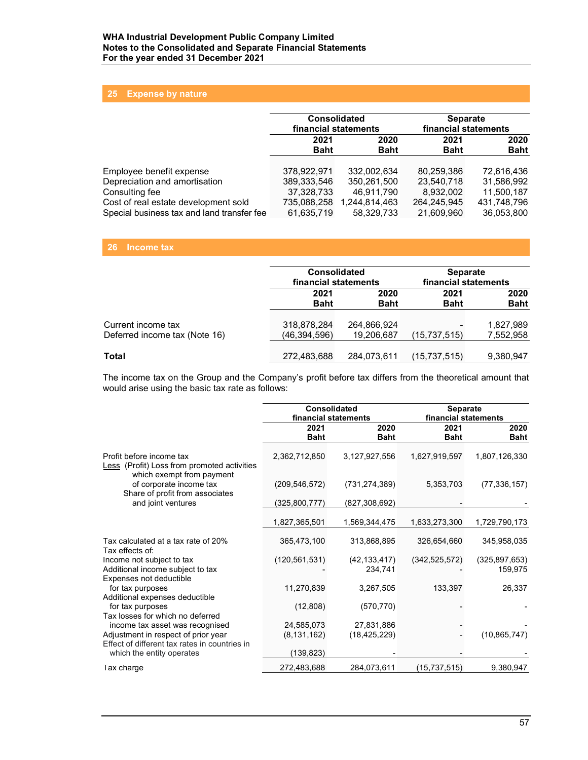## 25 Expense by nature

| | Consolidated financial statements | | Separate financial statements | |
|---|---|---|---|---|
| | 2021 Baht | 2020 Baht | 2021 Baht | 2020 Baht |
| Employee benefit expense | 378,922,971 | 332,002,634 | 80,259,386 | 72,616,436 |
| Depreciation and amortisation | 389,333,546 | 350,261,500 | 23,540,718 | 31,586,992 |
| Consulting fee | 37,328,733 | 46,911,790 | 8,932,002 | 11,500,187 |
| Cost of real estate development sold | 735,088,258 | 1,244,814,463 | 264,245,945 | 431,748,796 |
| Special business tax and land transfer fee | 61,635,719 | 58,329,733 | 21,609,960 | 36,053,800 |

## 26 Income tax

| | Consolidated financial statements | | Separate financial statements | |
|---|---|---|---|---|
| | 2021 Baht | 2020 Baht | 2021 Baht | 2020 Baht |
| Current income tax | 318,878,284 | 264,866,924 | - | 1,827,989 |
| Deferred income tax (Note 16) | (46,394,596) | 19,206,687 | (15,737,515) | 7,552,958 |
| **Total** | 272,483,688 | 284,073,611 | (15,737,515) | 9,380,947 |

The income tax on the Group and the Company's profit before tax differs from the theoretical amount that would arise using the basic tax rate as follows:

| | Consolidated financial statements | | Separate financial statements | |
|---|---|---|---|---|
| | 2021 Baht | 2020 Baht | 2021 Baht | 2020 Baht |
| Profit before income tax | 2,362,712,850 | 3,127,927,556 | 1,627,919,597 | 1,807,126,330 |
| Less (Profit) Loss from promoted activities which exempt from payment of corporate income tax | (209,546,572) | (731,274,389) | 5,353,703 | (77,336,157) |
| Share of profit from associates and joint ventures | (325,800,777) | (827,308,692) | - | - |
| | 1,827,365,501 | 1,569,344,475 | 1,633,273,300 | 1,729,790,173 |
| Tax calculated at a tax rate of 20% | 365,473,100 | 313,868,895 | 326,654,660 | 345,958,035 |
| Tax effects of: | | | | |
| Income not subject to tax | (120,561,531) | (42,133,417) | (342,525,572) | (325,897,653) |
| Additional income subject to tax | - | 234,741 | - | 159,975 |
| Expenses not deductible for tax purposes | 11,270,839 | 3,267,505 | 133,397 | 26,337 |
| Additional expenses deductible for tax purposes | (12,808) | (570,770) | - | - |
| Tax losses for which no deferred income tax asset was recognised | 24,585,073 | 27,831,886 | - | - |
| Adjustment in respect of prior year | (8,131,162) | (18,425,229) | - | (10,865,747) |
| Effect of different tax rates in countries in which the entity operates | (139,823) | - | - | - |
| Tax charge | 272,483,688 | 284,073,611 | (15,737,515) | 9,380,947 |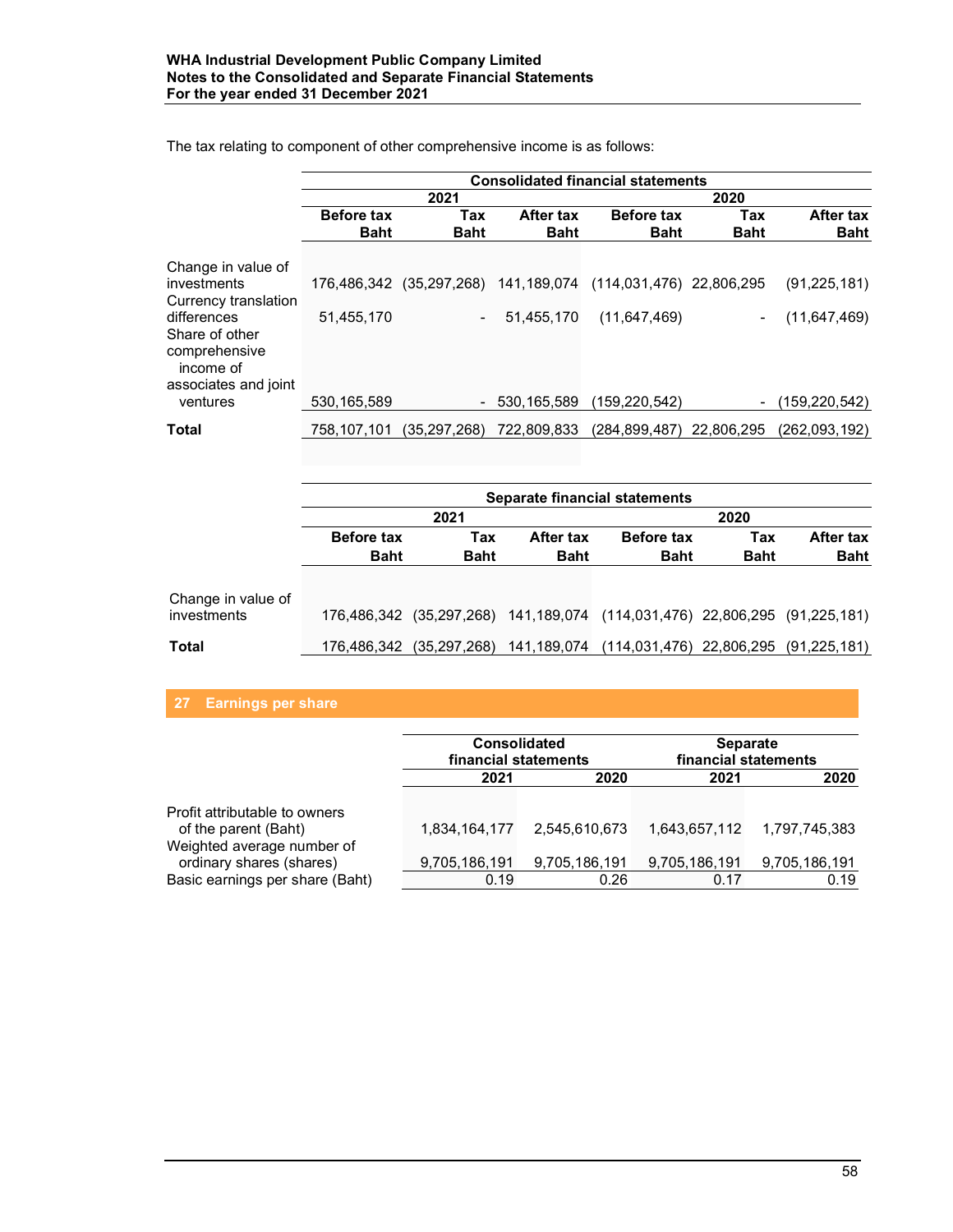The tax relating to component of other comprehensive income is as follows:

| | Consolidated financial statements | | | | | |
|---|---|---|---|---|---|---|
| | 2021 | | | 2020 | | |
| | Before tax Baht | Tax Baht | After tax Baht | Before tax Baht | Tax Baht | After tax Baht |
| Change in value of investments | 176,486,342 | (35,297,268) | 141,189,074 | (114,031,476) | 22,806,295 | (91,225,181) |
| Currency translation differences | 51,455,170 | - | 51,455,170 | (11,647,469) | - | (11,647,469) |
| Share of other comprehensive income of associates and joint ventures | 530,165,589 | - | 530,165,589 | (159,220,542) | - | (159,220,542) |
| **Total** | 758,107,101 | (35,297,268) | 722,809,833 | (284,899,487) | 22,806,295 | (262,093,192) |

| | Separate financial statements | | | | | |
|---|---|---|---|---|---|---|
| | 2021 | | | 2020 | | |
| | Before tax Baht | Tax Baht | After tax Baht | Before tax Baht | Tax Baht | After tax Baht |
| Change in value of investments | 176,486,342 | (35,297,268) | 141,189,074 | (114,031,476) | 22,806,295 | (91,225,181) |
| **Total** | 176,486,342 | (35,297,268) | 141,189,074 | (114,031,476) | 22,806,295 | (91,225,181) |

## 27 Earnings per share

| | Consolidated financial statements | | Separate financial statements | |
|---|---|---|---|---|
| | 2021 | 2020 | 2021 | 2020 |
| Profit attributable to owners of the parent (Baht) | 1,834,164,177 | 2,545,610,673 | 1,643,657,112 | 1,797,745,383 |
| Weighted average number of ordinary shares (shares) | 9,705,186,191 | 9,705,186,191 | 9,705,186,191 | 9,705,186,191 |
| Basic earnings per share (Baht) | 0.19 | 0.26 | 0.17 | 0.19 |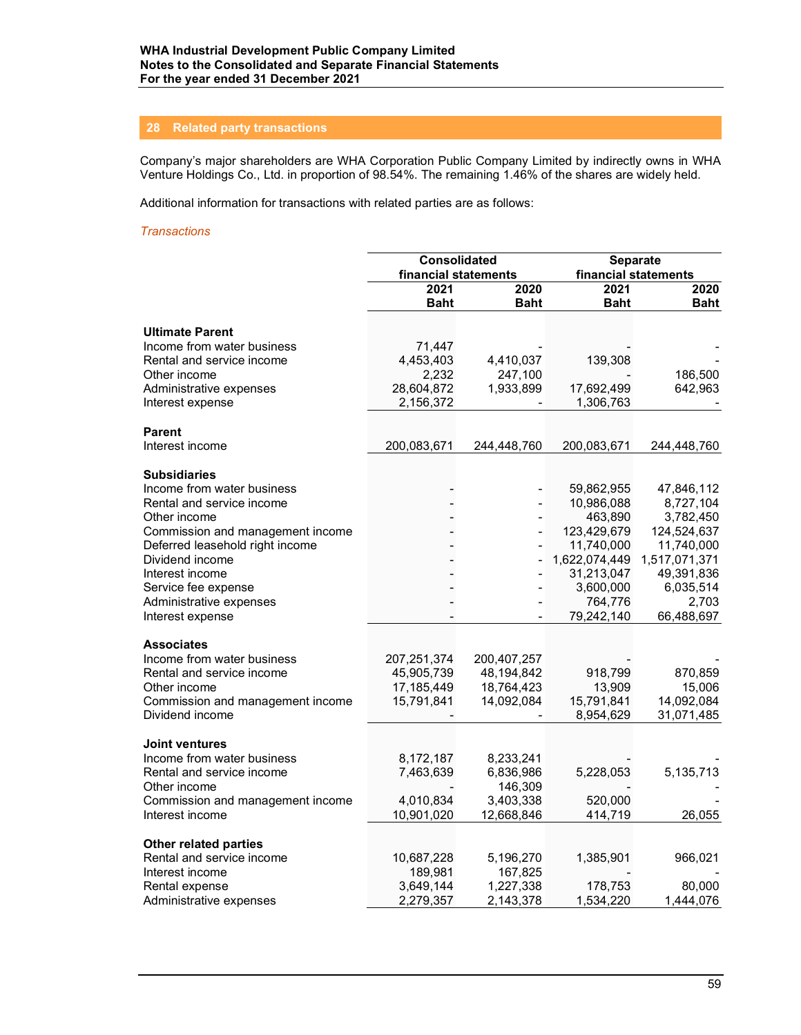## 28 Related party transactions

Company's major shareholders are WHA Corporation Public Company Limited by indirectly owns in WHA Venture Holdings Co., Ltd. in proportion of 98.54%. The remaining 1.46% of the shares are widely held.

Additional information for transactions with related parties are as follows:

*Transactions*

| | Consolidated financial statements | | Separate financial statements | |
|---|---|---|---|---|
| | 2021 Baht | 2020 Baht | 2021 Baht | 2020 Baht |
| **Ultimate Parent** | | | | |
| Income from water business | 71,447 | - | - | - |
| Rental and service income | 4,453,403 | 4,410,037 | 139,308 | - |
| Other income | 2,232 | 247,100 | - | 186,500 |
| Administrative expenses | 28,604,872 | 1,933,899 | 17,692,499 | 642,963 |
| Interest expense | 2,156,372 | - | 1,306,763 | - |
| **Parent** | | | | |
| Interest income | 200,083,671 | 244,448,760 | 200,083,671 | 244,448,760 |
| **Subsidiaries** | | | | |
| Income from water business | - | - | 59,862,955 | 47,846,112 |
| Rental and service income | - | - | 10,986,088 | 8,727,104 |
| Other income | - | - | 463,890 | 3,782,450 |
| Commission and management income | - | - | 123,429,679 | 124,524,637 |
| Deferred leasehold right income | - | - | 11,740,000 | 11,740,000 |
| Dividend income | - | - | 1,622,074,449 | 1,517,071,371 |
| Interest income | - | - | 31,213,047 | 49,391,836 |
| Service fee expense | - | - | 3,600,000 | 6,035,514 |
| Administrative expenses | - | - | 764,776 | 2,703 |
| Interest expense | - | - | 79,242,140 | 66,488,697 |
| **Associates** | | | | |
| Income from water business | 207,251,374 | 200,407,257 | - | - |
| Rental and service income | 45,905,739 | 48,194,842 | 918,799 | 870,859 |
| Other income | 17,185,449 | 18,764,423 | 13,909 | 15,006 |
| Commission and management income | 15,791,841 | 14,092,084 | 15,791,841 | 14,092,084 |
| Dividend income | - | - | 8,954,629 | 31,071,485 |
| **Joint ventures** | | | | |
| Income from water business | 8,172,187 | 8,233,241 | - | - |
| Rental and service income | 7,463,639 | 6,836,986 | 5,228,053 | 5,135,713 |
| Other income | - | 146,309 | - | - |
| Commission and management income | 4,010,834 | 3,403,338 | 520,000 | - |
| Interest income | 10,901,020 | 12,668,846 | 414,719 | 26,055 |
| **Other related parties** | | | | |
| Rental and service income | 10,687,228 | 5,196,270 | 1,385,901 | 966,021 |
| Interest income | 189,981 | 167,825 | - | - |
| Rental expense | 3,649,144 | 1,227,338 | 178,753 | 80,000 |
| Administrative expenses | 2,279,357 | 2,143,378 | 1,534,220 | 1,444,076 |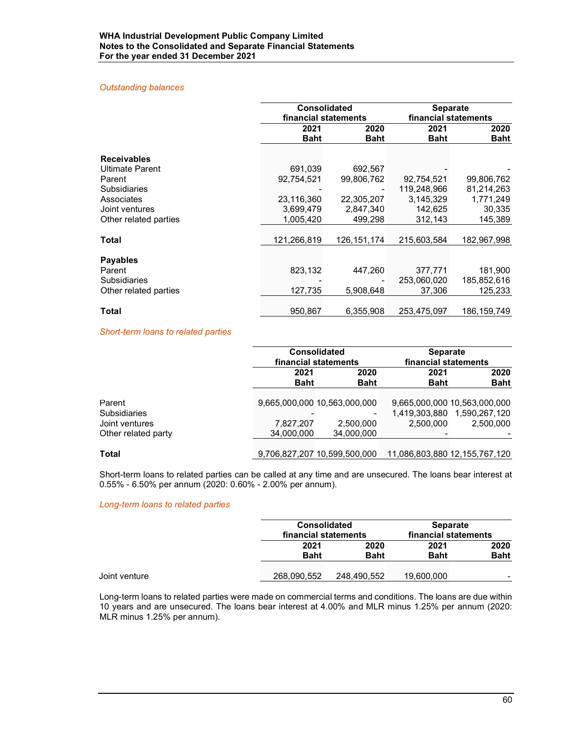*Outstanding balances*

| | Consolidated financial statements | | Separate financial statements | |
|---|---|---|---|---|
| | 2021 Baht | 2020 Baht | 2021 Baht | 2020 Baht |
| **Receivables** | | | | |
| Ultimate Parent | 691,039 | 692,567 | - | - |
| Parent | 92,754,521 | 99,806,762 | 92,754,521 | 99,806,762 |
| Subsidiaries | - | - | 119,248,966 | 81,214,263 |
| Associates | 23,116,360 | 22,305,207 | 3,145,329 | 1,771,249 |
| Joint ventures | 3,699,479 | 2,847,340 | 142,625 | 30,335 |
| Other related parties | 1,005,420 | 499,298 | 312,143 | 145,389 |
| **Total** | 121,266,819 | 126,151,174 | 215,603,584 | 182,967,998 |
| **Payables** | | | | |
| Parent | 823,132 | 447,260 | 377,771 | 181,900 |
| Subsidiaries | - | - | 253,060,020 | 185,852,616 |
| Other related parties | 127,735 | 5,908,648 | 37,306 | 125,233 |
| **Total** | 950,867 | 6,355,908 | 253,475,097 | 186,159,749 |

*Short-term loans to related parties*

| | Consolidated financial statements | | Separate financial statements | |
|---|---|---|---|---|
| | 2021 Baht | 2020 Baht | 2021 Baht | 2020 Baht |
| Parent | 9,665,000,000 | 10,563,000,000 | 9,665,000,000 | 10,563,000,000 |
| Subsidiaries | - | - | 1,419,303,880 | 1,590,267,120 |
| Joint ventures | 7,827,207 | 2,500,000 | 2,500,000 | 2,500,000 |
| Other related party | 34,000,000 | 34,000,000 | - | - |
| **Total** | 9,706,827,207 | 10,599,500,000 | 11,086,803,880 | 12,155,767,120 |

Short-term loans to related parties can be called at any time and are unsecured. The loans bear interest at 0.55% - 6.50% per annum (2020: 0.60% - 2.00% per annum).

*Long-term loans to related parties*

| | Consolidated financial statements | | Separate financial statements | |
|---|---|---|---|---|
| | 2021 Baht | 2020 Baht | 2021 Baht | 2020 Baht |
| Joint venture | 268,090,552 | 248,490,552 | 19,600,000 | - |

Long-term loans to related parties were made on commercial terms and conditions. The loans are due within 10 years and are unsecured. The loans bear interest at 4.00% and MLR minus 1.25% per annum (2020: MLR minus 1.25% per annum).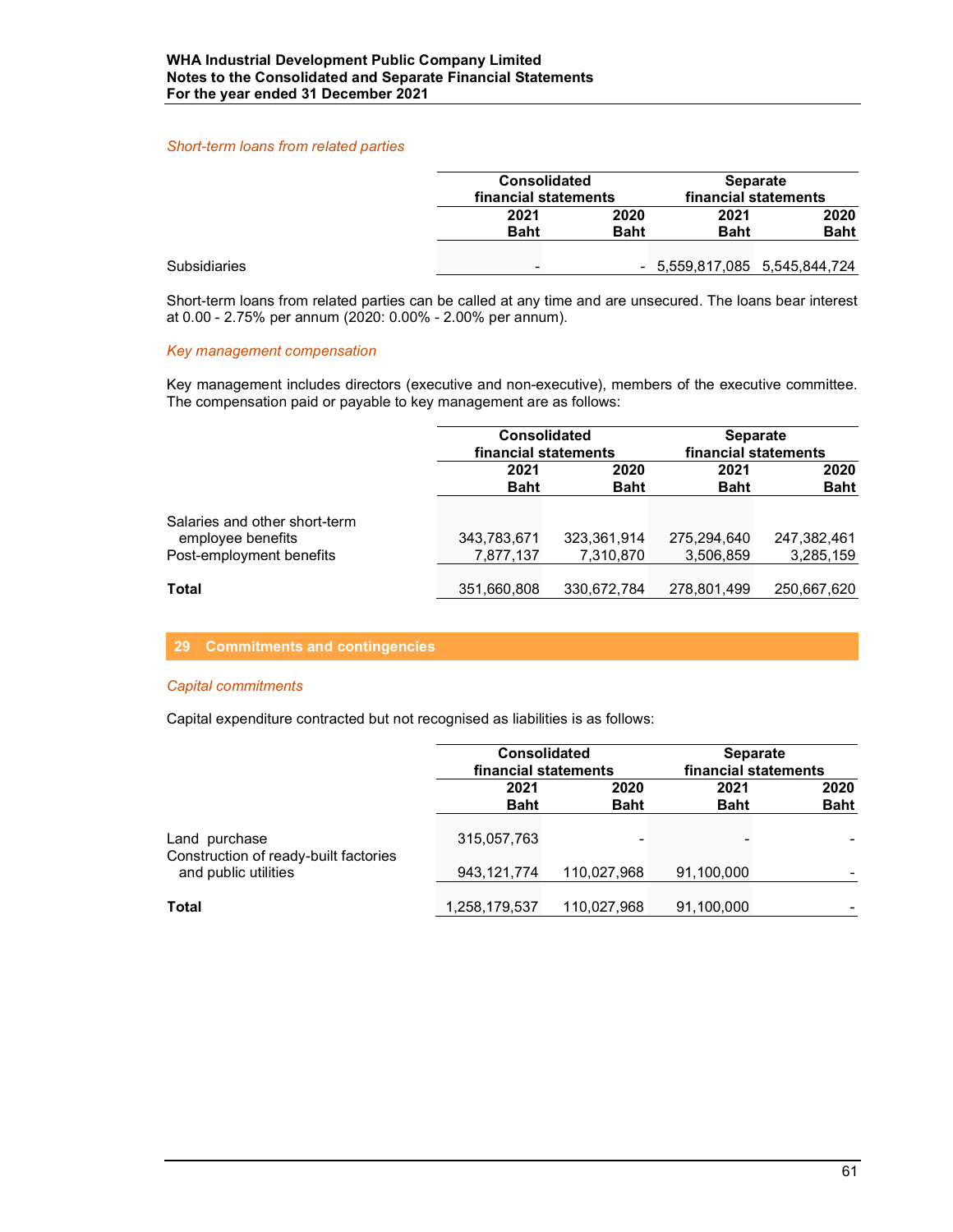*Short-term loans from related parties*

| | Consolidated financial statements | | Separate financial statements | |
|---|---|---|---|---|
| | 2021 Baht | 2020 Baht | 2021 Baht | 2020 Baht |
| Subsidiaries | - | - | 5,559,817,085 | 5,545,844,724 |

Short-term loans from related parties can be called at any time and are unsecured. The loans bear interest at 0.00 - 2.75% per annum (2020: 0.00% - 2.00% per annum).

*Key management compensation*

Key management includes directors (executive and non-executive), members of the executive committee. The compensation paid or payable to key management are as follows:

| | Consolidated financial statements | | Separate financial statements | |
|---|---|---|---|---|
| | 2021 Baht | 2020 Baht | 2021 Baht | 2020 Baht |
| Salaries and other short-term employee benefits | 343,783,671 | 323,361,914 | 275,294,640 | 247,382,461 |
| Post-employment benefits | 7,877,137 | 7,310,870 | 3,506,859 | 3,285,159 |
| **Total** | 351,660,808 | 330,672,784 | 278,801,499 | 250,667,620 |

## 29 Commitments and contingencies

*Capital commitments*

Capital expenditure contracted but not recognised as liabilities is as follows:

| | Consolidated financial statements | | Separate financial statements | |
|---|---|---|---|---|
| | 2021 Baht | 2020 Baht | 2021 Baht | 2020 Baht |
| Land purchase | 315,057,763 | - | - | - |
| Construction of ready-built factories and public utilities | 943,121,774 | 110,027,968 | 91,100,000 | - |
| **Total** | 1,258,179,537 | 110,027,968 | 91,100,000 | - |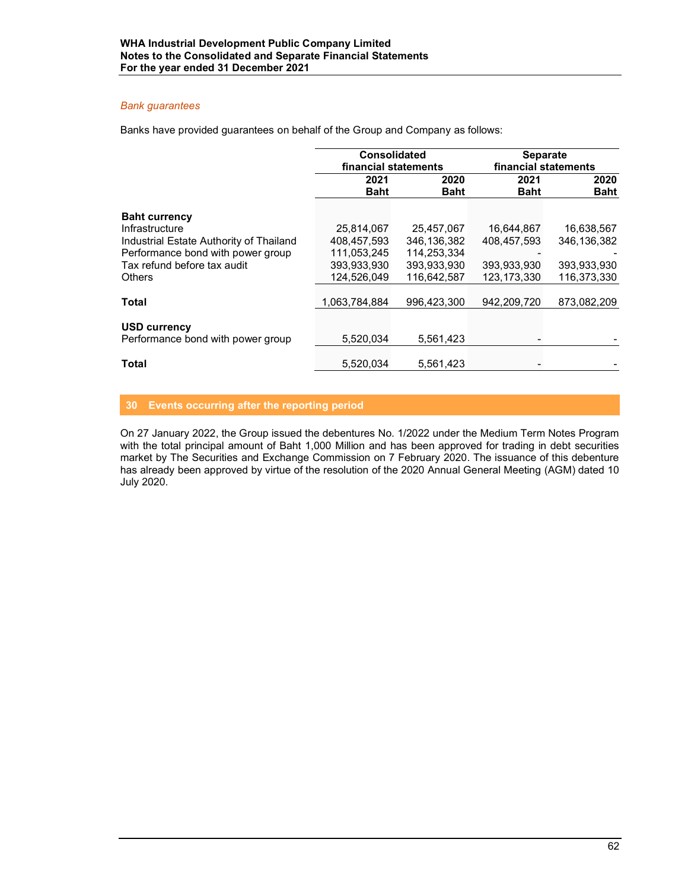*Bank guarantees*

Banks have provided guarantees on behalf of the Group and Company as follows:

| | Consolidated financial statements | | Separate financial statements | |
|---|---|---|---|---|
| | 2021 Baht | 2020 Baht | 2021 Baht | 2020 Baht |
| **Baht currency** | | | | |
| Infrastructure | 25,814,067 | 25,457,067 | 16,644,867 | 16,638,567 |
| Industrial Estate Authority of Thailand | 408,457,593 | 346,136,382 | 408,457,593 | 346,136,382 |
| Performance bond with power group | 111,053,245 | 114,253,334 | - | - |
| Tax refund before tax audit | 393,933,930 | 393,933,930 | 393,933,930 | 393,933,930 |
| Others | 124,526,049 | 116,642,587 | 123,173,330 | 116,373,330 |
| **Total** | 1,063,784,884 | 996,423,300 | 942,209,720 | 873,082,209 |
| **USD currency** | | | | |
| Performance bond with power group | 5,520,034 | 5,561,423 | - | - |
| **Total** | 5,520,034 | 5,561,423 | - | - |

## 30 Events occurring after the reporting period

On 27 January 2022, the Group issued the debentures No. 1/2022 under the Medium Term Notes Program with the total principal amount of Baht 1,000 Million and has been approved for trading in debt securities market by The Securities and Exchange Commission on 7 February 2020. The issuance of this debenture has already been approved by virtue of the resolution of the 2020 Annual General Meeting (AGM) dated 10 July 2020.